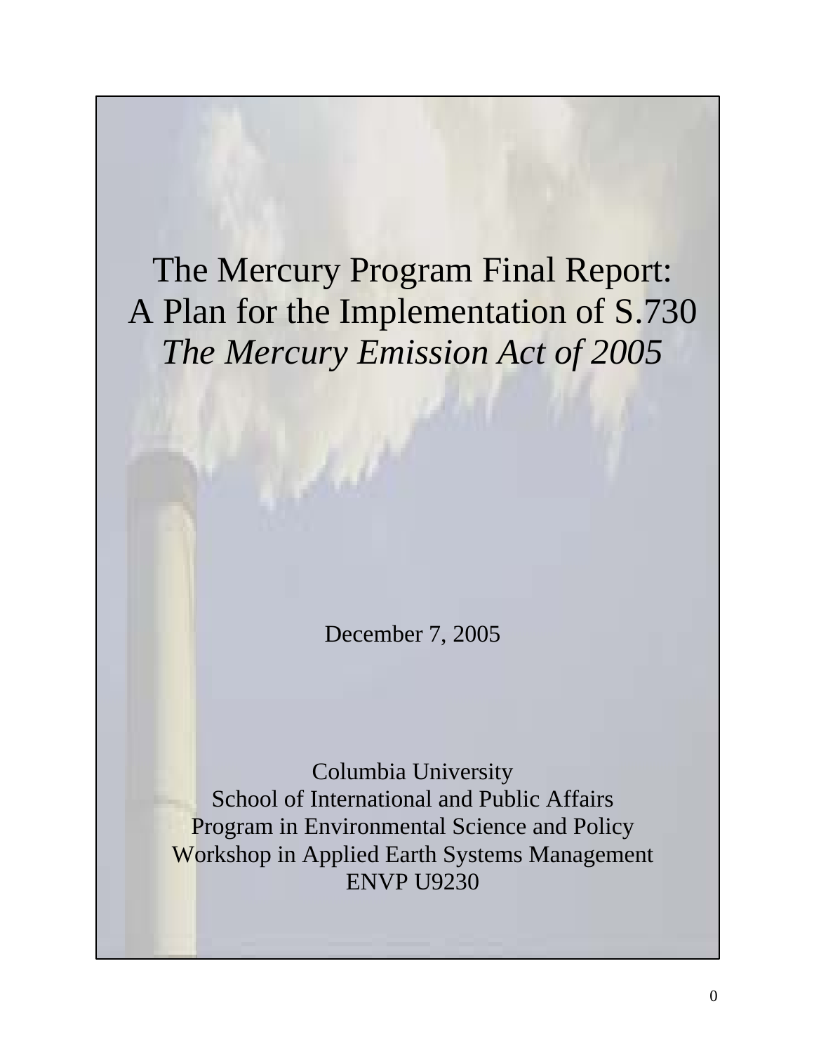# The Mercury Program Final Report: A Plan for the Implementation of S.730 *The Mercury Emission Act of 2005*

December 7, 2005

Columbia University
School of International and Public Affairs
Program in Environmental Science and Policy
Workshop in Applied Earth Systems Management
ENVP U9230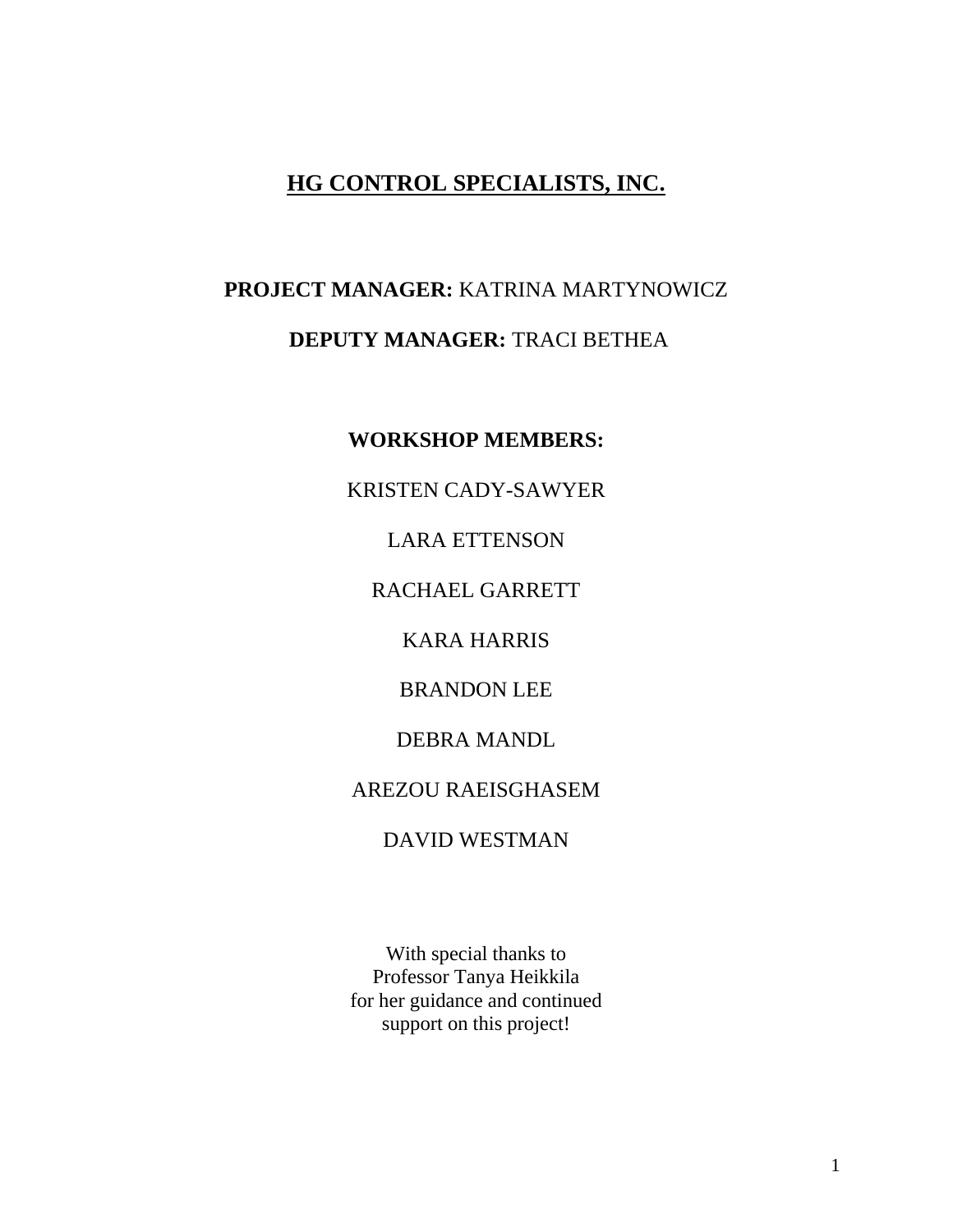# HG CONTROL SPECIALISTS, INC.

**PROJECT MANAGER:** KATRINA MARTYNOWICZ

**DEPUTY MANAGER:** TRACI BETHEA

**WORKSHOP MEMBERS:**

KRISTEN CADY-SAWYER

LARA ETTENSON

RACHAEL GARRETT

KARA HARRIS

BRANDON LEE

DEBRA MANDL

AREZOU RAEISGHASEM

DAVID WESTMAN

With special thanks to
Professor Tanya Heikkila
for her guidance and continued
support on this project!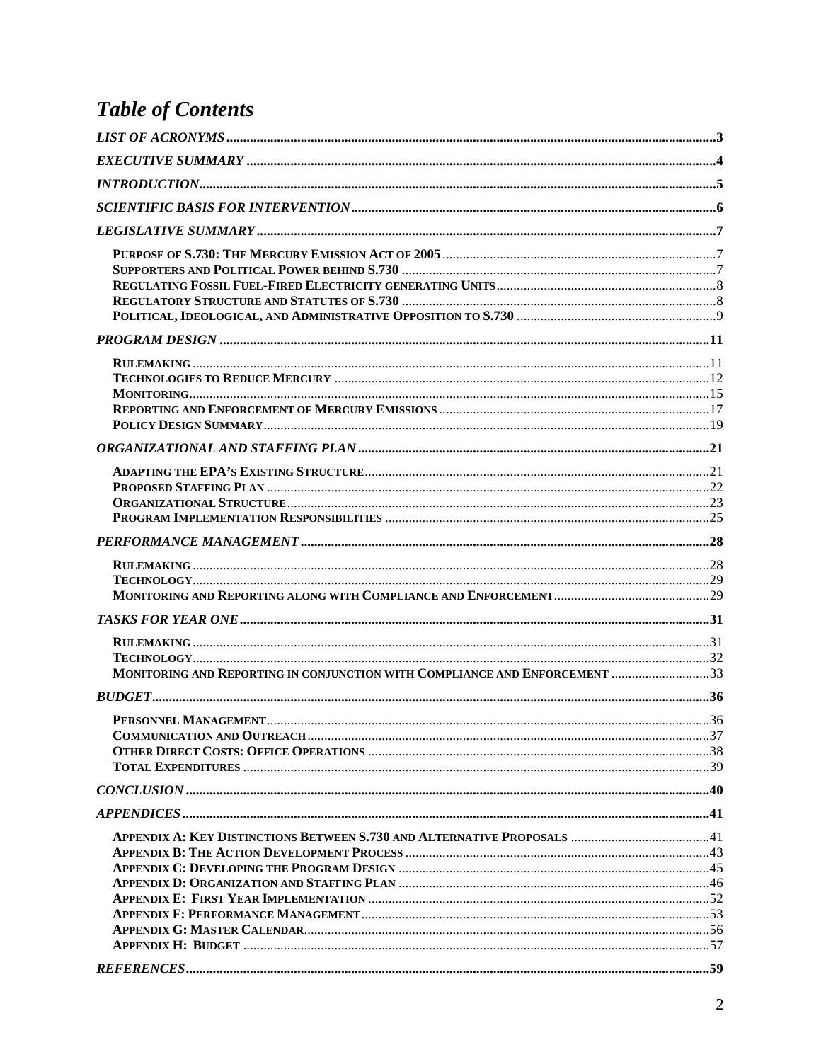# *Table of Contents*

*LIST OF ACRONYMS* ..... 3

*EXECUTIVE SUMMARY* ..... 4

*INTRODUCTION* ..... 5

*SCIENTIFIC BASIS FOR INTERVENTION* ..... 6

*LEGISLATIVE SUMMARY* ..... 7

- **PURPOSE OF S.730: THE MERCURY EMISSION ACT OF 2005** ..... 7
- **SUPPORTERS AND POLITICAL POWER BEHIND S.730** ..... 7
- **REGULATING FOSSIL FUEL-FIRED ELECTRICITY GENERATING UNITS** ..... 8
- **REGULATORY STRUCTURE AND STATUTES OF S.730** ..... 8
- **POLITICAL, IDEOLOGICAL, AND ADMINISTRATIVE OPPOSITION TO S.730** ..... 9

*PROGRAM DESIGN* ..... 11

- **RULEMAKING** ..... 11
- **TECHNOLOGIES TO REDUCE MERCURY** ..... 12
- **MONITORING** ..... 15
- **REPORTING AND ENFORCEMENT OF MERCURY EMISSIONS** ..... 17
- **POLICY DESIGN SUMMARY** ..... 19

*ORGANIZATIONAL AND STAFFING PLAN* ..... 21

- **ADAPTING THE EPA'S EXISTING STRUCTURE** ..... 21
- **PROPOSED STAFFING PLAN** ..... 22
- **ORGANIZATIONAL STRUCTURE** ..... 23
- **PROGRAM IMPLEMENTATION RESPONSIBILITIES** ..... 25

*PERFORMANCE MANAGEMENT* ..... 28

- **RULEMAKING** ..... 28
- **TECHNOLOGY** ..... 29
- **MONITORING AND REPORTING ALONG WITH COMPLIANCE AND ENFORCEMENT** ..... 29

*TASKS FOR YEAR ONE* ..... 31

- **RULEMAKING** ..... 31
- **TECHNOLOGY** ..... 32
- **MONITORING AND REPORTING IN CONJUNCTION WITH COMPLIANCE AND ENFORCEMENT** ..... 33

*BUDGET* ..... 36

- **PERSONNEL MANAGEMENT** ..... 36
- **COMMUNICATION AND OUTREACH** ..... 37
- **OTHER DIRECT COSTS: OFFICE OPERATIONS** ..... 38
- **TOTAL EXPENDITURES** ..... 39

*CONCLUSION* ..... 40

*APPENDICES* ..... 41

- **APPENDIX A: KEY DISTINCTIONS BETWEEN S.730 AND ALTERNATIVE PROPOSALS** ..... 41
- **APPENDIX B: THE ACTION DEVELOPMENT PROCESS** ..... 43
- **APPENDIX C: DEVELOPING THE PROGRAM DESIGN** ..... 45
- **APPENDIX D: ORGANIZATION AND STAFFING PLAN** ..... 46
- **APPENDIX E: FIRST YEAR IMPLEMENTATION** ..... 52
- **APPENDIX F: PERFORMANCE MANAGEMENT** ..... 53
- **APPENDIX G: MASTER CALENDAR** ..... 56
- **APPENDIX H: BUDGET** ..... 57

*REFERENCES* ..... 59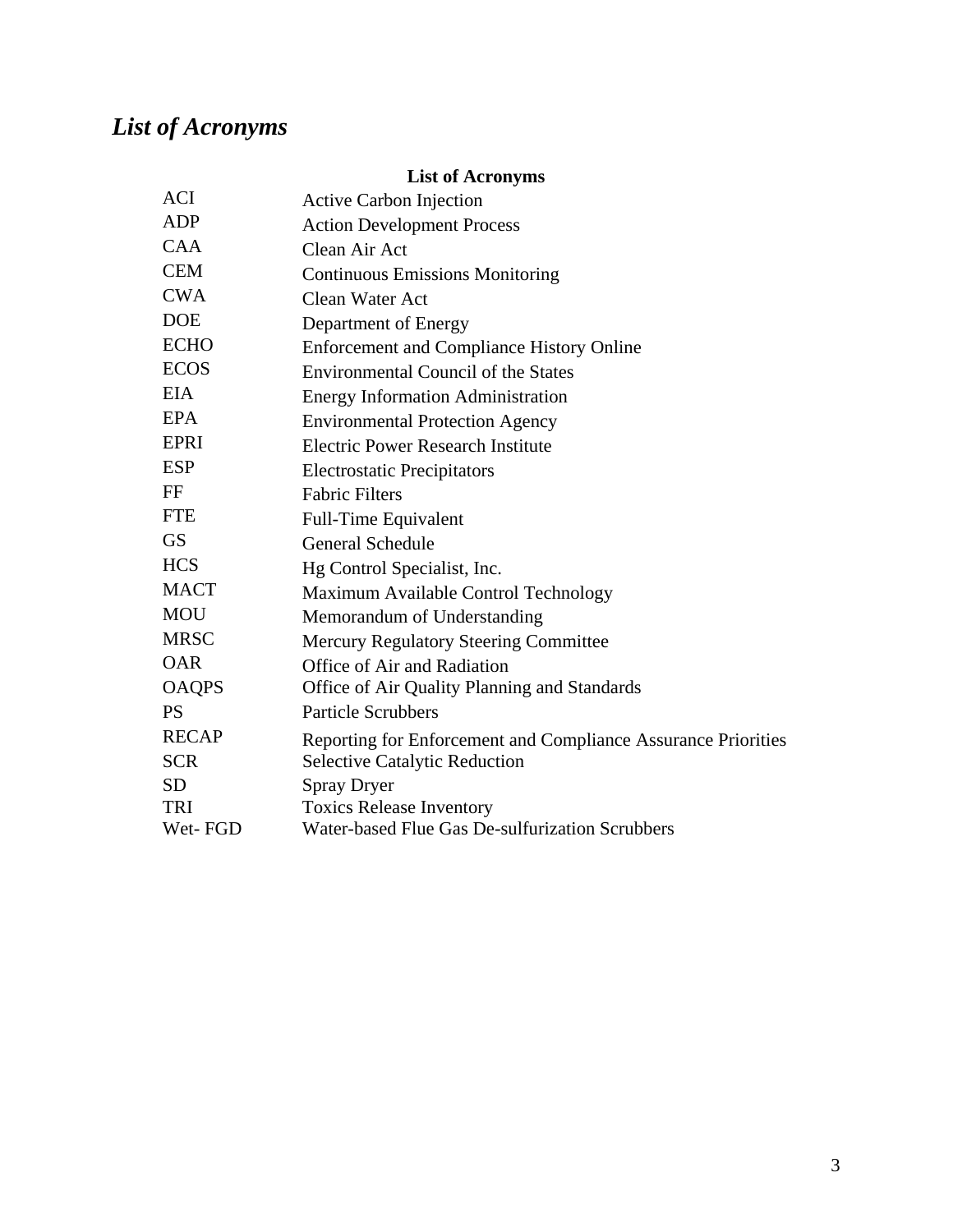# *List of Acronyms*

| List of Acronyms | |
|---|---|
| ACI | Active Carbon Injection |
| ADP | Action Development Process |
| CAA | Clean Air Act |
| CEM | Continuous Emissions Monitoring |
| CWA | Clean Water Act |
| DOE | Department of Energy |
| ECHO | Enforcement and Compliance History Online |
| ECOS | Environmental Council of the States |
| EIA | Energy Information Administration |
| EPA | Environmental Protection Agency |
| EPRI | Electric Power Research Institute |
| ESP | Electrostatic Precipitators |
| FF | Fabric Filters |
| FTE | Full-Time Equivalent |
| GS | General Schedule |
| HCS | Hg Control Specialist, Inc. |
| MACT | Maximum Available Control Technology |
| MOU | Memorandum of Understanding |
| MRSC | Mercury Regulatory Steering Committee |
| OAR | Office of Air and Radiation |
| OAQPS | Office of Air Quality Planning and Standards |
| PS | Particle Scrubbers |
| RECAP | Reporting for Enforcement and Compliance Assurance Priorities |
| SCR | Selective Catalytic Reduction |
| SD | Spray Dryer |
| TRI | Toxics Release Inventory |
| Wet- FGD | Water-based Flue Gas De-sulfurization Scrubbers |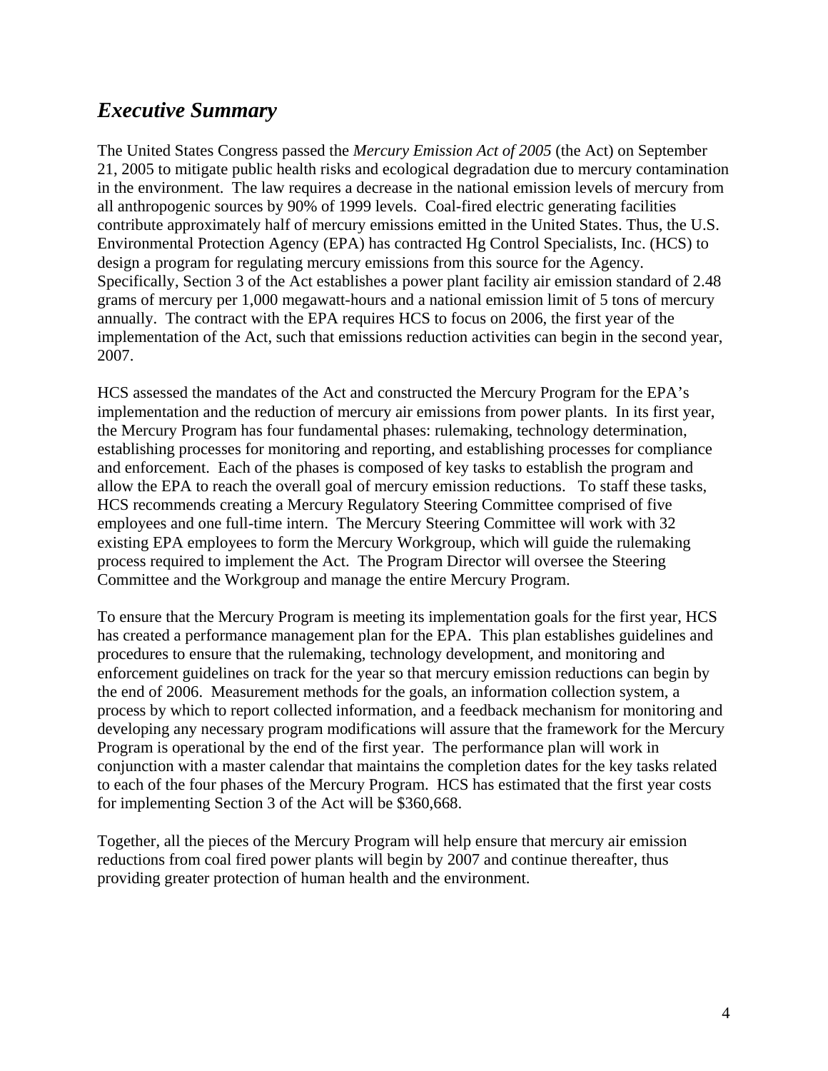## *Executive Summary*

The United States Congress passed the *Mercury Emission Act of 2005* (the Act) on September 21, 2005 to mitigate public health risks and ecological degradation due to mercury contamination in the environment. The law requires a decrease in the national emission levels of mercury from all anthropogenic sources by 90% of 1999 levels. Coal-fired electric generating facilities contribute approximately half of mercury emissions emitted in the United States. Thus, the U.S. Environmental Protection Agency (EPA) has contracted Hg Control Specialists, Inc. (HCS) to design a program for regulating mercury emissions from this source for the Agency. Specifically, Section 3 of the Act establishes a power plant facility air emission standard of 2.48 grams of mercury per 1,000 megawatt-hours and a national emission limit of 5 tons of mercury annually. The contract with the EPA requires HCS to focus on 2006, the first year of the implementation of the Act, such that emissions reduction activities can begin in the second year, 2007.

HCS assessed the mandates of the Act and constructed the Mercury Program for the EPA's implementation and the reduction of mercury air emissions from power plants. In its first year, the Mercury Program has four fundamental phases: rulemaking, technology determination, establishing processes for monitoring and reporting, and establishing processes for compliance and enforcement. Each of the phases is composed of key tasks to establish the program and allow the EPA to reach the overall goal of mercury emission reductions. To staff these tasks, HCS recommends creating a Mercury Regulatory Steering Committee comprised of five employees and one full-time intern. The Mercury Steering Committee will work with 32 existing EPA employees to form the Mercury Workgroup, which will guide the rulemaking process required to implement the Act. The Program Director will oversee the Steering Committee and the Workgroup and manage the entire Mercury Program.

To ensure that the Mercury Program is meeting its implementation goals for the first year, HCS has created a performance management plan for the EPA. This plan establishes guidelines and procedures to ensure that the rulemaking, technology development, and monitoring and enforcement guidelines on track for the year so that mercury emission reductions can begin by the end of 2006. Measurement methods for the goals, an information collection system, a process by which to report collected information, and a feedback mechanism for monitoring and developing any necessary program modifications will assure that the framework for the Mercury Program is operational by the end of the first year. The performance plan will work in conjunction with a master calendar that maintains the completion dates for the key tasks related to each of the four phases of the Mercury Program. HCS has estimated that the first year costs for implementing Section 3 of the Act will be $360,668.

Together, all the pieces of the Mercury Program will help ensure that mercury air emission reductions from coal fired power plants will begin by 2007 and continue thereafter, thus providing greater protection of human health and the environment.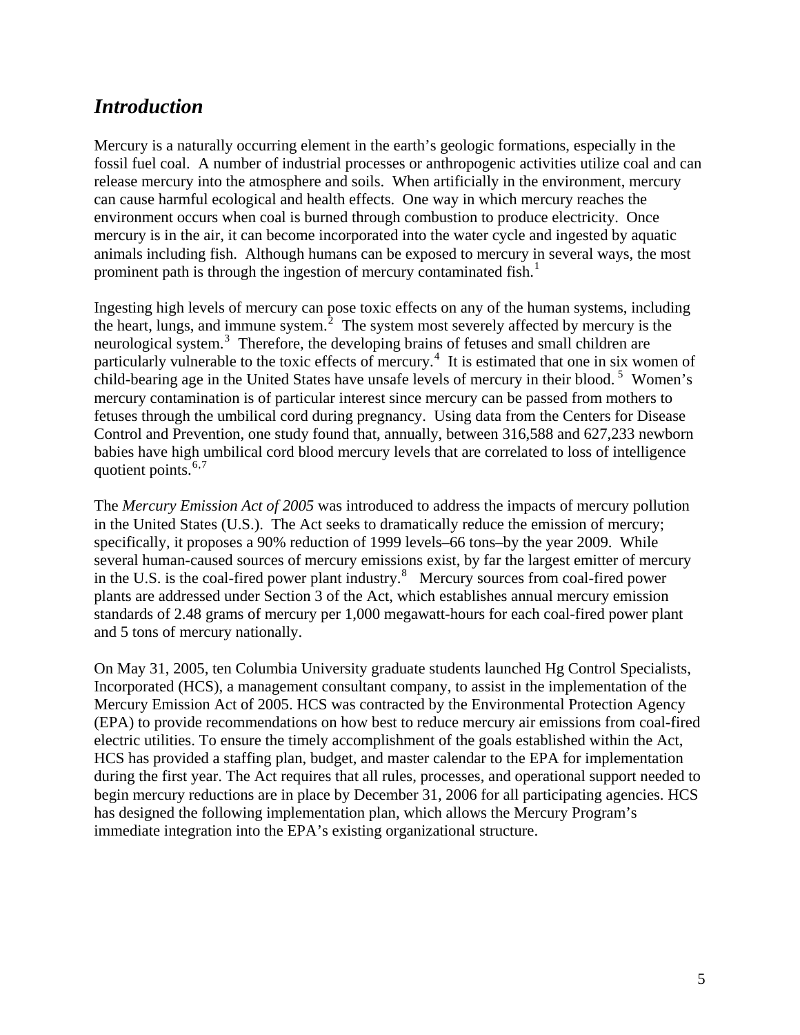## *Introduction*

Mercury is a naturally occurring element in the earth's geologic formations, especially in the fossil fuel coal. A number of industrial processes or anthropogenic activities utilize coal and can release mercury into the atmosphere and soils. When artificially in the environment, mercury can cause harmful ecological and health effects. One way in which mercury reaches the environment occurs when coal is burned through combustion to produce electricity. Once mercury is in the air, it can become incorporated into the water cycle and ingested by aquatic animals including fish. Although humans can be exposed to mercury in several ways, the most prominent path is through the ingestion of mercury contaminated fish.[1]

Ingesting high levels of mercury can pose toxic effects on any of the human systems, including the heart, lungs, and immune system.[2] The system most severely affected by mercury is the neurological system.[3] Therefore, the developing brains of fetuses and small children are particularly vulnerable to the toxic effects of mercury.[4] It is estimated that one in six women of child-bearing age in the United States have unsafe levels of mercury in their blood.[5] Women's mercury contamination is of particular interest since mercury can be passed from mothers to fetuses through the umbilical cord during pregnancy. Using data from the Centers for Disease Control and Prevention, one study found that, annually, between 316,588 and 627,233 newborn babies have high umbilical cord blood mercury levels that are correlated to loss of intelligence quotient points.[6,7]

The *Mercury Emission Act of 2005* was introduced to address the impacts of mercury pollution in the United States (U.S.). The Act seeks to dramatically reduce the emission of mercury; specifically, it proposes a 90% reduction of 1999 levels–66 tons–by the year 2009. While several human-caused sources of mercury emissions exist, by far the largest emitter of mercury in the U.S. is the coal-fired power plant industry.[8] Mercury sources from coal-fired power plants are addressed under Section 3 of the Act, which establishes annual mercury emission standards of 2.48 grams of mercury per 1,000 megawatt-hours for each coal-fired power plant and 5 tons of mercury nationally.

On May 31, 2005, ten Columbia University graduate students launched Hg Control Specialists, Incorporated (HCS), a management consultant company, to assist in the implementation of the Mercury Emission Act of 2005. HCS was contracted by the Environmental Protection Agency (EPA) to provide recommendations on how best to reduce mercury air emissions from coal-fired electric utilities. To ensure the timely accomplishment of the goals established within the Act, HCS has provided a staffing plan, budget, and master calendar to the EPA for implementation during the first year. The Act requires that all rules, processes, and operational support needed to begin mercury reductions are in place by December 31, 2006 for all participating agencies. HCS has designed the following implementation plan, which allows the Mercury Program's immediate integration into the EPA's existing organizational structure.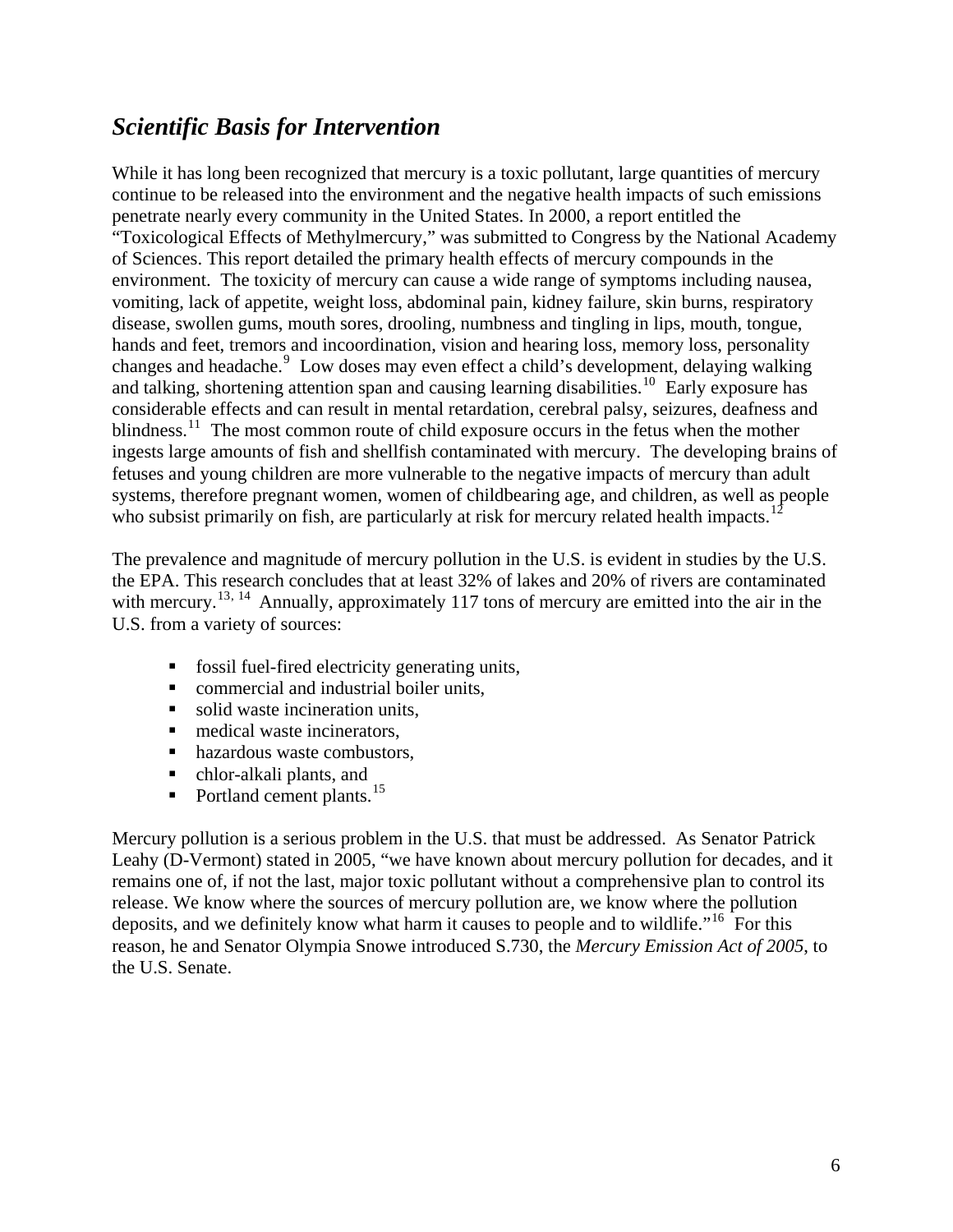## *Scientific Basis for Intervention*

While it has long been recognized that mercury is a toxic pollutant, large quantities of mercury continue to be released into the environment and the negative health impacts of such emissions penetrate nearly every community in the United States. In 2000, a report entitled the "Toxicological Effects of Methylmercury," was submitted to Congress by the National Academy of Sciences. This report detailed the primary health effects of mercury compounds in the environment. The toxicity of mercury can cause a wide range of symptoms including nausea, vomiting, lack of appetite, weight loss, abdominal pain, kidney failure, skin burns, respiratory disease, swollen gums, mouth sores, drooling, numbness and tingling in lips, mouth, tongue, hands and feet, tremors and incoordination, vision and hearing loss, memory loss, personality changes and headache.[9] Low doses may even effect a child's development, delaying walking and talking, shortening attention span and causing learning disabilities.[10] Early exposure has considerable effects and can result in mental retardation, cerebral palsy, seizures, deafness and blindness.[11] The most common route of child exposure occurs in the fetus when the mother ingests large amounts of fish and shellfish contaminated with mercury. The developing brains of fetuses and young children are more vulnerable to the negative impacts of mercury than adult systems, therefore pregnant women, women of childbearing age, and children, as well as people who subsist primarily on fish, are particularly at risk for mercury related health impacts.[12]

The prevalence and magnitude of mercury pollution in the U.S. is evident in studies by the U.S. the EPA. This research concludes that at least 32% of lakes and 20% of rivers are contaminated with mercury.[13, 14] Annually, approximately 117 tons of mercury are emitted into the air in the U.S. from a variety of sources:

- fossil fuel-fired electricity generating units,
- commercial and industrial boiler units,
- solid waste incineration units,
- medical waste incinerators,
- hazardous waste combustors,
- chlor-alkali plants, and
- Portland cement plants.[15]

Mercury pollution is a serious problem in the U.S. that must be addressed. As Senator Patrick Leahy (D-Vermont) stated in 2005, "we have known about mercury pollution for decades, and it remains one of, if not the last, major toxic pollutant without a comprehensive plan to control its release. We know where the sources of mercury pollution are, we know where the pollution deposits, and we definitely know what harm it causes to people and to wildlife."[16] For this reason, he and Senator Olympia Snowe introduced S.730, the *Mercury Emission Act of 2005*, to the U.S. Senate.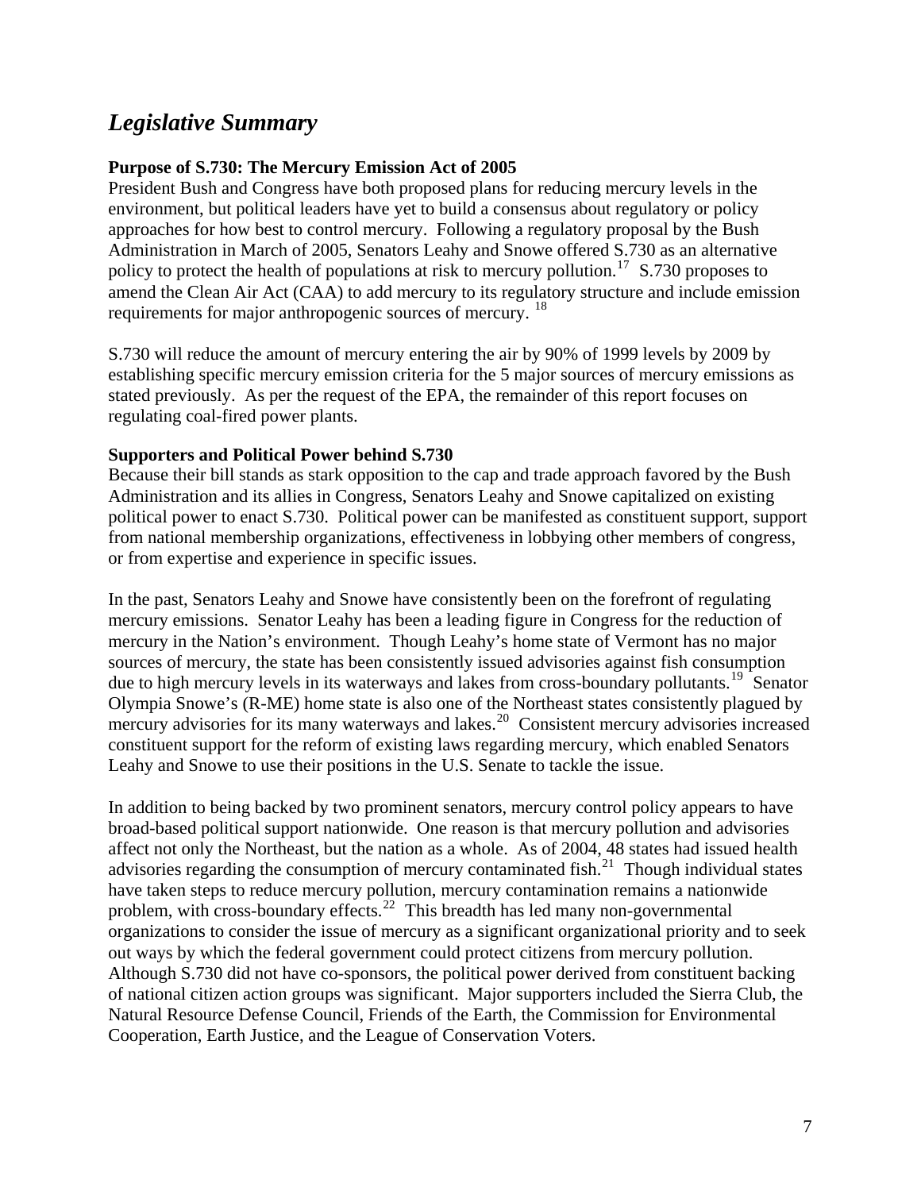## *Legislative Summary*

**Purpose of S.730: The Mercury Emission Act of 2005**

President Bush and Congress have both proposed plans for reducing mercury levels in the environment, but political leaders have yet to build a consensus about regulatory or policy approaches for how best to control mercury. Following a regulatory proposal by the Bush Administration in March of 2005, Senators Leahy and Snowe offered S.730 as an alternative policy to protect the health of populations at risk to mercury pollution.[17] S.730 proposes to amend the Clean Air Act (CAA) to add mercury to its regulatory structure and include emission requirements for major anthropogenic sources of mercury. [18]

S.730 will reduce the amount of mercury entering the air by 90% of 1999 levels by 2009 by establishing specific mercury emission criteria for the 5 major sources of mercury emissions as stated previously. As per the request of the EPA, the remainder of this report focuses on regulating coal-fired power plants.

**Supporters and Political Power behind S.730**

Because their bill stands as stark opposition to the cap and trade approach favored by the Bush Administration and its allies in Congress, Senators Leahy and Snowe capitalized on existing political power to enact S.730. Political power can be manifested as constituent support, support from national membership organizations, effectiveness in lobbying other members of congress, or from expertise and experience in specific issues.

In the past, Senators Leahy and Snowe have consistently been on the forefront of regulating mercury emissions. Senator Leahy has been a leading figure in Congress for the reduction of mercury in the Nation's environment. Though Leahy's home state of Vermont has no major sources of mercury, the state has been consistently issued advisories against fish consumption due to high mercury levels in its waterways and lakes from cross-boundary pollutants.[19] Senator Olympia Snowe's (R-ME) home state is also one of the Northeast states consistently plagued by mercury advisories for its many waterways and lakes.[20] Consistent mercury advisories increased constituent support for the reform of existing laws regarding mercury, which enabled Senators Leahy and Snowe to use their positions in the U.S. Senate to tackle the issue.

In addition to being backed by two prominent senators, mercury control policy appears to have broad-based political support nationwide. One reason is that mercury pollution and advisories affect not only the Northeast, but the nation as a whole. As of 2004, 48 states had issued health advisories regarding the consumption of mercury contaminated fish.[21] Though individual states have taken steps to reduce mercury pollution, mercury contamination remains a nationwide problem, with cross-boundary effects.[22] This breadth has led many non-governmental organizations to consider the issue of mercury as a significant organizational priority and to seek out ways by which the federal government could protect citizens from mercury pollution. Although S.730 did not have co-sponsors, the political power derived from constituent backing of national citizen action groups was significant. Major supporters included the Sierra Club, the Natural Resource Defense Council, Friends of the Earth, the Commission for Environmental Cooperation, Earth Justice, and the League of Conservation Voters.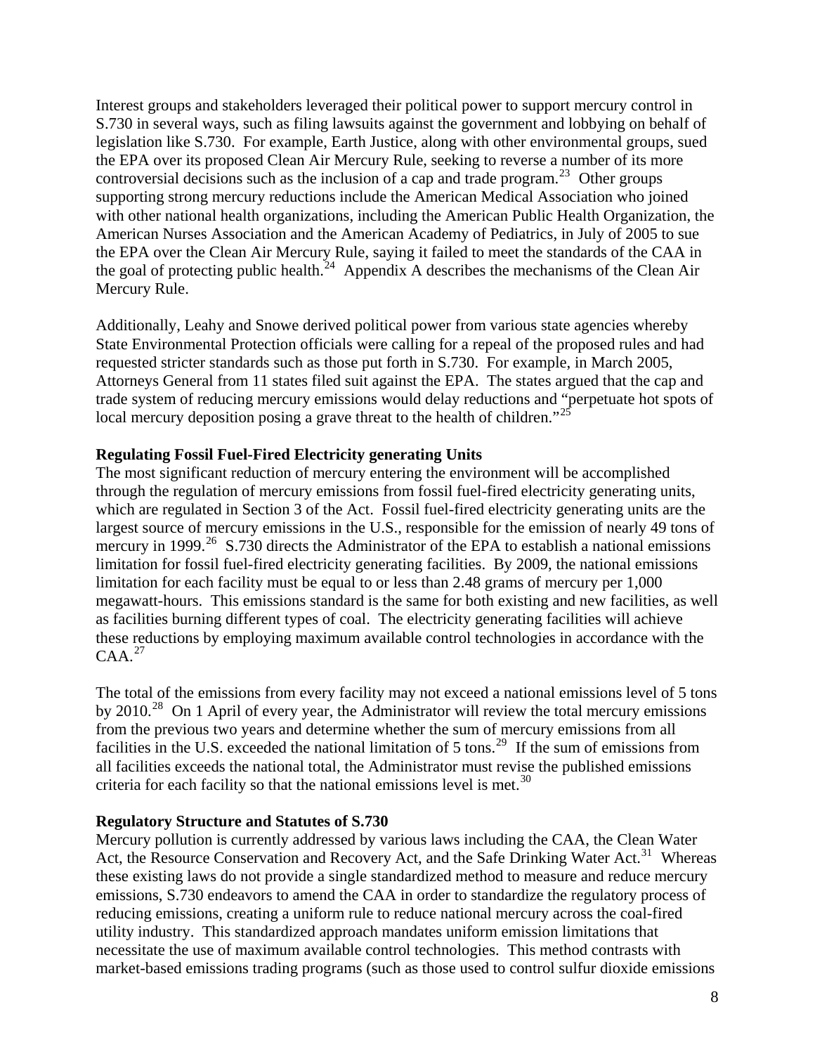Interest groups and stakeholders leveraged their political power to support mercury control in S.730 in several ways, such as filing lawsuits against the government and lobbying on behalf of legislation like S.730. For example, Earth Justice, along with other environmental groups, sued the EPA over its proposed Clean Air Mercury Rule, seeking to reverse a number of its more controversial decisions such as the inclusion of a cap and trade program.[23] Other groups supporting strong mercury reductions include the American Medical Association who joined with other national health organizations, including the American Public Health Organization, the American Nurses Association and the American Academy of Pediatrics, in July of 2005 to sue the EPA over the Clean Air Mercury Rule, saying it failed to meet the standards of the CAA in the goal of protecting public health.[24] Appendix A describes the mechanisms of the Clean Air Mercury Rule.

Additionally, Leahy and Snowe derived political power from various state agencies whereby State Environmental Protection officials were calling for a repeal of the proposed rules and had requested stricter standards such as those put forth in S.730. For example, in March 2005, Attorneys General from 11 states filed suit against the EPA. The states argued that the cap and trade system of reducing mercury emissions would delay reductions and "perpetuate hot spots of local mercury deposition posing a grave threat to the health of children."[25]

**Regulating Fossil Fuel-Fired Electricity generating Units**

The most significant reduction of mercury entering the environment will be accomplished through the regulation of mercury emissions from fossil fuel-fired electricity generating units, which are regulated in Section 3 of the Act. Fossil fuel-fired electricity generating units are the largest source of mercury emissions in the U.S., responsible for the emission of nearly 49 tons of mercury in 1999.[26] S.730 directs the Administrator of the EPA to establish a national emissions limitation for fossil fuel-fired electricity generating facilities. By 2009, the national emissions limitation for each facility must be equal to or less than 2.48 grams of mercury per 1,000 megawatt-hours. This emissions standard is the same for both existing and new facilities, as well as facilities burning different types of coal. The electricity generating facilities will achieve these reductions by employing maximum available control technologies in accordance with the CAA.[27]

The total of the emissions from every facility may not exceed a national emissions level of 5 tons by 2010.[28] On 1 April of every year, the Administrator will review the total mercury emissions from the previous two years and determine whether the sum of mercury emissions from all facilities in the U.S. exceeded the national limitation of 5 tons.[29] If the sum of emissions from all facilities exceeds the national total, the Administrator must revise the published emissions criteria for each facility so that the national emissions level is met.[30]

**Regulatory Structure and Statutes of S.730**

Mercury pollution is currently addressed by various laws including the CAA, the Clean Water Act, the Resource Conservation and Recovery Act, and the Safe Drinking Water Act.[31] Whereas these existing laws do not provide a single standardized method to measure and reduce mercury emissions, S.730 endeavors to amend the CAA in order to standardize the regulatory process of reducing emissions, creating a uniform rule to reduce national mercury across the coal-fired utility industry. This standardized approach mandates uniform emission limitations that necessitate the use of maximum available control technologies. This method contrasts with market-based emissions trading programs (such as those used to control sulfur dioxide emissions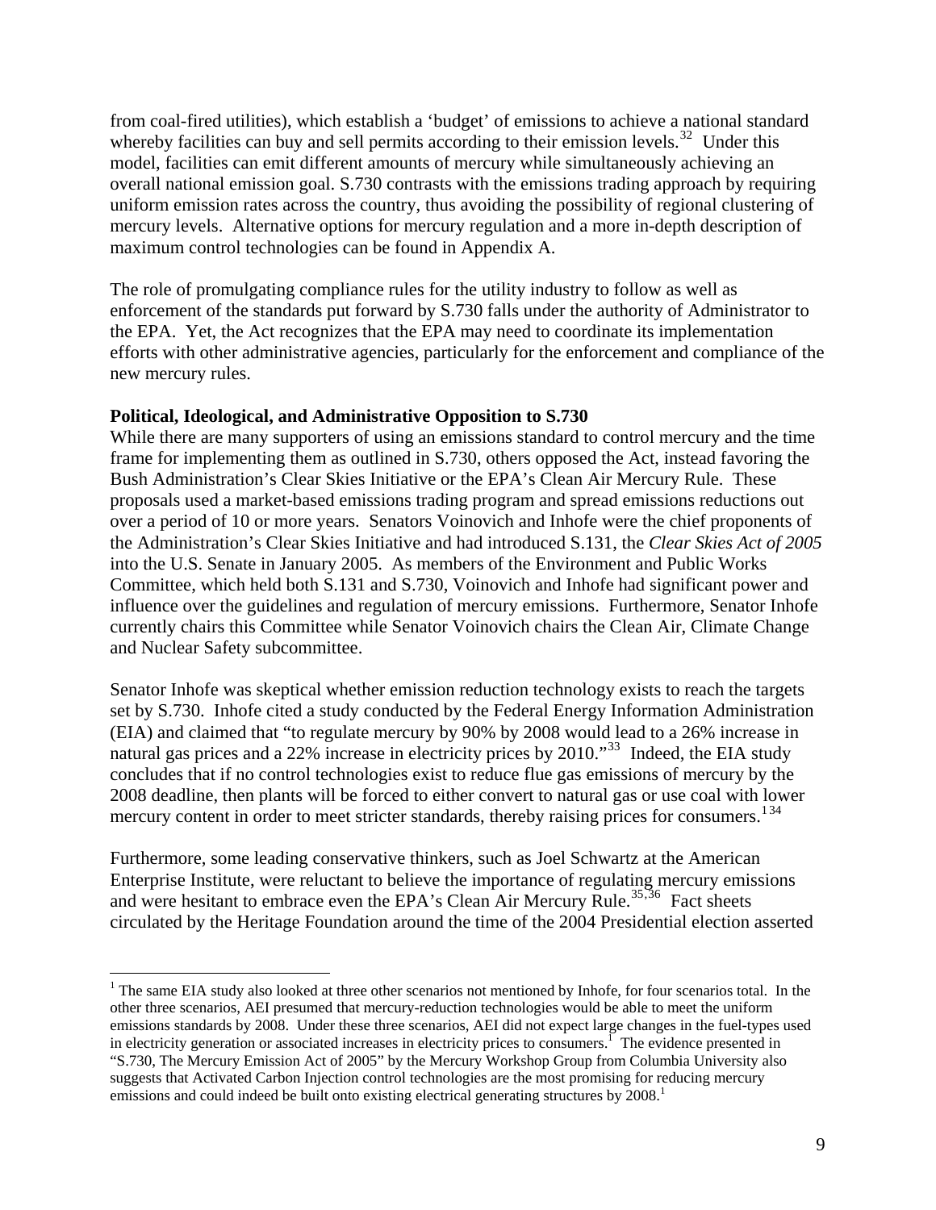from coal-fired utilities), which establish a 'budget' of emissions to achieve a national standard whereby facilities can buy and sell permits according to their emission levels.[32] Under this model, facilities can emit different amounts of mercury while simultaneously achieving an overall national emission goal. S.730 contrasts with the emissions trading approach by requiring uniform emission rates across the country, thus avoiding the possibility of regional clustering of mercury levels. Alternative options for mercury regulation and a more in-depth description of maximum control technologies can be found in Appendix A.

The role of promulgating compliance rules for the utility industry to follow as well as enforcement of the standards put forward by S.730 falls under the authority of Administrator to the EPA. Yet, the Act recognizes that the EPA may need to coordinate its implementation efforts with other administrative agencies, particularly for the enforcement and compliance of the new mercury rules.

**Political, Ideological, and Administrative Opposition to S.730**

While there are many supporters of using an emissions standard to control mercury and the time frame for implementing them as outlined in S.730, others opposed the Act, instead favoring the Bush Administration's Clear Skies Initiative or the EPA's Clean Air Mercury Rule. These proposals used a market-based emissions trading program and spread emissions reductions out over a period of 10 or more years. Senators Voinovich and Inhofe were the chief proponents of the Administration's Clear Skies Initiative and had introduced S.131, the *Clear Skies Act of 2005* into the U.S. Senate in January 2005. As members of the Environment and Public Works Committee, which held both S.131 and S.730, Voinovich and Inhofe had significant power and influence over the guidelines and regulation of mercury emissions. Furthermore, Senator Inhofe currently chairs this Committee while Senator Voinovich chairs the Clean Air, Climate Change and Nuclear Safety subcommittee.

Senator Inhofe was skeptical whether emission reduction technology exists to reach the targets set by S.730. Inhofe cited a study conducted by the Federal Energy Information Administration (EIA) and claimed that "to regulate mercury by 90% by 2008 would lead to a 26% increase in natural gas prices and a 22% increase in electricity prices by 2010."[33] Indeed, the EIA study concludes that if no control technologies exist to reduce flue gas emissions of mercury by the 2008 deadline, then plants will be forced to either convert to natural gas or use coal with lower mercury content in order to meet stricter standards, thereby raising prices for consumers.[1][34]

Furthermore, some leading conservative thinkers, such as Joel Schwartz at the American Enterprise Institute, were reluctant to believe the importance of regulating mercury emissions and were hesitant to embrace even the EPA's Clean Air Mercury Rule.[35,36] Fact sheets circulated by the Heritage Foundation around the time of the 2004 Presidential election asserted

---

[1] The same EIA study also looked at three other scenarios not mentioned by Inhofe, for four scenarios total. In the other three scenarios, AEI presumed that mercury-reduction technologies would be able to meet the uniform emissions standards by 2008. Under these three scenarios, AEI did not expect large changes in the fuel-types used in electricity generation or associated increases in electricity prices to consumers.[1] The evidence presented in "S.730, The Mercury Emission Act of 2005" by the Mercury Workshop Group from Columbia University also suggests that Activated Carbon Injection control technologies are the most promising for reducing mercury emissions and could indeed be built onto existing electrical generating structures by 2008.[1]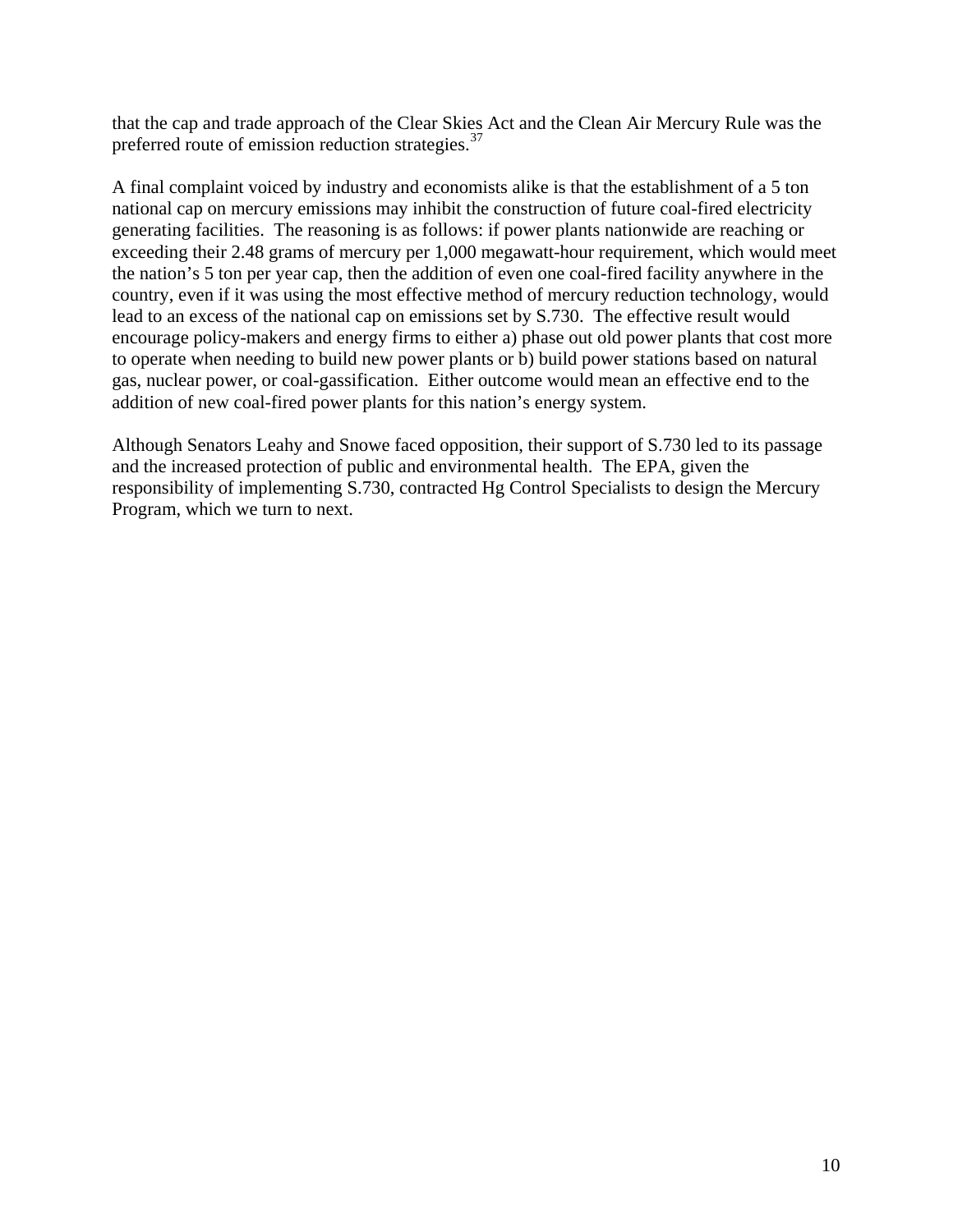that the cap and trade approach of the Clear Skies Act and the Clean Air Mercury Rule was the preferred route of emission reduction strategies.[37]

A final complaint voiced by industry and economists alike is that the establishment of a 5 ton national cap on mercury emissions may inhibit the construction of future coal-fired electricity generating facilities. The reasoning is as follows: if power plants nationwide are reaching or exceeding their 2.48 grams of mercury per 1,000 megawatt-hour requirement, which would meet the nation's 5 ton per year cap, then the addition of even one coal-fired facility anywhere in the country, even if it was using the most effective method of mercury reduction technology, would lead to an excess of the national cap on emissions set by S.730. The effective result would encourage policy-makers and energy firms to either a) phase out old power plants that cost more to operate when needing to build new power plants or b) build power stations based on natural gas, nuclear power, or coal-gassification. Either outcome would mean an effective end to the addition of new coal-fired power plants for this nation's energy system.

Although Senators Leahy and Snowe faced opposition, their support of S.730 led to its passage and the increased protection of public and environmental health. The EPA, given the responsibility of implementing S.730, contracted Hg Control Specialists to design the Mercury Program, which we turn to next.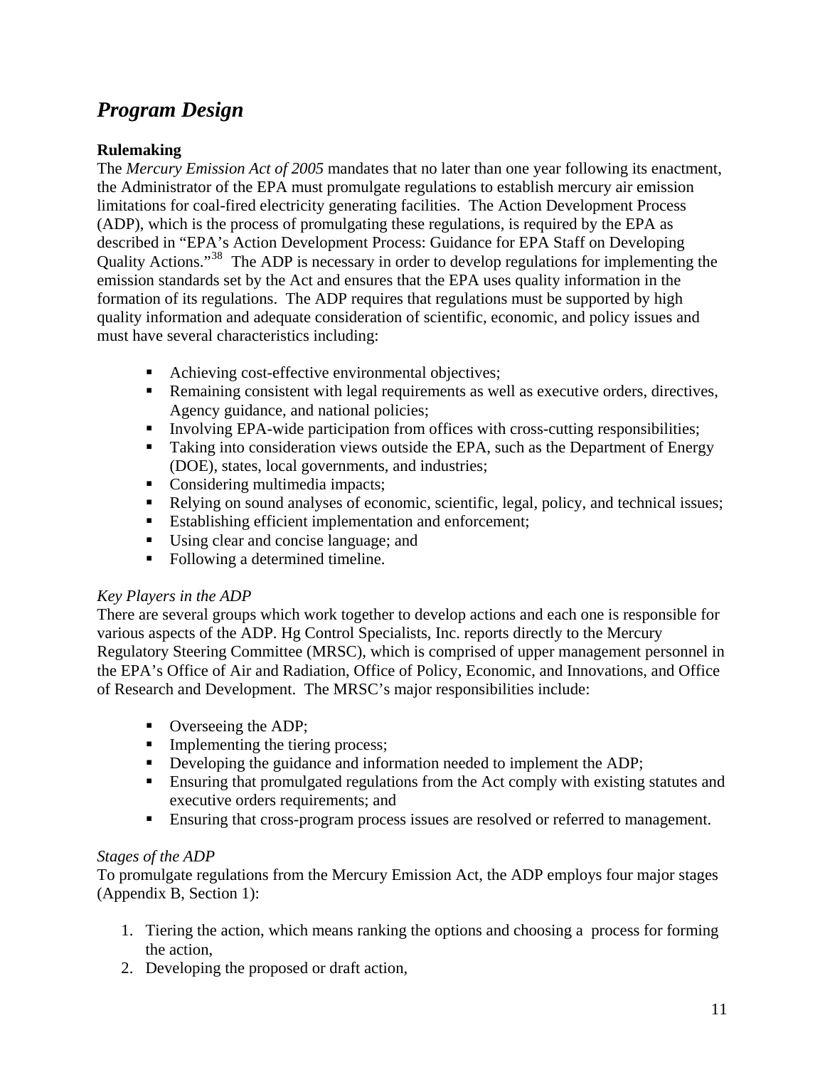## *Program Design*

### Rulemaking

The *Mercury Emission Act of 2005* mandates that no later than one year following its enactment, the Administrator of the EPA must promulgate regulations to establish mercury air emission limitations for coal-fired electricity generating facilities. The Action Development Process (ADP), which is the process of promulgating these regulations, is required by the EPA as described in "EPA's Action Development Process: Guidance for EPA Staff on Developing Quality Actions."[38] The ADP is necessary in order to develop regulations for implementing the emission standards set by the Act and ensures that the EPA uses quality information in the formation of its regulations. The ADP requires that regulations must be supported by high quality information and adequate consideration of scientific, economic, and policy issues and must have several characteristics including:

- Achieving cost-effective environmental objectives;
- Remaining consistent with legal requirements as well as executive orders, directives, Agency guidance, and national policies;
- Involving EPA-wide participation from offices with cross-cutting responsibilities;
- Taking into consideration views outside the EPA, such as the Department of Energy (DOE), states, local governments, and industries;
- Considering multimedia impacts;
- Relying on sound analyses of economic, scientific, legal, policy, and technical issues;
- Establishing efficient implementation and enforcement;
- Using clear and concise language; and
- Following a determined timeline.

*Key Players in the ADP*

There are several groups which work together to develop actions and each one is responsible for various aspects of the ADP. Hg Control Specialists, Inc. reports directly to the Mercury Regulatory Steering Committee (MRSC), which is comprised of upper management personnel in the EPA's Office of Air and Radiation, Office of Policy, Economic, and Innovations, and Office of Research and Development. The MRSC's major responsibilities include:

- Overseeing the ADP;
- Implementing the tiering process;
- Developing the guidance and information needed to implement the ADP;
- Ensuring that promulgated regulations from the Act comply with existing statutes and executive orders requirements; and
- Ensuring that cross-program process issues are resolved or referred to management.

*Stages of the ADP*

To promulgate regulations from the Mercury Emission Act, the ADP employs four major stages (Appendix B, Section 1):

1. Tiering the action, which means ranking the options and choosing a process for forming the action,
2. Developing the proposed or draft action,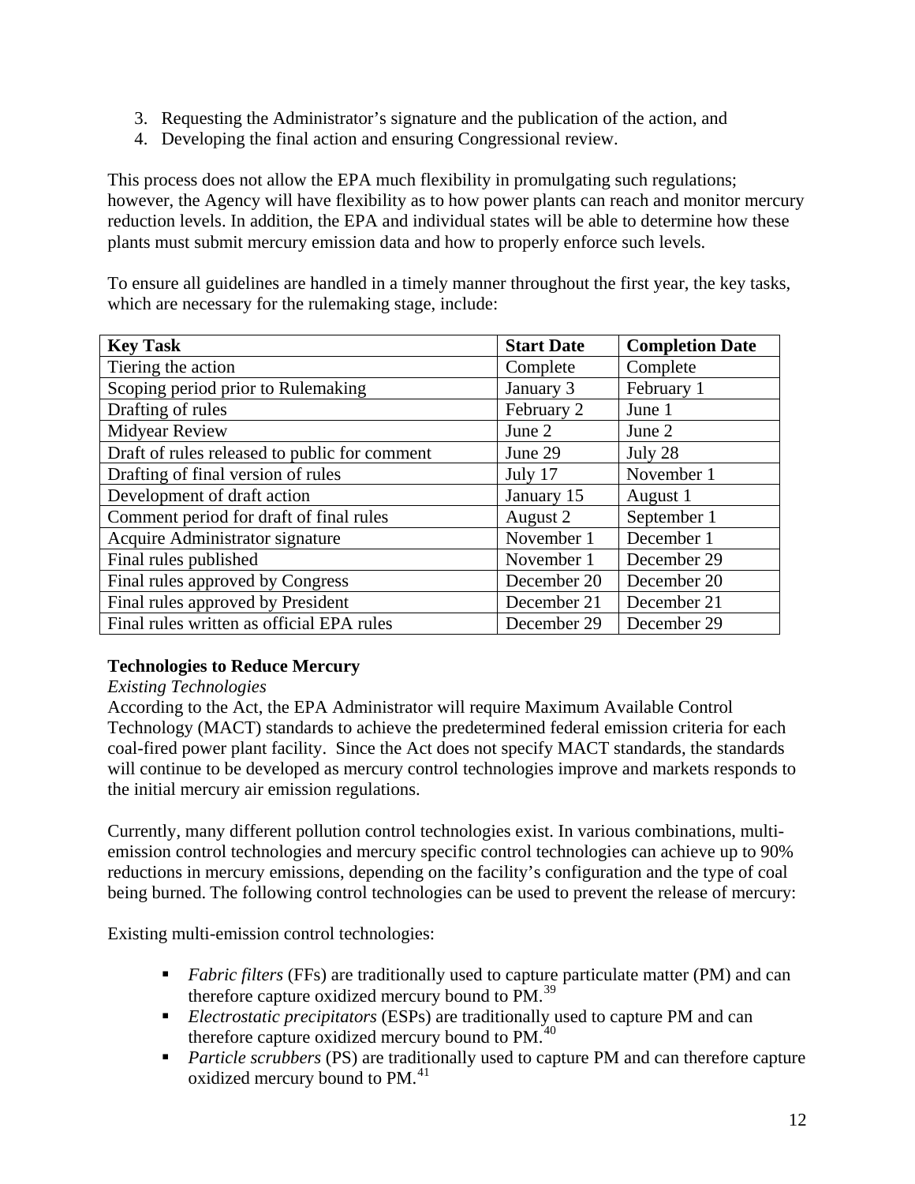3. Requesting the Administrator's signature and the publication of the action, and
4. Developing the final action and ensuring Congressional review.

This process does not allow the EPA much flexibility in promulgating such regulations; however, the Agency will have flexibility as to how power plants can reach and monitor mercury reduction levels. In addition, the EPA and individual states will be able to determine how these plants must submit mercury emission data and how to properly enforce such levels.

To ensure all guidelines are handled in a timely manner throughout the first year, the key tasks, which are necessary for the rulemaking stage, include:

| Key Task | Start Date | Completion Date |
|---|---|---|
| Tiering the action | Complete | Complete |
| Scoping period prior to Rulemaking | January 3 | February 1 |
| Drafting of rules | February 2 | June 1 |
| Midyear Review | June 2 | June 2 |
| Draft of rules released to public for comment | June 29 | July 28 |
| Drafting of final version of rules | July 17 | November 1 |
| Development of draft action | January 15 | August 1 |
| Comment period for draft of final rules | August 2 | September 1 |
| Acquire Administrator signature | November 1 | December 1 |
| Final rules published | November 1 | December 29 |
| Final rules approved by Congress | December 20 | December 20 |
| Final rules approved by President | December 21 | December 21 |
| Final rules written as official EPA rules | December 29 | December 29 |

**Technologies to Reduce Mercury**

*Existing Technologies*

According to the Act, the EPA Administrator will require Maximum Available Control Technology (MACT) standards to achieve the predetermined federal emission criteria for each coal-fired power plant facility. Since the Act does not specify MACT standards, the standards will continue to be developed as mercury control technologies improve and markets responds to the initial mercury air emission regulations.

Currently, many different pollution control technologies exist. In various combinations, multi-emission control technologies and mercury specific control technologies can achieve up to 90% reductions in mercury emissions, depending on the facility's configuration and the type of coal being burned. The following control technologies can be used to prevent the release of mercury:

Existing multi-emission control technologies:

- *Fabric filters* (FFs) are traditionally used to capture particulate matter (PM) and can therefore capture oxidized mercury bound to PM.[39]
- *Electrostatic precipitators* (ESPs) are traditionally used to capture PM and can therefore capture oxidized mercury bound to PM.[40]
- *Particle scrubbers* (PS) are traditionally used to capture PM and can therefore capture oxidized mercury bound to PM.[41]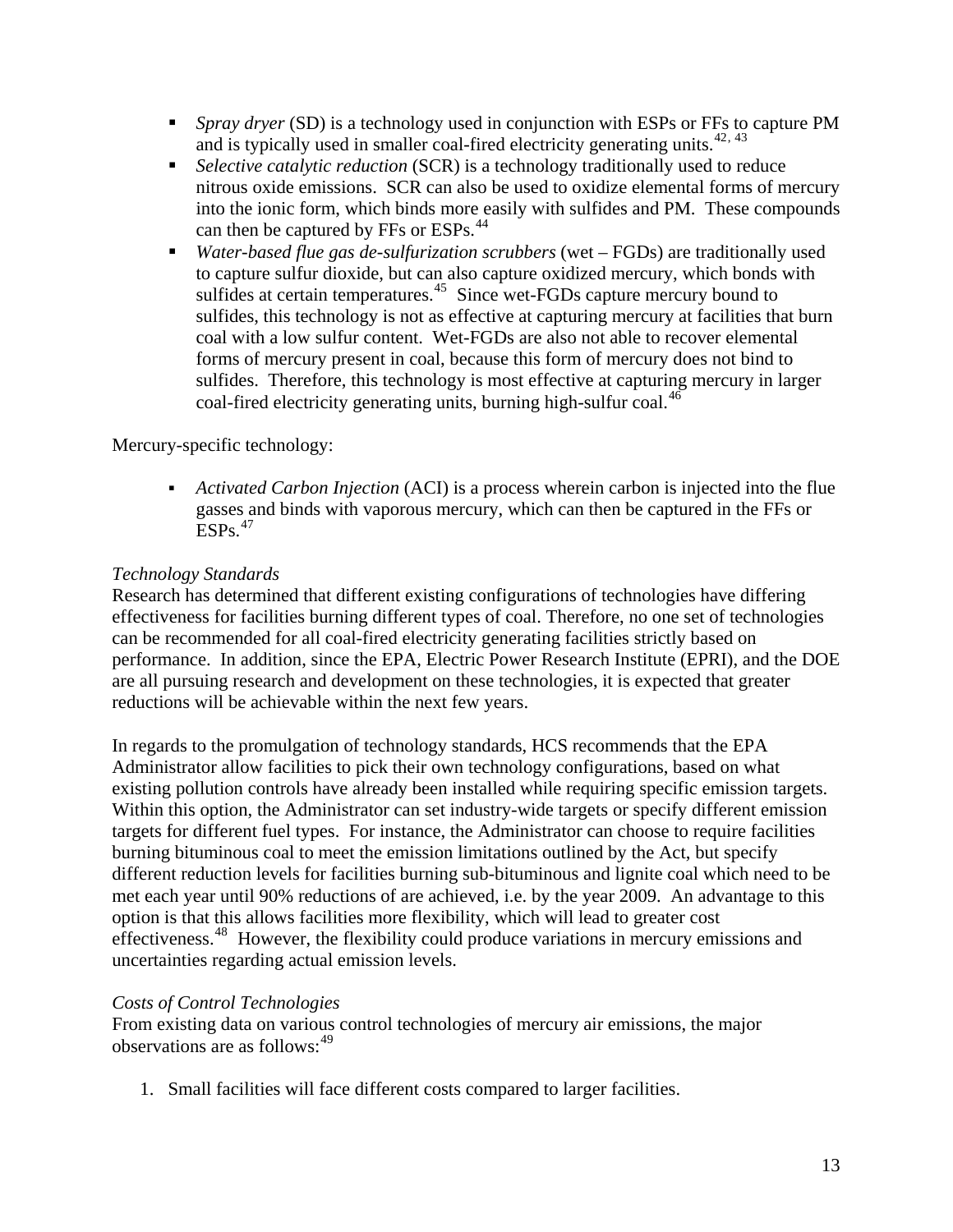- *Spray dryer* (SD) is a technology used in conjunction with ESPs or FFs to capture PM and is typically used in smaller coal-fired electricity generating units.[42, 43]
- *Selective catalytic reduction* (SCR) is a technology traditionally used to reduce nitrous oxide emissions. SCR can also be used to oxidize elemental forms of mercury into the ionic form, which binds more easily with sulfides and PM. These compounds can then be captured by FFs or ESPs.[44]
- *Water-based flue gas de-sulfurization scrubbers* (wet – FGDs) are traditionally used to capture sulfur dioxide, but can also capture oxidized mercury, which bonds with sulfides at certain temperatures.[45] Since wet-FGDs capture mercury bound to sulfides, this technology is not as effective at capturing mercury at facilities that burn coal with a low sulfur content. Wet-FGDs are also not able to recover elemental forms of mercury present in coal, because this form of mercury does not bind to sulfides. Therefore, this technology is most effective at capturing mercury in larger coal-fired electricity generating units, burning high-sulfur coal.[46]

Mercury-specific technology:

- *Activated Carbon Injection* (ACI) is a process wherein carbon is injected into the flue gasses and binds with vaporous mercury, which can then be captured in the FFs or ESPs.[47]

*Technology Standards*

Research has determined that different existing configurations of technologies have differing effectiveness for facilities burning different types of coal. Therefore, no one set of technologies can be recommended for all coal-fired electricity generating facilities strictly based on performance. In addition, since the EPA, Electric Power Research Institute (EPRI), and the DOE are all pursuing research and development on these technologies, it is expected that greater reductions will be achievable within the next few years.

In regards to the promulgation of technology standards, HCS recommends that the EPA Administrator allow facilities to pick their own technology configurations, based on what existing pollution controls have already been installed while requiring specific emission targets. Within this option, the Administrator can set industry-wide targets or specify different emission targets for different fuel types. For instance, the Administrator can choose to require facilities burning bituminous coal to meet the emission limitations outlined by the Act, but specify different reduction levels for facilities burning sub-bituminous and lignite coal which need to be met each year until 90% reductions of are achieved, i.e. by the year 2009. An advantage to this option is that this allows facilities more flexibility, which will lead to greater cost effectiveness.[48] However, the flexibility could produce variations in mercury emissions and uncertainties regarding actual emission levels.

*Costs of Control Technologies*

From existing data on various control technologies of mercury air emissions, the major observations are as follows:[49]

1. Small facilities will face different costs compared to larger facilities.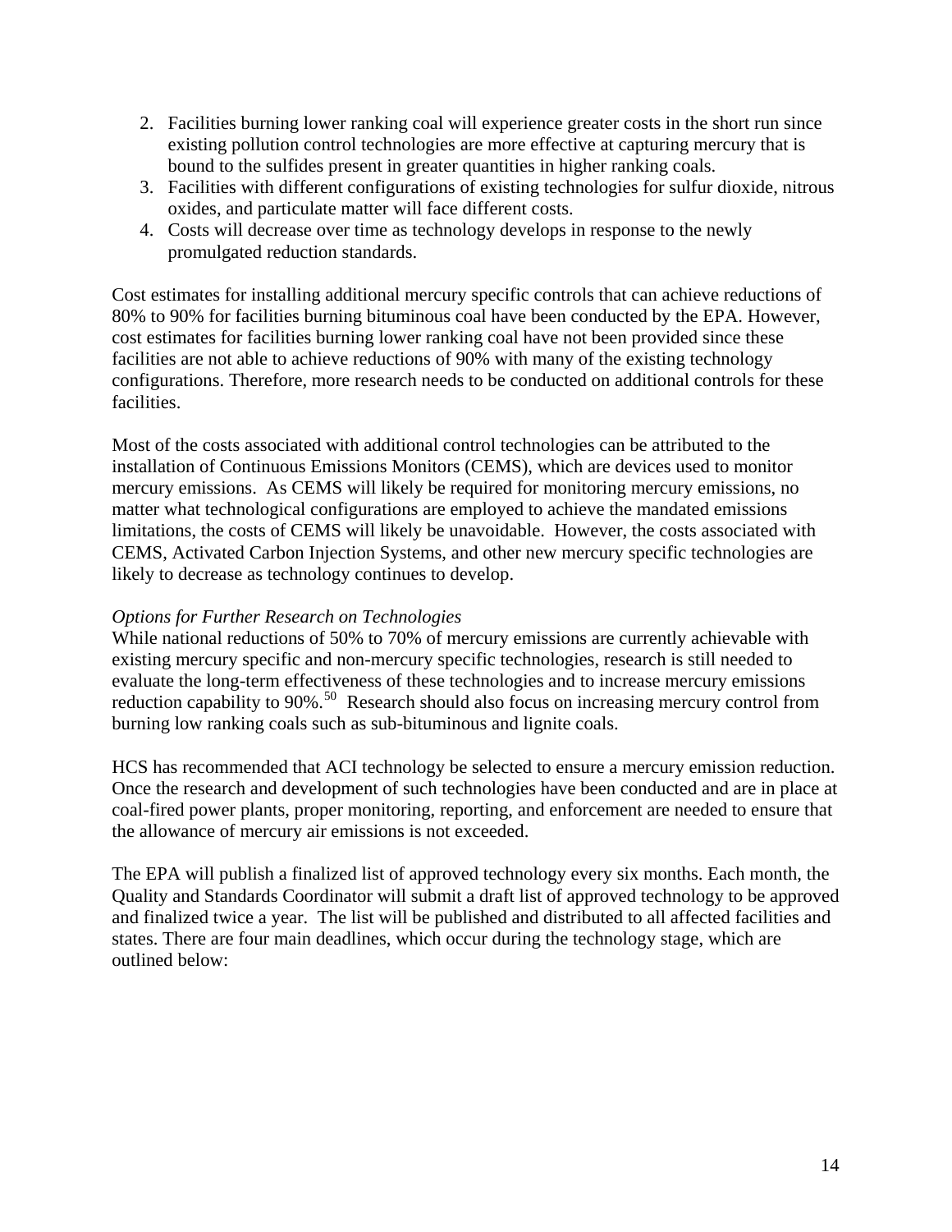2. Facilities burning lower ranking coal will experience greater costs in the short run since existing pollution control technologies are more effective at capturing mercury that is bound to the sulfides present in greater quantities in higher ranking coals.
3. Facilities with different configurations of existing technologies for sulfur dioxide, nitrous oxides, and particulate matter will face different costs.
4. Costs will decrease over time as technology develops in response to the newly promulgated reduction standards.

Cost estimates for installing additional mercury specific controls that can achieve reductions of 80% to 90% for facilities burning bituminous coal have been conducted by the EPA. However, cost estimates for facilities burning lower ranking coal have not been provided since these facilities are not able to achieve reductions of 90% with many of the existing technology configurations. Therefore, more research needs to be conducted on additional controls for these facilities.

Most of the costs associated with additional control technologies can be attributed to the installation of Continuous Emissions Monitors (CEMS), which are devices used to monitor mercury emissions. As CEMS will likely be required for monitoring mercury emissions, no matter what technological configurations are employed to achieve the mandated emissions limitations, the costs of CEMS will likely be unavoidable. However, the costs associated with CEMS, Activated Carbon Injection Systems, and other new mercury specific technologies are likely to decrease as technology continues to develop.

*Options for Further Research on Technologies*

While national reductions of 50% to 70% of mercury emissions are currently achievable with existing mercury specific and non-mercury specific technologies, research is still needed to evaluate the long-term effectiveness of these technologies and to increase mercury emissions reduction capability to 90%.[50] Research should also focus on increasing mercury control from burning low ranking coals such as sub-bituminous and lignite coals.

HCS has recommended that ACI technology be selected to ensure a mercury emission reduction. Once the research and development of such technologies have been conducted and are in place at coal-fired power plants, proper monitoring, reporting, and enforcement are needed to ensure that the allowance of mercury air emissions is not exceeded.

The EPA will publish a finalized list of approved technology every six months. Each month, the Quality and Standards Coordinator will submit a draft list of approved technology to be approved and finalized twice a year. The list will be published and distributed to all affected facilities and states. There are four main deadlines, which occur during the technology stage, which are outlined below: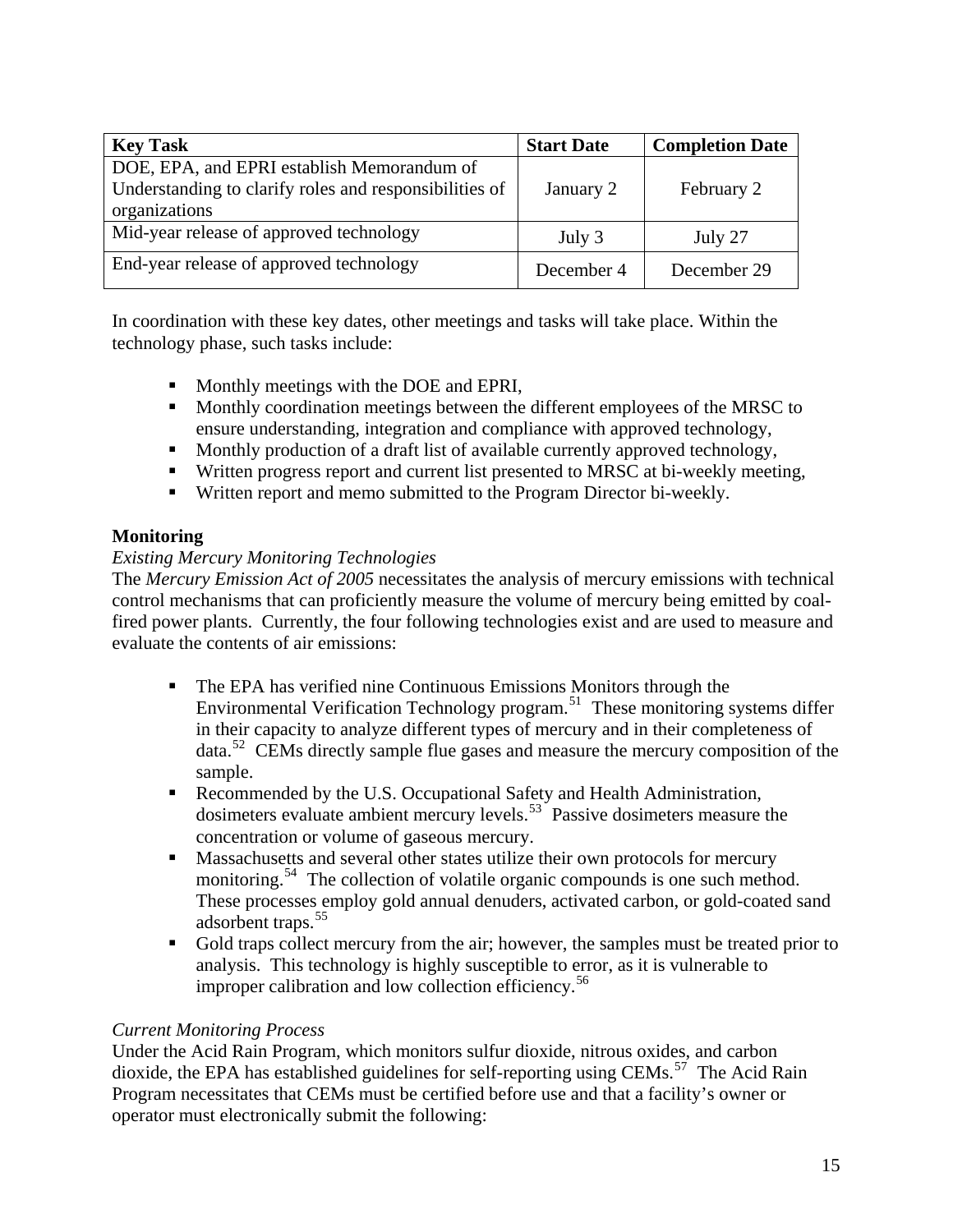| Key Task | Start Date | Completion Date |
|---|---|---|
| DOE, EPA, and EPRI establish Memorandum of Understanding to clarify roles and responsibilities of organizations | January 2 | February 2 |
| Mid-year release of approved technology | July 3 | July 27 |
| End-year release of approved technology | December 4 | December 29 |

In coordination with these key dates, other meetings and tasks will take place. Within the technology phase, such tasks include:

- Monthly meetings with the DOE and EPRI,
- Monthly coordination meetings between the different employees of the MRSC to ensure understanding, integration and compliance with approved technology,
- Monthly production of a draft list of available currently approved technology,
- Written progress report and current list presented to MRSC at bi-weekly meeting,
- Written report and memo submitted to the Program Director bi-weekly.

**Monitoring**

*Existing Mercury Monitoring Technologies*

The *Mercury Emission Act of 2005* necessitates the analysis of mercury emissions with technical control mechanisms that can proficiently measure the volume of mercury being emitted by coal-fired power plants. Currently, the four following technologies exist and are used to measure and evaluate the contents of air emissions:

- The EPA has verified nine Continuous Emissions Monitors through the Environmental Verification Technology program.[51] These monitoring systems differ in their capacity to analyze different types of mercury and in their completeness of data.[52] CEMs directly sample flue gases and measure the mercury composition of the sample.
- Recommended by the U.S. Occupational Safety and Health Administration, dosimeters evaluate ambient mercury levels.[53] Passive dosimeters measure the concentration or volume of gaseous mercury.
- Massachusetts and several other states utilize their own protocols for mercury monitoring.[54] The collection of volatile organic compounds is one such method. These processes employ gold annual denuders, activated carbon, or gold-coated sand adsorbent traps.[55]
- Gold traps collect mercury from the air; however, the samples must be treated prior to analysis. This technology is highly susceptible to error, as it is vulnerable to improper calibration and low collection efficiency.[56]

*Current Monitoring Process*

Under the Acid Rain Program, which monitors sulfur dioxide, nitrous oxides, and carbon dioxide, the EPA has established guidelines for self-reporting using CEMs.[57] The Acid Rain Program necessitates that CEMs must be certified before use and that a facility's owner or operator must electronically submit the following: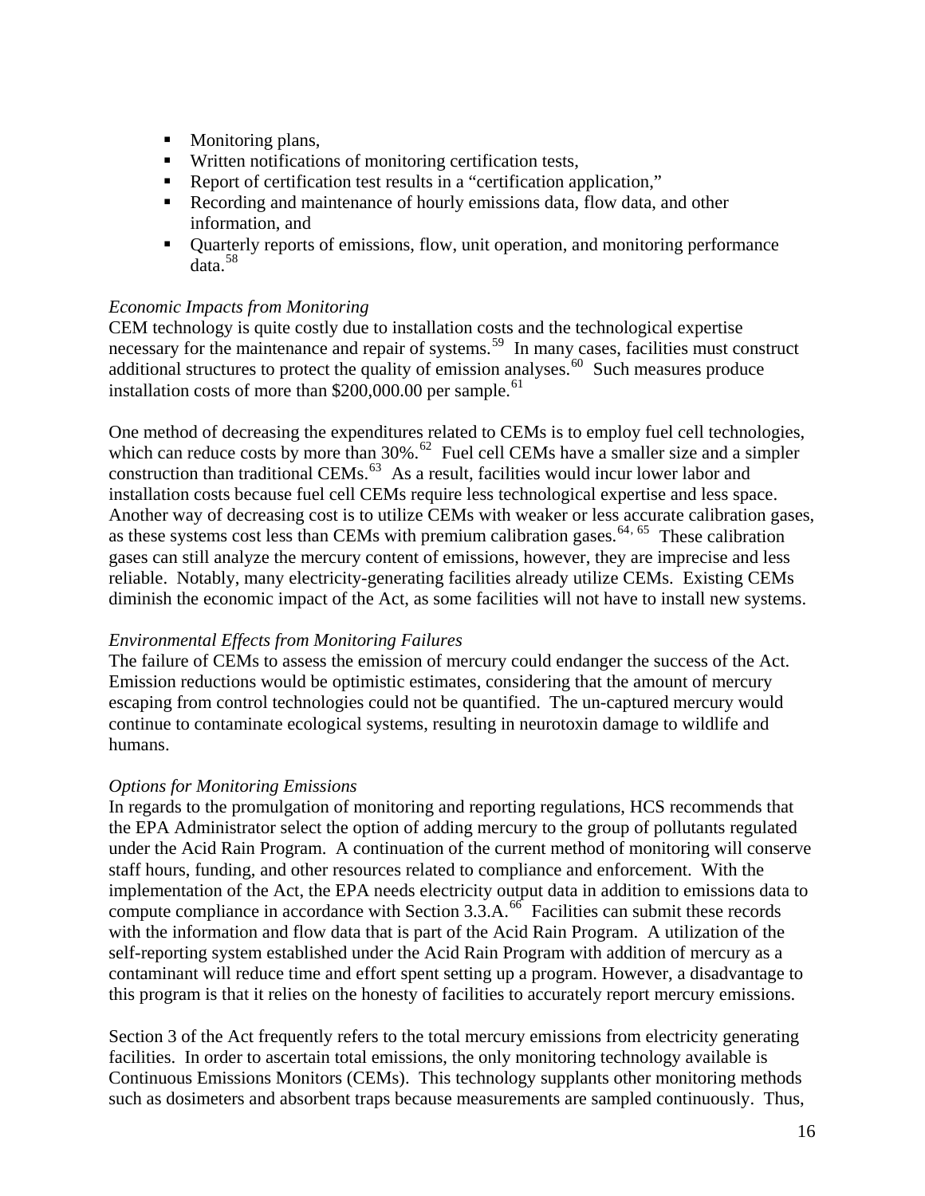- Monitoring plans,
- Written notifications of monitoring certification tests,
- Report of certification test results in a "certification application,"
- Recording and maintenance of hourly emissions data, flow data, and other information, and
- Quarterly reports of emissions, flow, unit operation, and monitoring performance data.[58]

*Economic Impacts from Monitoring*

CEM technology is quite costly due to installation costs and the technological expertise necessary for the maintenance and repair of systems.[59] In many cases, facilities must construct additional structures to protect the quality of emission analyses.[60] Such measures produce installation costs of more than $200,000.00 per sample.[61]

One method of decreasing the expenditures related to CEMs is to employ fuel cell technologies, which can reduce costs by more than 30%.[62] Fuel cell CEMs have a smaller size and a simpler construction than traditional CEMs.[63] As a result, facilities would incur lower labor and installation costs because fuel cell CEMs require less technological expertise and less space. Another way of decreasing cost is to utilize CEMs with weaker or less accurate calibration gases, as these systems cost less than CEMs with premium calibration gases.[64, 65] These calibration gases can still analyze the mercury content of emissions, however, they are imprecise and less reliable. Notably, many electricity-generating facilities already utilize CEMs. Existing CEMs diminish the economic impact of the Act, as some facilities will not have to install new systems.

*Environmental Effects from Monitoring Failures*

The failure of CEMs to assess the emission of mercury could endanger the success of the Act. Emission reductions would be optimistic estimates, considering that the amount of mercury escaping from control technologies could not be quantified. The un-captured mercury would continue to contaminate ecological systems, resulting in neurotoxin damage to wildlife and humans.

*Options for Monitoring Emissions*

In regards to the promulgation of monitoring and reporting regulations, HCS recommends that the EPA Administrator select the option of adding mercury to the group of pollutants regulated under the Acid Rain Program. A continuation of the current method of monitoring will conserve staff hours, funding, and other resources related to compliance and enforcement. With the implementation of the Act, the EPA needs electricity output data in addition to emissions data to compute compliance in accordance with Section 3.3.A.[66] Facilities can submit these records with the information and flow data that is part of the Acid Rain Program. A utilization of the self-reporting system established under the Acid Rain Program with addition of mercury as a contaminant will reduce time and effort spent setting up a program. However, a disadvantage to this program is that it relies on the honesty of facilities to accurately report mercury emissions.

Section 3 of the Act frequently refers to the total mercury emissions from electricity generating facilities. In order to ascertain total emissions, the only monitoring technology available is Continuous Emissions Monitors (CEMs). This technology supplants other monitoring methods such as dosimeters and absorbent traps because measurements are sampled continuously. Thus,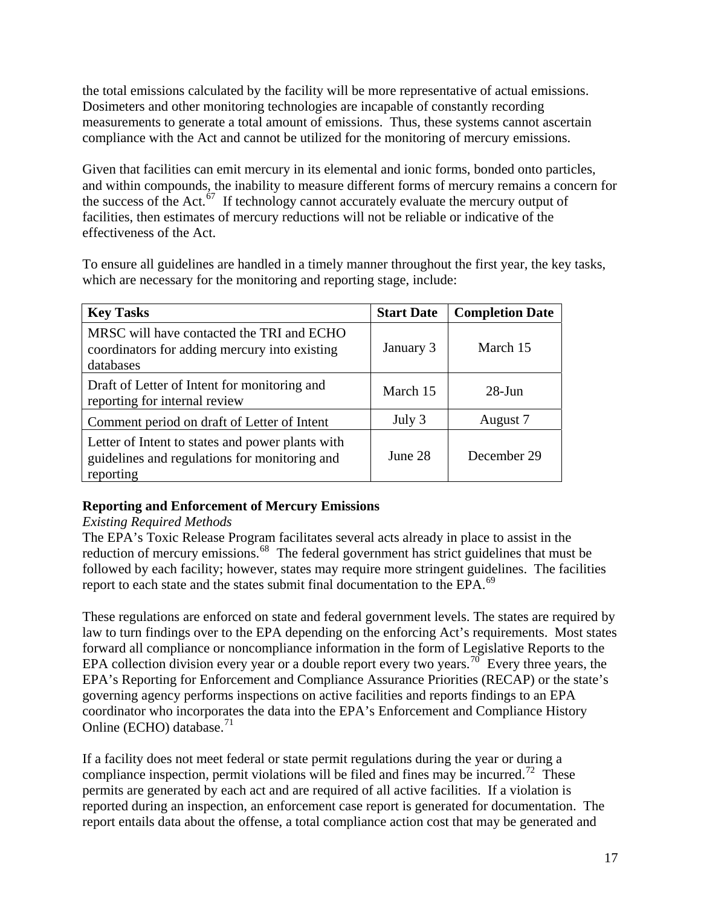the total emissions calculated by the facility will be more representative of actual emissions. Dosimeters and other monitoring technologies are incapable of constantly recording measurements to generate a total amount of emissions. Thus, these systems cannot ascertain compliance with the Act and cannot be utilized for the monitoring of mercury emissions.

Given that facilities can emit mercury in its elemental and ionic forms, bonded onto particles, and within compounds, the inability to measure different forms of mercury remains a concern for the success of the Act.[67] If technology cannot accurately evaluate the mercury output of facilities, then estimates of mercury reductions will not be reliable or indicative of the effectiveness of the Act.

To ensure all guidelines are handled in a timely manner throughout the first year, the key tasks, which are necessary for the monitoring and reporting stage, include:

| Key Tasks | Start Date | Completion Date |
|---|---|---|
| MRSC will have contacted the TRI and ECHO coordinators for adding mercury into existing databases | January 3 | March 15 |
| Draft of Letter of Intent for monitoring and reporting for internal review | March 15 | 28-Jun |
| Comment period on draft of Letter of Intent | July 3 | August 7 |
| Letter of Intent to states and power plants with guidelines and regulations for monitoring and reporting | June 28 | December 29 |

**Reporting and Enforcement of Mercury Emissions**

*Existing Required Methods*

The EPA's Toxic Release Program facilitates several acts already in place to assist in the reduction of mercury emissions.[68] The federal government has strict guidelines that must be followed by each facility; however, states may require more stringent guidelines. The facilities report to each state and the states submit final documentation to the EPA.[69]

These regulations are enforced on state and federal government levels. The states are required by law to turn findings over to the EPA depending on the enforcing Act's requirements. Most states forward all compliance or noncompliance information in the form of Legislative Reports to the EPA collection division every year or a double report every two years.[70] Every three years, the EPA's Reporting for Enforcement and Compliance Assurance Priorities (RECAP) or the state's governing agency performs inspections on active facilities and reports findings to an EPA coordinator who incorporates the data into the EPA's Enforcement and Compliance History Online (ECHO) database.[71]

If a facility does not meet federal or state permit regulations during the year or during a compliance inspection, permit violations will be filed and fines may be incurred.[72] These permits are generated by each act and are required of all active facilities. If a violation is reported during an inspection, an enforcement case report is generated for documentation. The report entails data about the offense, a total compliance action cost that may be generated and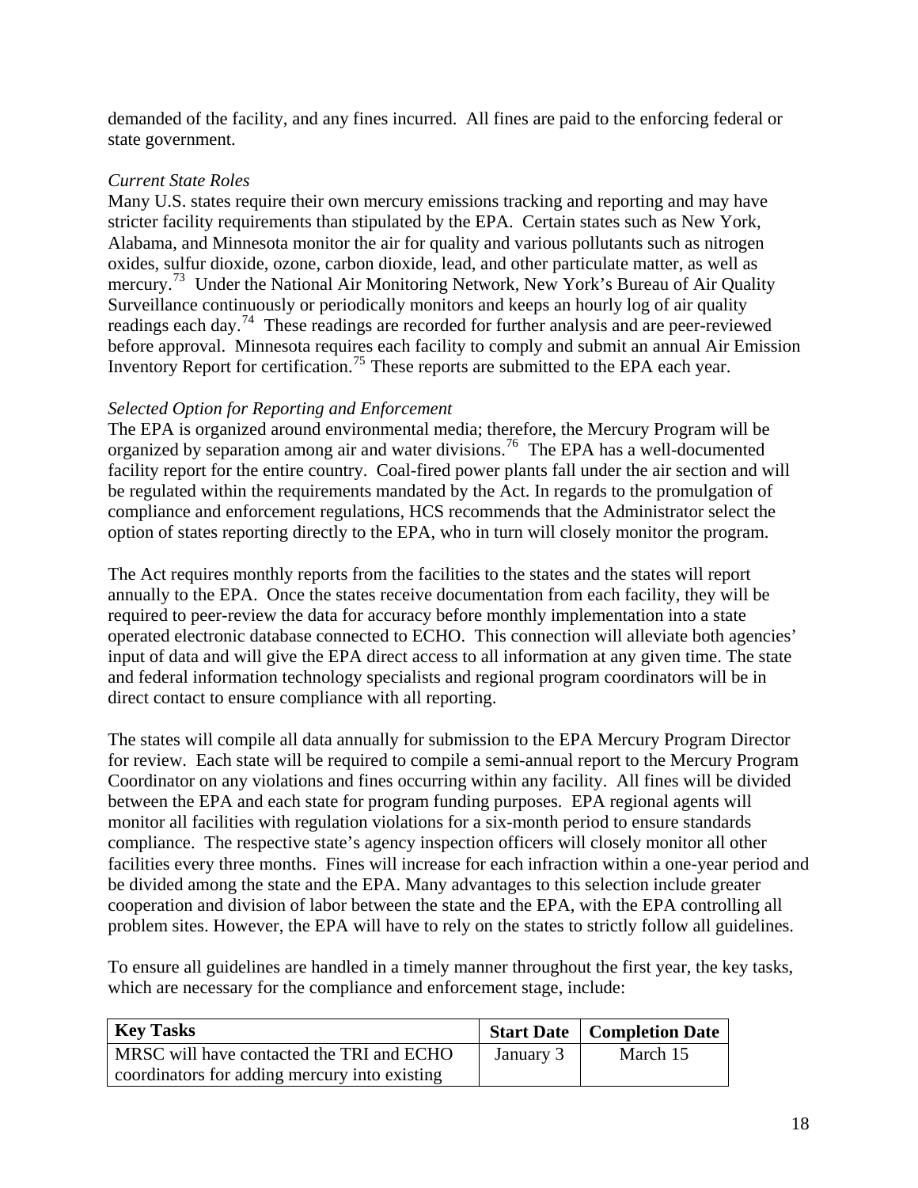demanded of the facility, and any fines incurred. All fines are paid to the enforcing federal or state government.

*Current State Roles*

Many U.S. states require their own mercury emissions tracking and reporting and may have stricter facility requirements than stipulated by the EPA. Certain states such as New York, Alabama, and Minnesota monitor the air for quality and various pollutants such as nitrogen oxides, sulfur dioxide, ozone, carbon dioxide, lead, and other particulate matter, as well as mercury.[73] Under the National Air Monitoring Network, New York's Bureau of Air Quality Surveillance continuously or periodically monitors and keeps an hourly log of air quality readings each day.[74] These readings are recorded for further analysis and are peer-reviewed before approval. Minnesota requires each facility to comply and submit an annual Air Emission Inventory Report for certification.[75] These reports are submitted to the EPA each year.

*Selected Option for Reporting and Enforcement*

The EPA is organized around environmental media; therefore, the Mercury Program will be organized by separation among air and water divisions.[76] The EPA has a well-documented facility report for the entire country. Coal-fired power plants fall under the air section and will be regulated within the requirements mandated by the Act. In regards to the promulgation of compliance and enforcement regulations, HCS recommends that the Administrator select the option of states reporting directly to the EPA, who in turn will closely monitor the program.

The Act requires monthly reports from the facilities to the states and the states will report annually to the EPA. Once the states receive documentation from each facility, they will be required to peer-review the data for accuracy before monthly implementation into a state operated electronic database connected to ECHO. This connection will alleviate both agencies' input of data and will give the EPA direct access to all information at any given time. The state and federal information technology specialists and regional program coordinators will be in direct contact to ensure compliance with all reporting.

The states will compile all data annually for submission to the EPA Mercury Program Director for review. Each state will be required to compile a semi-annual report to the Mercury Program Coordinator on any violations and fines occurring within any facility. All fines will be divided between the EPA and each state for program funding purposes. EPA regional agents will monitor all facilities with regulation violations for a six-month period to ensure standards compliance. The respective state's agency inspection officers will closely monitor all other facilities every three months. Fines will increase for each infraction within a one-year period and be divided among the state and the EPA. Many advantages to this selection include greater cooperation and division of labor between the state and the EPA, with the EPA controlling all problem sites. However, the EPA will have to rely on the states to strictly follow all guidelines.

To ensure all guidelines are handled in a timely manner throughout the first year, the key tasks, which are necessary for the compliance and enforcement stage, include:

| Key Tasks | Start Date | Completion Date |
|---|---|---|
| MRSC will have contacted the TRI and ECHO coordinators for adding mercury into existing | January 3 | March 15 |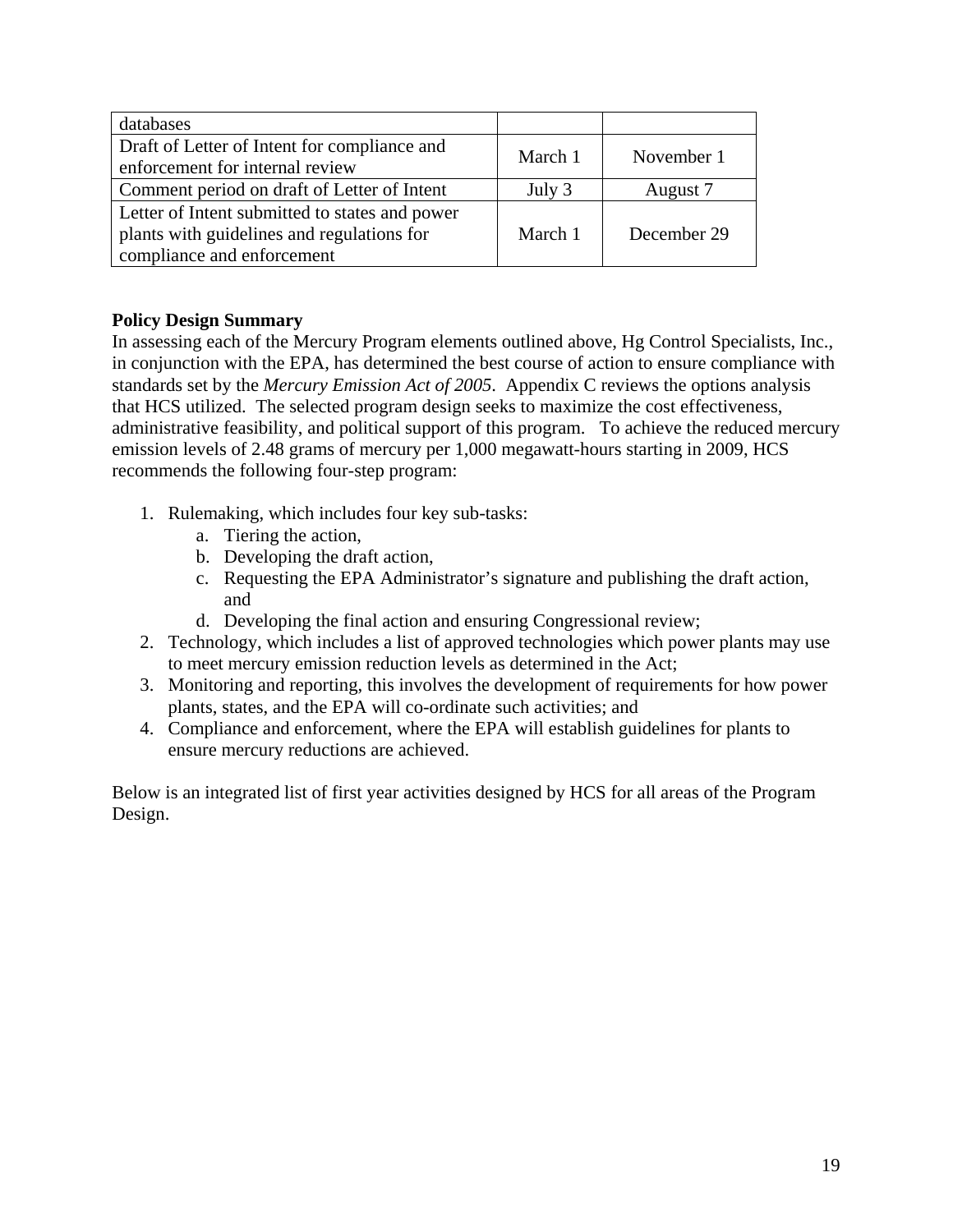| | | |
|---|---|---|
| databases | | |
| Draft of Letter of Intent for compliance and enforcement for internal review | March 1 | November 1 |
| Comment period on draft of Letter of Intent | July 3 | August 7 |
| Letter of Intent submitted to states and power plants with guidelines and regulations for compliance and enforcement | March 1 | December 29 |

**Policy Design Summary**

In assessing each of the Mercury Program elements outlined above, Hg Control Specialists, Inc., in conjunction with the EPA, has determined the best course of action to ensure compliance with standards set by the *Mercury Emission Act of 2005*. Appendix C reviews the options analysis that HCS utilized. The selected program design seeks to maximize the cost effectiveness, administrative feasibility, and political support of this program. To achieve the reduced mercury emission levels of 2.48 grams of mercury per 1,000 megawatt-hours starting in 2009, HCS recommends the following four-step program:

1. Rulemaking, which includes four key sub-tasks:
   a. Tiering the action,
   b. Developing the draft action,
   c. Requesting the EPA Administrator's signature and publishing the draft action, and
   d. Developing the final action and ensuring Congressional review;
2. Technology, which includes a list of approved technologies which power plants may use to meet mercury emission reduction levels as determined in the Act;
3. Monitoring and reporting, this involves the development of requirements for how power plants, states, and the EPA will co-ordinate such activities; and
4. Compliance and enforcement, where the EPA will establish guidelines for plants to ensure mercury reductions are achieved.

Below is an integrated list of first year activities designed by HCS for all areas of the Program Design.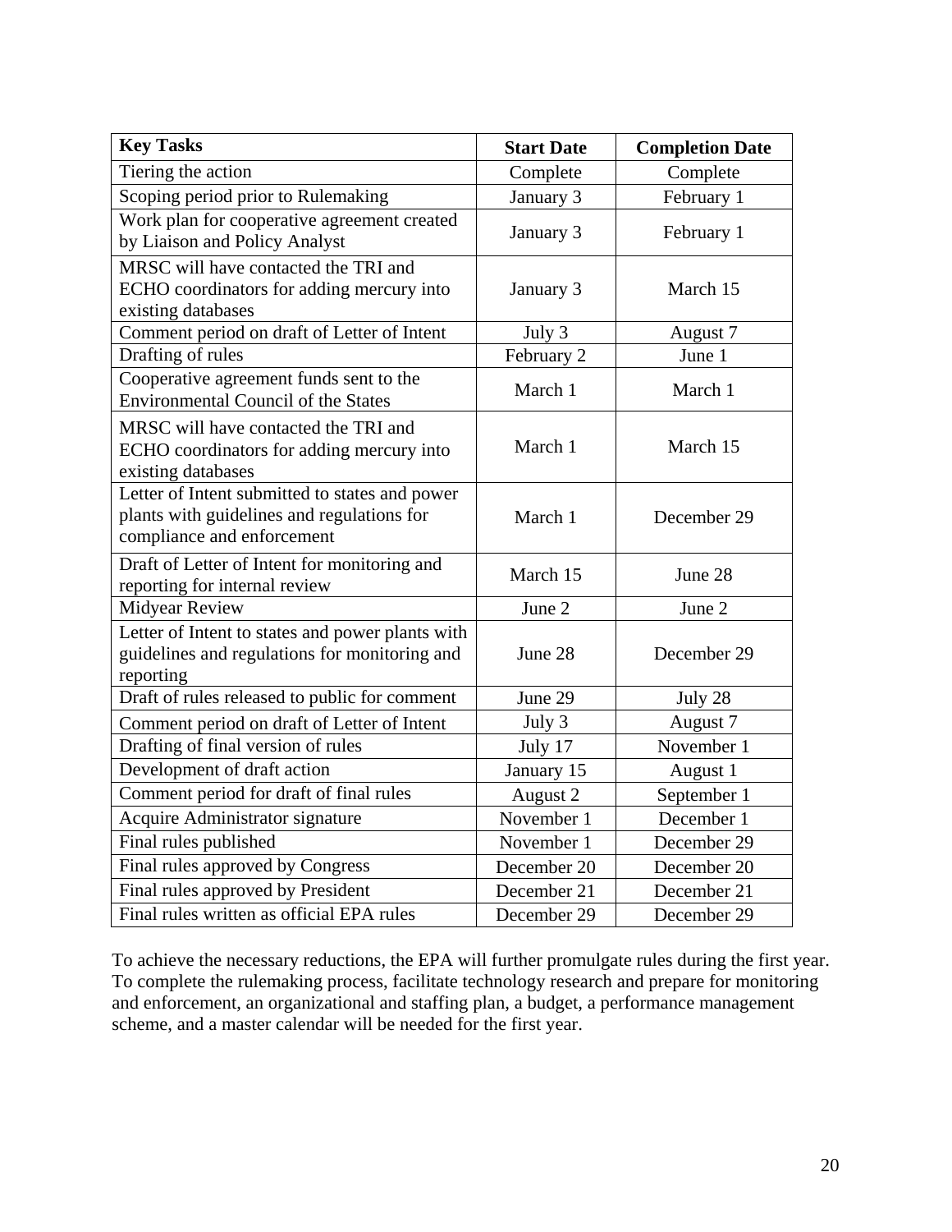| Key Tasks | Start Date | Completion Date |
|---|---|---|
| Tiering the action | Complete | Complete |
| Scoping period prior to Rulemaking | January 3 | February 1 |
| Work plan for cooperative agreement created by Liaison and Policy Analyst | January 3 | February 1 |
| MRSC will have contacted the TRI and ECHO coordinators for adding mercury into existing databases | January 3 | March 15 |
| Comment period on draft of Letter of Intent | July 3 | August 7 |
| Drafting of rules | February 2 | June 1 |
| Cooperative agreement funds sent to the Environmental Council of the States | March 1 | March 1 |
| MRSC will have contacted the TRI and ECHO coordinators for adding mercury into existing databases | March 1 | March 15 |
| Letter of Intent submitted to states and power plants with guidelines and regulations for compliance and enforcement | March 1 | December 29 |
| Draft of Letter of Intent for monitoring and reporting for internal review | March 15 | June 28 |
| Midyear Review | June 2 | June 2 |
| Letter of Intent to states and power plants with guidelines and regulations for monitoring and reporting | June 28 | December 29 |
| Draft of rules released to public for comment | June 29 | July 28 |
| Comment period on draft of Letter of Intent | July 3 | August 7 |
| Drafting of final version of rules | July 17 | November 1 |
| Development of draft action | January 15 | August 1 |
| Comment period for draft of final rules | August 2 | September 1 |
| Acquire Administrator signature | November 1 | December 1 |
| Final rules published | November 1 | December 29 |
| Final rules approved by Congress | December 20 | December 20 |
| Final rules approved by President | December 21 | December 21 |
| Final rules written as official EPA rules | December 29 | December 29 |

To achieve the necessary reductions, the EPA will further promulgate rules during the first year. To complete the rulemaking process, facilitate technology research and prepare for monitoring and enforcement, an organizational and staffing plan, a budget, a performance management scheme, and a master calendar will be needed for the first year.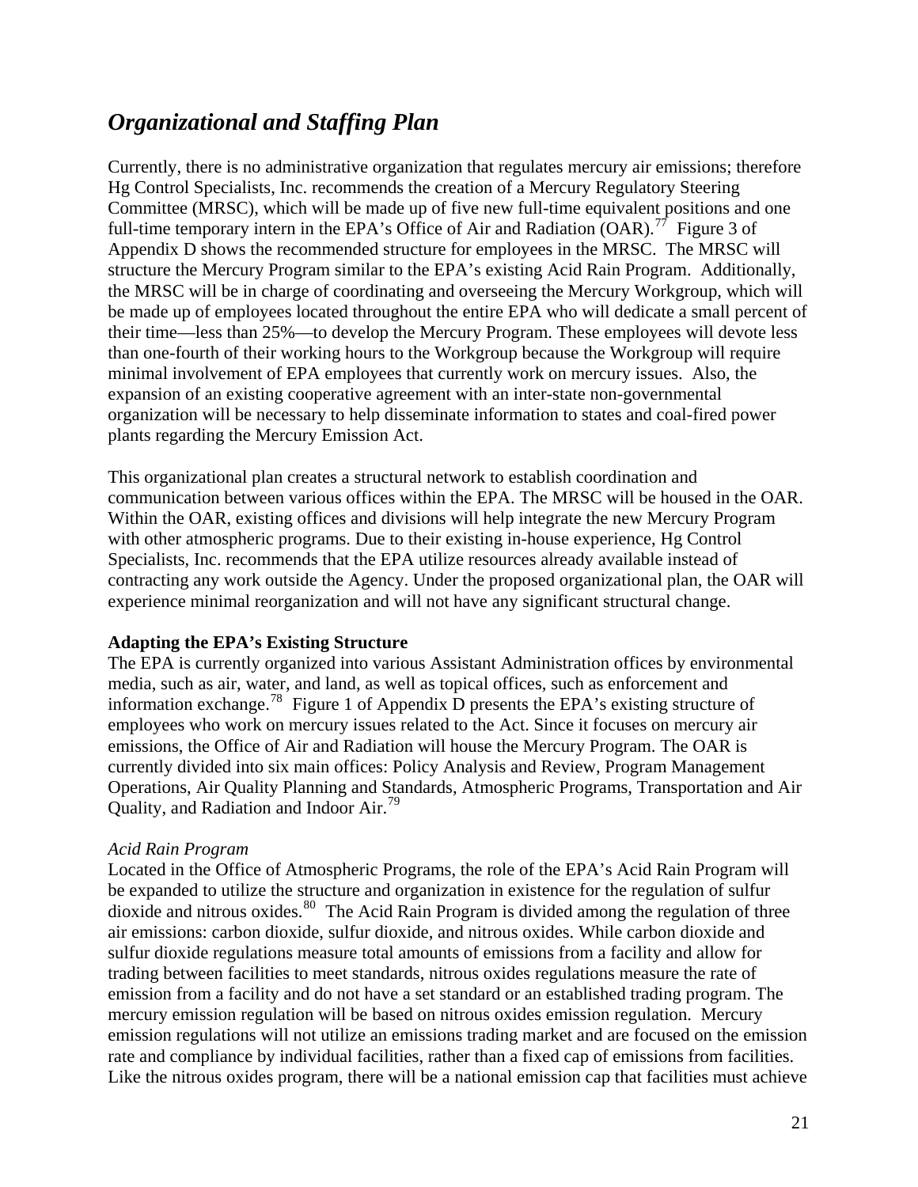## *Organizational and Staffing Plan*

Currently, there is no administrative organization that regulates mercury air emissions; therefore Hg Control Specialists, Inc. recommends the creation of a Mercury Regulatory Steering Committee (MRSC), which will be made up of five new full-time equivalent positions and one full-time temporary intern in the EPA's Office of Air and Radiation (OAR).[77] Figure 3 of Appendix D shows the recommended structure for employees in the MRSC. The MRSC will structure the Mercury Program similar to the EPA's existing Acid Rain Program. Additionally, the MRSC will be in charge of coordinating and overseeing the Mercury Workgroup, which will be made up of employees located throughout the entire EPA who will dedicate a small percent of their time—less than 25%—to develop the Mercury Program. These employees will devote less than one-fourth of their working hours to the Workgroup because the Workgroup will require minimal involvement of EPA employees that currently work on mercury issues. Also, the expansion of an existing cooperative agreement with an inter-state non-governmental organization will be necessary to help disseminate information to states and coal-fired power plants regarding the Mercury Emission Act.

This organizational plan creates a structural network to establish coordination and communication between various offices within the EPA. The MRSC will be housed in the OAR. Within the OAR, existing offices and divisions will help integrate the new Mercury Program with other atmospheric programs. Due to their existing in-house experience, Hg Control Specialists, Inc. recommends that the EPA utilize resources already available instead of contracting any work outside the Agency. Under the proposed organizational plan, the OAR will experience minimal reorganization and will not have any significant structural change.

**Adapting the EPA's Existing Structure**

The EPA is currently organized into various Assistant Administration offices by environmental media, such as air, water, and land, as well as topical offices, such as enforcement and information exchange.[78] Figure 1 of Appendix D presents the EPA's existing structure of employees who work on mercury issues related to the Act. Since it focuses on mercury air emissions, the Office of Air and Radiation will house the Mercury Program. The OAR is currently divided into six main offices: Policy Analysis and Review, Program Management Operations, Air Quality Planning and Standards, Atmospheric Programs, Transportation and Air Quality, and Radiation and Indoor Air.[79]

*Acid Rain Program*

Located in the Office of Atmospheric Programs, the role of the EPA's Acid Rain Program will be expanded to utilize the structure and organization in existence for the regulation of sulfur dioxide and nitrous oxides.[80] The Acid Rain Program is divided among the regulation of three air emissions: carbon dioxide, sulfur dioxide, and nitrous oxides. While carbon dioxide and sulfur dioxide regulations measure total amounts of emissions from a facility and allow for trading between facilities to meet standards, nitrous oxides regulations measure the rate of emission from a facility and do not have a set standard or an established trading program. The mercury emission regulation will be based on nitrous oxides emission regulation. Mercury emission regulations will not utilize an emissions trading market and are focused on the emission rate and compliance by individual facilities, rather than a fixed cap of emissions from facilities. Like the nitrous oxides program, there will be a national emission cap that facilities must achieve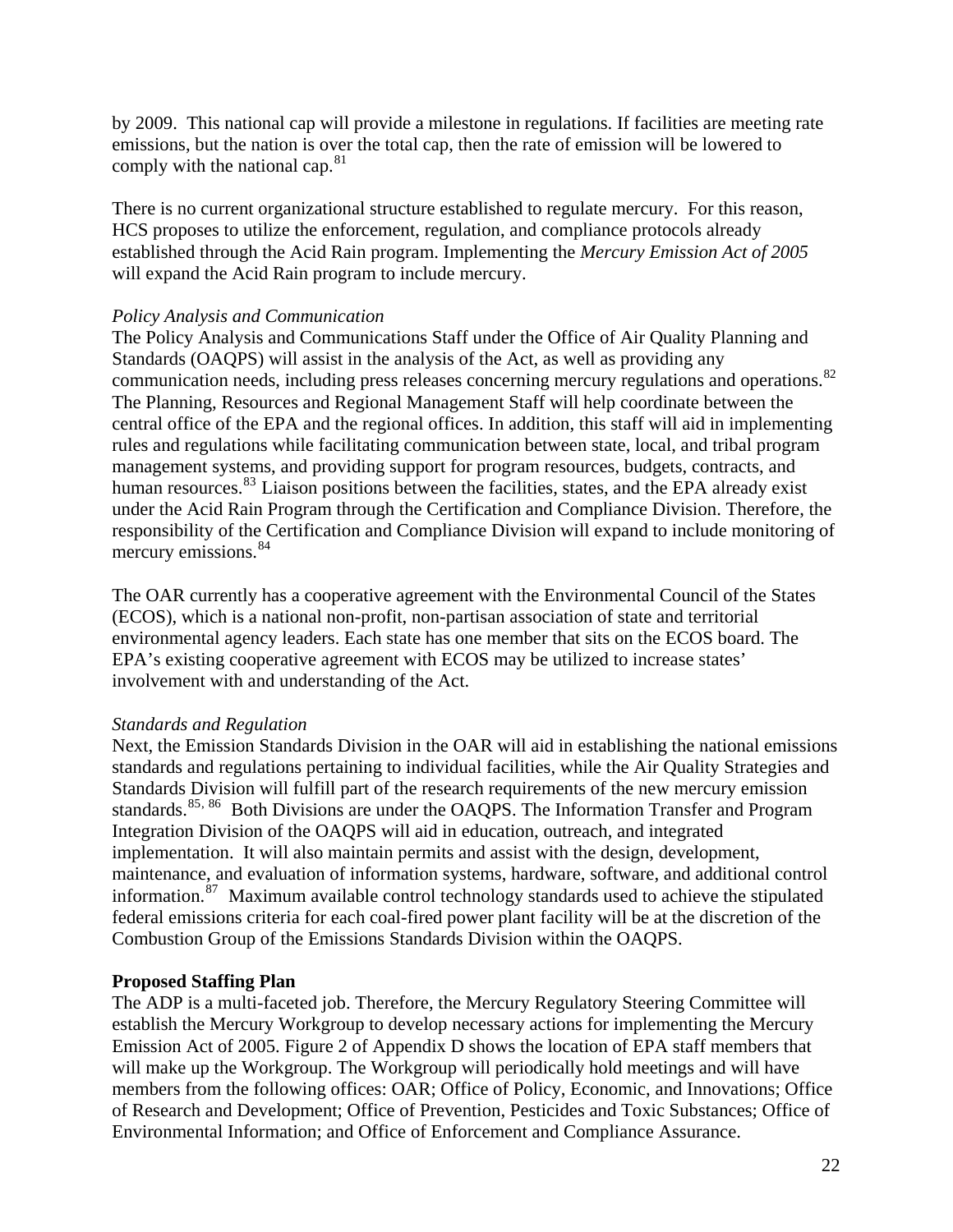by 2009. This national cap will provide a milestone in regulations. If facilities are meeting rate emissions, but the nation is over the total cap, then the rate of emission will be lowered to comply with the national cap.[81]

There is no current organizational structure established to regulate mercury. For this reason, HCS proposes to utilize the enforcement, regulation, and compliance protocols already established through the Acid Rain program. Implementing the *Mercury Emission Act of 2005* will expand the Acid Rain program to include mercury.

*Policy Analysis and Communication*

The Policy Analysis and Communications Staff under the Office of Air Quality Planning and Standards (OAQPS) will assist in the analysis of the Act, as well as providing any communication needs, including press releases concerning mercury regulations and operations.[82] The Planning, Resources and Regional Management Staff will help coordinate between the central office of the EPA and the regional offices. In addition, this staff will aid in implementing rules and regulations while facilitating communication between state, local, and tribal program management systems, and providing support for program resources, budgets, contracts, and human resources.[83] Liaison positions between the facilities, states, and the EPA already exist under the Acid Rain Program through the Certification and Compliance Division. Therefore, the responsibility of the Certification and Compliance Division will expand to include monitoring of mercury emissions.[84]

The OAR currently has a cooperative agreement with the Environmental Council of the States (ECOS), which is a national non-profit, non-partisan association of state and territorial environmental agency leaders. Each state has one member that sits on the ECOS board. The EPA's existing cooperative agreement with ECOS may be utilized to increase states' involvement with and understanding of the Act.

*Standards and Regulation*

Next, the Emission Standards Division in the OAR will aid in establishing the national emissions standards and regulations pertaining to individual facilities, while the Air Quality Strategies and Standards Division will fulfill part of the research requirements of the new mercury emission standards.[85, 86] Both Divisions are under the OAQPS. The Information Transfer and Program Integration Division of the OAQPS will aid in education, outreach, and integrated implementation. It will also maintain permits and assist with the design, development, maintenance, and evaluation of information systems, hardware, software, and additional control information.[87] Maximum available control technology standards used to achieve the stipulated federal emissions criteria for each coal-fired power plant facility will be at the discretion of the Combustion Group of the Emissions Standards Division within the OAQPS.

**Proposed Staffing Plan**

The ADP is a multi-faceted job. Therefore, the Mercury Regulatory Steering Committee will establish the Mercury Workgroup to develop necessary actions for implementing the Mercury Emission Act of 2005. Figure 2 of Appendix D shows the location of EPA staff members that will make up the Workgroup. The Workgroup will periodically hold meetings and will have members from the following offices: OAR; Office of Policy, Economic, and Innovations; Office of Research and Development; Office of Prevention, Pesticides and Toxic Substances; Office of Environmental Information; and Office of Enforcement and Compliance Assurance.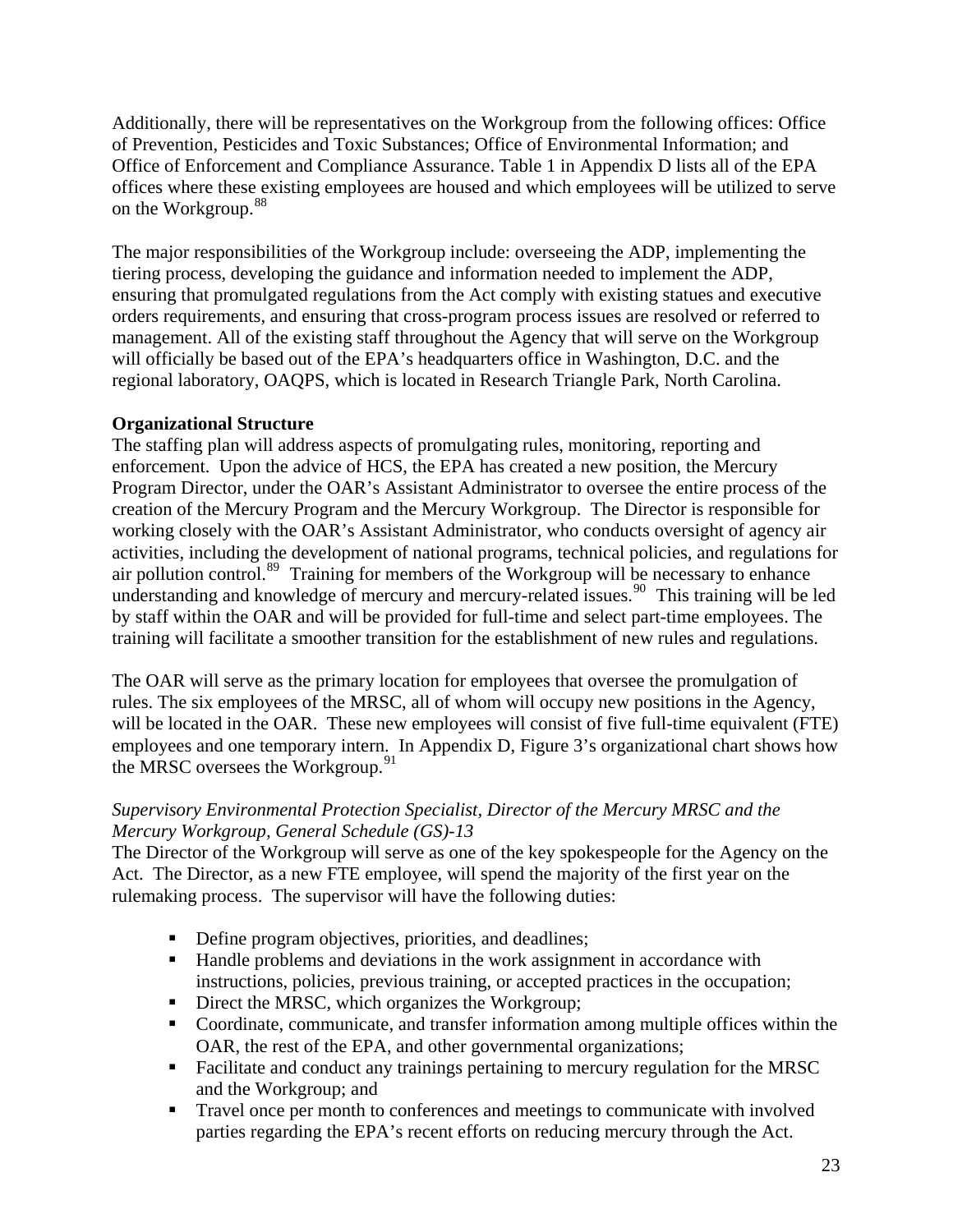Additionally, there will be representatives on the Workgroup from the following offices: Office of Prevention, Pesticides and Toxic Substances; Office of Environmental Information; and Office of Enforcement and Compliance Assurance. Table 1 in Appendix D lists all of the EPA offices where these existing employees are housed and which employees will be utilized to serve on the Workgroup.[88]

The major responsibilities of the Workgroup include: overseeing the ADP, implementing the tiering process, developing the guidance and information needed to implement the ADP, ensuring that promulgated regulations from the Act comply with existing statues and executive orders requirements, and ensuring that cross-program process issues are resolved or referred to management. All of the existing staff throughout the Agency that will serve on the Workgroup will officially be based out of the EPA's headquarters office in Washington, D.C. and the regional laboratory, OAQPS, which is located in Research Triangle Park, North Carolina.

**Organizational Structure**

The staffing plan will address aspects of promulgating rules, monitoring, reporting and enforcement. Upon the advice of HCS, the EPA has created a new position, the Mercury Program Director, under the OAR's Assistant Administrator to oversee the entire process of the creation of the Mercury Program and the Mercury Workgroup. The Director is responsible for working closely with the OAR's Assistant Administrator, who conducts oversight of agency air activities, including the development of national programs, technical policies, and regulations for air pollution control.[89] Training for members of the Workgroup will be necessary to enhance understanding and knowledge of mercury and mercury-related issues.[90] This training will be led by staff within the OAR and will be provided for full-time and select part-time employees. The training will facilitate a smoother transition for the establishment of new rules and regulations.

The OAR will serve as the primary location for employees that oversee the promulgation of rules. The six employees of the MRSC, all of whom will occupy new positions in the Agency, will be located in the OAR. These new employees will consist of five full-time equivalent (FTE) employees and one temporary intern. In Appendix D, Figure 3's organizational chart shows how the MRSC oversees the Workgroup.[91]

*Supervisory Environmental Protection Specialist, Director of the Mercury MRSC and the Mercury Workgroup, General Schedule (GS)-13*

The Director of the Workgroup will serve as one of the key spokespeople for the Agency on the Act. The Director, as a new FTE employee, will spend the majority of the first year on the rulemaking process. The supervisor will have the following duties:

- Define program objectives, priorities, and deadlines;
- Handle problems and deviations in the work assignment in accordance with instructions, policies, previous training, or accepted practices in the occupation;
- Direct the MRSC, which organizes the Workgroup;
- Coordinate, communicate, and transfer information among multiple offices within the OAR, the rest of the EPA, and other governmental organizations;
- Facilitate and conduct any trainings pertaining to mercury regulation for the MRSC and the Workgroup; and
- Travel once per month to conferences and meetings to communicate with involved parties regarding the EPA's recent efforts on reducing mercury through the Act.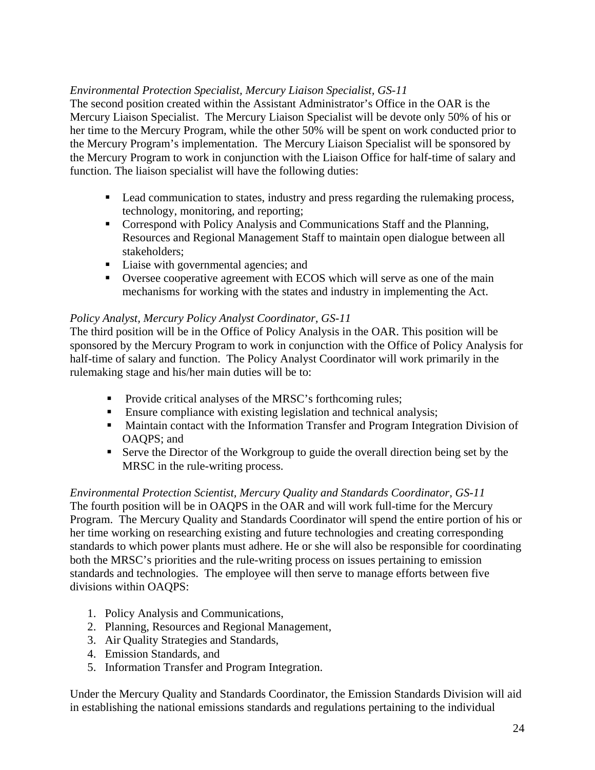*Environmental Protection Specialist, Mercury Liaison Specialist, GS-11*
The second position created within the Assistant Administrator's Office in the OAR is the Mercury Liaison Specialist. The Mercury Liaison Specialist will be devote only 50% of his or her time to the Mercury Program, while the other 50% will be spent on work conducted prior to the Mercury Program's implementation. The Mercury Liaison Specialist will be sponsored by the Mercury Program to work in conjunction with the Liaison Office for half-time of salary and function. The liaison specialist will have the following duties:

- Lead communication to states, industry and press regarding the rulemaking process, technology, monitoring, and reporting;
- Correspond with Policy Analysis and Communications Staff and the Planning, Resources and Regional Management Staff to maintain open dialogue between all stakeholders;
- Liaise with governmental agencies; and
- Oversee cooperative agreement with ECOS which will serve as one of the main mechanisms for working with the states and industry in implementing the Act.

*Policy Analyst, Mercury Policy Analyst Coordinator, GS-11*
The third position will be in the Office of Policy Analysis in the OAR. This position will be sponsored by the Mercury Program to work in conjunction with the Office of Policy Analysis for half-time of salary and function. The Policy Analyst Coordinator will work primarily in the rulemaking stage and his/her main duties will be to:

- Provide critical analyses of the MRSC's forthcoming rules;
- Ensure compliance with existing legislation and technical analysis;
- Maintain contact with the Information Transfer and Program Integration Division of OAQPS; and
- Serve the Director of the Workgroup to guide the overall direction being set by the MRSC in the rule-writing process.

*Environmental Protection Scientist, Mercury Quality and Standards Coordinator, GS-11*
The fourth position will be in OAQPS in the OAR and will work full-time for the Mercury Program. The Mercury Quality and Standards Coordinator will spend the entire portion of his or her time working on researching existing and future technologies and creating corresponding standards to which power plants must adhere. He or she will also be responsible for coordinating both the MRSC's priorities and the rule-writing process on issues pertaining to emission standards and technologies. The employee will then serve to manage efforts between five divisions within OAQPS:

1. Policy Analysis and Communications,
2. Planning, Resources and Regional Management,
3. Air Quality Strategies and Standards,
4. Emission Standards, and
5. Information Transfer and Program Integration.

Under the Mercury Quality and Standards Coordinator, the Emission Standards Division will aid in establishing the national emissions standards and regulations pertaining to the individual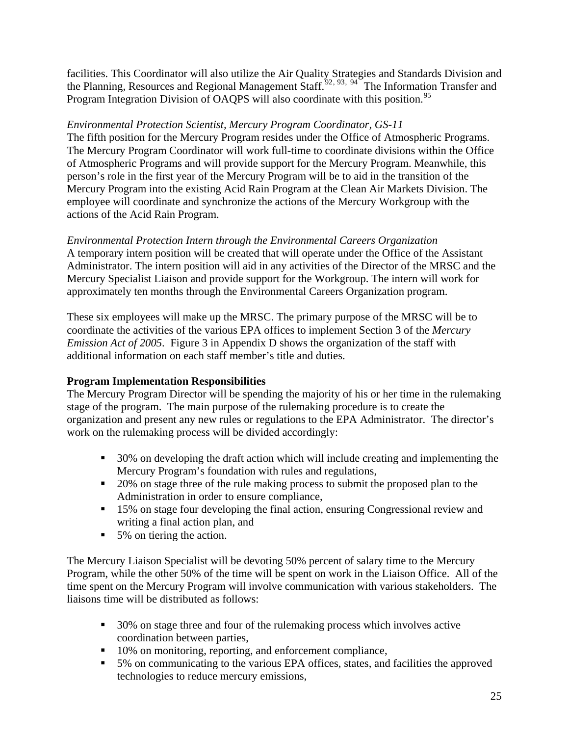facilities. This Coordinator will also utilize the Air Quality Strategies and Standards Division and the Planning, Resources and Regional Management Staff.[92, 93, 94] The Information Transfer and Program Integration Division of OAQPS will also coordinate with this position.[95]

*Environmental Protection Scientist, Mercury Program Coordinator, GS-11*
The fifth position for the Mercury Program resides under the Office of Atmospheric Programs. The Mercury Program Coordinator will work full-time to coordinate divisions within the Office of Atmospheric Programs and will provide support for the Mercury Program. Meanwhile, this person's role in the first year of the Mercury Program will be to aid in the transition of the Mercury Program into the existing Acid Rain Program at the Clean Air Markets Division. The employee will coordinate and synchronize the actions of the Mercury Workgroup with the actions of the Acid Rain Program.

*Environmental Protection Intern through the Environmental Careers Organization*
A temporary intern position will be created that will operate under the Office of the Assistant Administrator. The intern position will aid in any activities of the Director of the MRSC and the Mercury Specialist Liaison and provide support for the Workgroup. The intern will work for approximately ten months through the Environmental Careers Organization program.

These six employees will make up the MRSC. The primary purpose of the MRSC will be to coordinate the activities of the various EPA offices to implement Section 3 of the *Mercury Emission Act of 2005*. Figure 3 in Appendix D shows the organization of the staff with additional information on each staff member's title and duties.

**Program Implementation Responsibilities**
The Mercury Program Director will be spending the majority of his or her time in the rulemaking stage of the program. The main purpose of the rulemaking procedure is to create the organization and present any new rules or regulations to the EPA Administrator. The director's work on the rulemaking process will be divided accordingly:

- 30% on developing the draft action which will include creating and implementing the Mercury Program's foundation with rules and regulations,
- 20% on stage three of the rule making process to submit the proposed plan to the Administration in order to ensure compliance,
- 15% on stage four developing the final action, ensuring Congressional review and writing a final action plan, and
- 5% on tiering the action.

The Mercury Liaison Specialist will be devoting 50% percent of salary time to the Mercury Program, while the other 50% of the time will be spent on work in the Liaison Office. All of the time spent on the Mercury Program will involve communication with various stakeholders. The liaisons time will be distributed as follows:

- 30% on stage three and four of the rulemaking process which involves active coordination between parties,
- 10% on monitoring, reporting, and enforcement compliance,
- 5% on communicating to the various EPA offices, states, and facilities the approved technologies to reduce mercury emissions,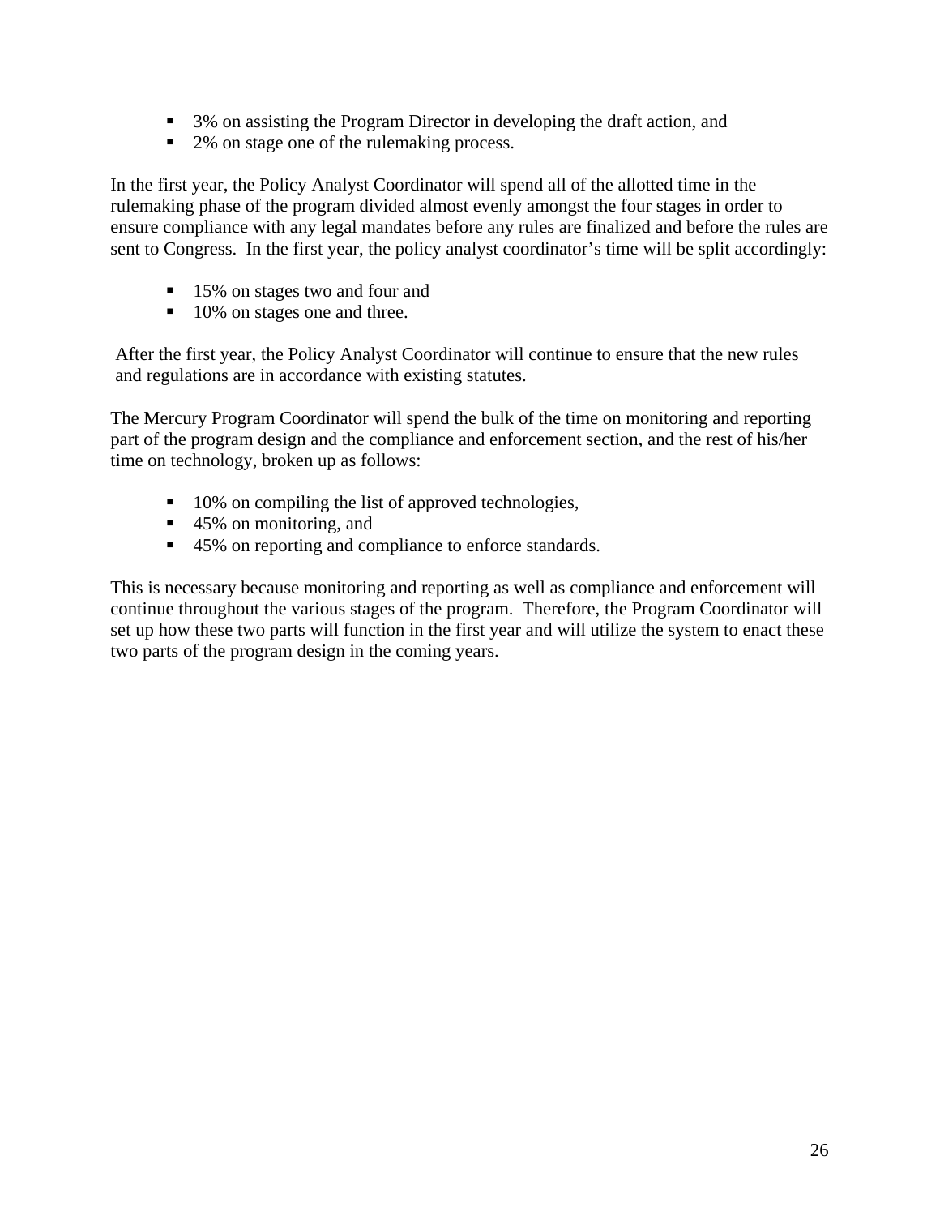- 3% on assisting the Program Director in developing the draft action, and
- 2% on stage one of the rulemaking process.

In the first year, the Policy Analyst Coordinator will spend all of the allotted time in the rulemaking phase of the program divided almost evenly amongst the four stages in order to ensure compliance with any legal mandates before any rules are finalized and before the rules are sent to Congress. In the first year, the policy analyst coordinator's time will be split accordingly:

- 15% on stages two and four and
- 10% on stages one and three.

After the first year, the Policy Analyst Coordinator will continue to ensure that the new rules and regulations are in accordance with existing statutes.

The Mercury Program Coordinator will spend the bulk of the time on monitoring and reporting part of the program design and the compliance and enforcement section, and the rest of his/her time on technology, broken up as follows:

- 10% on compiling the list of approved technologies,
- 45% on monitoring, and
- 45% on reporting and compliance to enforce standards.

This is necessary because monitoring and reporting as well as compliance and enforcement will continue throughout the various stages of the program. Therefore, the Program Coordinator will set up how these two parts will function in the first year and will utilize the system to enact these two parts of the program design in the coming years.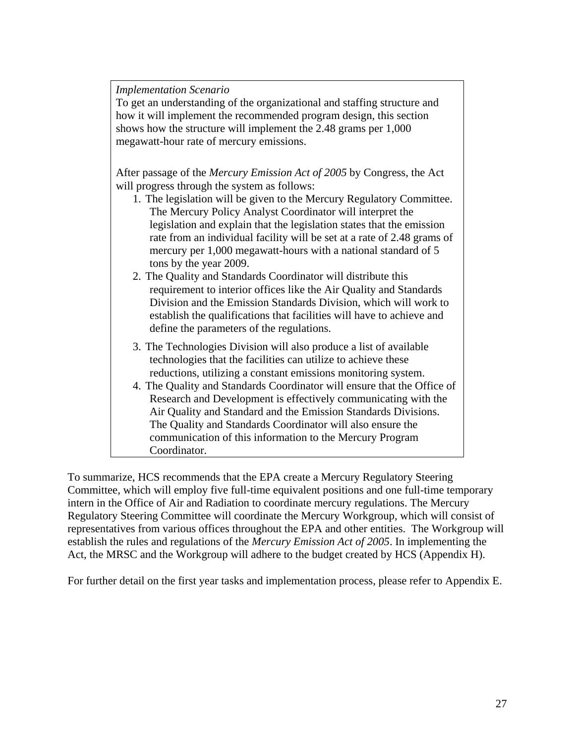*Implementation Scenario*

To get an understanding of the organizational and staffing structure and how it will implement the recommended program design, this section shows how the structure will implement the 2.48 grams per 1,000 megawatt-hour rate of mercury emissions.

After passage of the *Mercury Emission Act of 2005* by Congress, the Act will progress through the system as follows:

1. The legislation will be given to the Mercury Regulatory Committee. The Mercury Policy Analyst Coordinator will interpret the legislation and explain that the legislation states that the emission rate from an individual facility will be set at a rate of 2.48 grams of mercury per 1,000 megawatt-hours with a national standard of 5 tons by the year 2009.
2. The Quality and Standards Coordinator will distribute this requirement to interior offices like the Air Quality and Standards Division and the Emission Standards Division, which will work to establish the qualifications that facilities will have to achieve and define the parameters of the regulations.
3. The Technologies Division will also produce a list of available technologies that the facilities can utilize to achieve these reductions, utilizing a constant emissions monitoring system.
4. The Quality and Standards Coordinator will ensure that the Office of Research and Development is effectively communicating with the Air Quality and Standard and the Emission Standards Divisions. The Quality and Standards Coordinator will also ensure the communication of this information to the Mercury Program Coordinator.

To summarize, HCS recommends that the EPA create a Mercury Regulatory Steering Committee, which will employ five full-time equivalent positions and one full-time temporary intern in the Office of Air and Radiation to coordinate mercury regulations. The Mercury Regulatory Steering Committee will coordinate the Mercury Workgroup, which will consist of representatives from various offices throughout the EPA and other entities. The Workgroup will establish the rules and regulations of the *Mercury Emission Act of 2005*. In implementing the Act, the MRSC and the Workgroup will adhere to the budget created by HCS (Appendix H).

For further detail on the first year tasks and implementation process, please refer to Appendix E.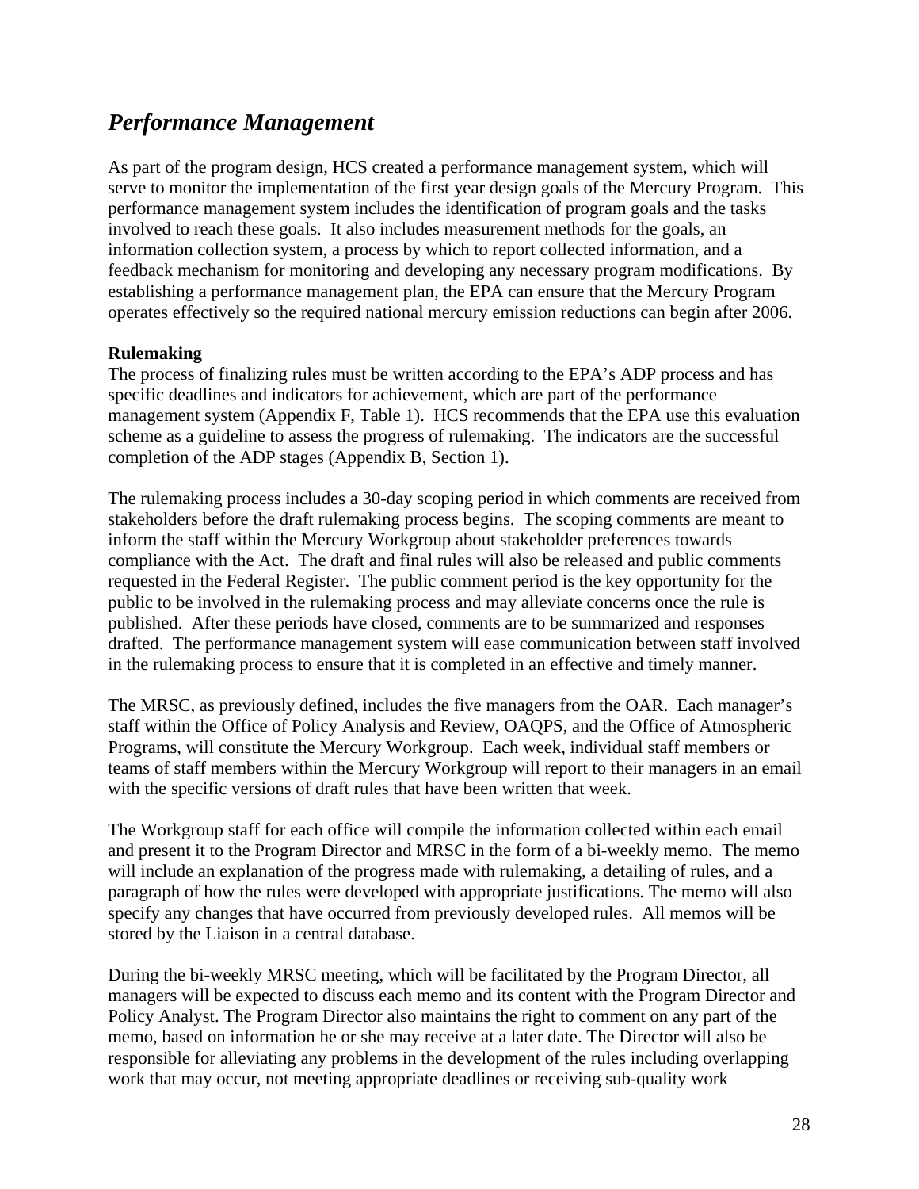## *Performance Management*

As part of the program design, HCS created a performance management system, which will serve to monitor the implementation of the first year design goals of the Mercury Program. This performance management system includes the identification of program goals and the tasks involved to reach these goals. It also includes measurement methods for the goals, an information collection system, a process by which to report collected information, and a feedback mechanism for monitoring and developing any necessary program modifications. By establishing a performance management plan, the EPA can ensure that the Mercury Program operates effectively so the required national mercury emission reductions can begin after 2006.

**Rulemaking**

The process of finalizing rules must be written according to the EPA's ADP process and has specific deadlines and indicators for achievement, which are part of the performance management system (Appendix F, Table 1). HCS recommends that the EPA use this evaluation scheme as a guideline to assess the progress of rulemaking. The indicators are the successful completion of the ADP stages (Appendix B, Section 1).

The rulemaking process includes a 30-day scoping period in which comments are received from stakeholders before the draft rulemaking process begins. The scoping comments are meant to inform the staff within the Mercury Workgroup about stakeholder preferences towards compliance with the Act. The draft and final rules will also be released and public comments requested in the Federal Register. The public comment period is the key opportunity for the public to be involved in the rulemaking process and may alleviate concerns once the rule is published. After these periods have closed, comments are to be summarized and responses drafted. The performance management system will ease communication between staff involved in the rulemaking process to ensure that it is completed in an effective and timely manner.

The MRSC, as previously defined, includes the five managers from the OAR. Each manager's staff within the Office of Policy Analysis and Review, OAQPS, and the Office of Atmospheric Programs, will constitute the Mercury Workgroup. Each week, individual staff members or teams of staff members within the Mercury Workgroup will report to their managers in an email with the specific versions of draft rules that have been written that week.

The Workgroup staff for each office will compile the information collected within each email and present it to the Program Director and MRSC in the form of a bi-weekly memo. The memo will include an explanation of the progress made with rulemaking, a detailing of rules, and a paragraph of how the rules were developed with appropriate justifications. The memo will also specify any changes that have occurred from previously developed rules. All memos will be stored by the Liaison in a central database.

During the bi-weekly MRSC meeting, which will be facilitated by the Program Director, all managers will be expected to discuss each memo and its content with the Program Director and Policy Analyst. The Program Director also maintains the right to comment on any part of the memo, based on information he or she may receive at a later date. The Director will also be responsible for alleviating any problems in the development of the rules including overlapping work that may occur, not meeting appropriate deadlines or receiving sub-quality work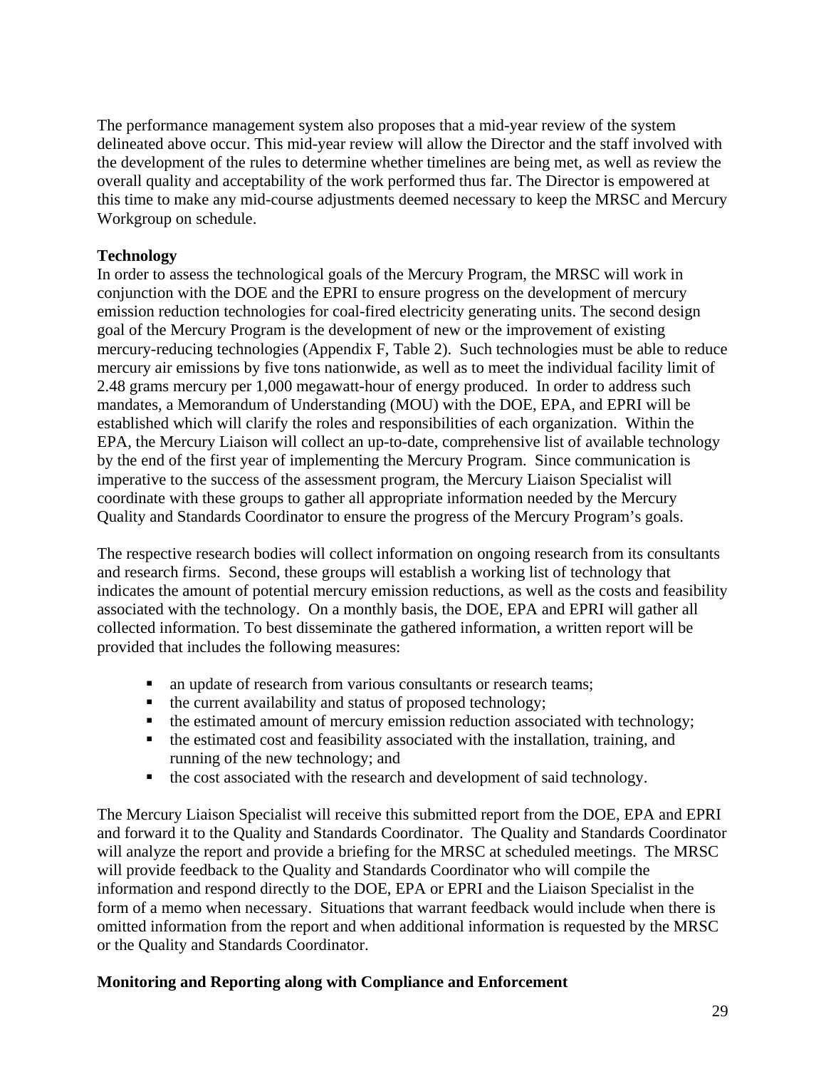The performance management system also proposes that a mid-year review of the system delineated above occur. This mid-year review will allow the Director and the staff involved with the development of the rules to determine whether timelines are being met, as well as review the overall quality and acceptability of the work performed thus far. The Director is empowered at this time to make any mid-course adjustments deemed necessary to keep the MRSC and Mercury Workgroup on schedule.

**Technology**

In order to assess the technological goals of the Mercury Program, the MRSC will work in conjunction with the DOE and the EPRI to ensure progress on the development of mercury emission reduction technologies for coal-fired electricity generating units. The second design goal of the Mercury Program is the development of new or the improvement of existing mercury-reducing technologies (Appendix F, Table 2). Such technologies must be able to reduce mercury air emissions by five tons nationwide, as well as to meet the individual facility limit of 2.48 grams mercury per 1,000 megawatt-hour of energy produced. In order to address such mandates, a Memorandum of Understanding (MOU) with the DOE, EPA, and EPRI will be established which will clarify the roles and responsibilities of each organization. Within the EPA, the Mercury Liaison will collect an up-to-date, comprehensive list of available technology by the end of the first year of implementing the Mercury Program. Since communication is imperative to the success of the assessment program, the Mercury Liaison Specialist will coordinate with these groups to gather all appropriate information needed by the Mercury Quality and Standards Coordinator to ensure the progress of the Mercury Program's goals.

The respective research bodies will collect information on ongoing research from its consultants and research firms. Second, these groups will establish a working list of technology that indicates the amount of potential mercury emission reductions, as well as the costs and feasibility associated with the technology. On a monthly basis, the DOE, EPA and EPRI will gather all collected information. To best disseminate the gathered information, a written report will be provided that includes the following measures:

- an update of research from various consultants or research teams;
- the current availability and status of proposed technology;
- the estimated amount of mercury emission reduction associated with technology;
- the estimated cost and feasibility associated with the installation, training, and running of the new technology; and
- the cost associated with the research and development of said technology.

The Mercury Liaison Specialist will receive this submitted report from the DOE, EPA and EPRI and forward it to the Quality and Standards Coordinator. The Quality and Standards Coordinator will analyze the report and provide a briefing for the MRSC at scheduled meetings. The MRSC will provide feedback to the Quality and Standards Coordinator who will compile the information and respond directly to the DOE, EPA or EPRI and the Liaison Specialist in the form of a memo when necessary. Situations that warrant feedback would include when there is omitted information from the report and when additional information is requested by the MRSC or the Quality and Standards Coordinator.

**Monitoring and Reporting along with Compliance and Enforcement**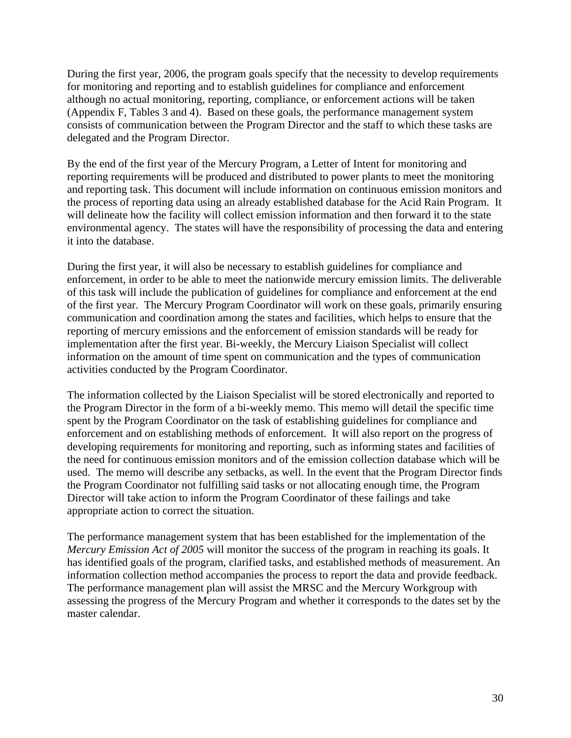During the first year, 2006, the program goals specify that the necessity to develop requirements for monitoring and reporting and to establish guidelines for compliance and enforcement although no actual monitoring, reporting, compliance, or enforcement actions will be taken (Appendix F, Tables 3 and 4). Based on these goals, the performance management system consists of communication between the Program Director and the staff to which these tasks are delegated and the Program Director.

By the end of the first year of the Mercury Program, a Letter of Intent for monitoring and reporting requirements will be produced and distributed to power plants to meet the monitoring and reporting task. This document will include information on continuous emission monitors and the process of reporting data using an already established database for the Acid Rain Program. It will delineate how the facility will collect emission information and then forward it to the state environmental agency. The states will have the responsibility of processing the data and entering it into the database.

During the first year, it will also be necessary to establish guidelines for compliance and enforcement, in order to be able to meet the nationwide mercury emission limits. The deliverable of this task will include the publication of guidelines for compliance and enforcement at the end of the first year. The Mercury Program Coordinator will work on these goals, primarily ensuring communication and coordination among the states and facilities, which helps to ensure that the reporting of mercury emissions and the enforcement of emission standards will be ready for implementation after the first year. Bi-weekly, the Mercury Liaison Specialist will collect information on the amount of time spent on communication and the types of communication activities conducted by the Program Coordinator.

The information collected by the Liaison Specialist will be stored electronically and reported to the Program Director in the form of a bi-weekly memo. This memo will detail the specific time spent by the Program Coordinator on the task of establishing guidelines for compliance and enforcement and on establishing methods of enforcement. It will also report on the progress of developing requirements for monitoring and reporting, such as informing states and facilities of the need for continuous emission monitors and of the emission collection database which will be used. The memo will describe any setbacks, as well. In the event that the Program Director finds the Program Coordinator not fulfilling said tasks or not allocating enough time, the Program Director will take action to inform the Program Coordinator of these failings and take appropriate action to correct the situation.

The performance management system that has been established for the implementation of the *Mercury Emission Act of 2005* will monitor the success of the program in reaching its goals. It has identified goals of the program, clarified tasks, and established methods of measurement. An information collection method accompanies the process to report the data and provide feedback. The performance management plan will assist the MRSC and the Mercury Workgroup with assessing the progress of the Mercury Program and whether it corresponds to the dates set by the master calendar.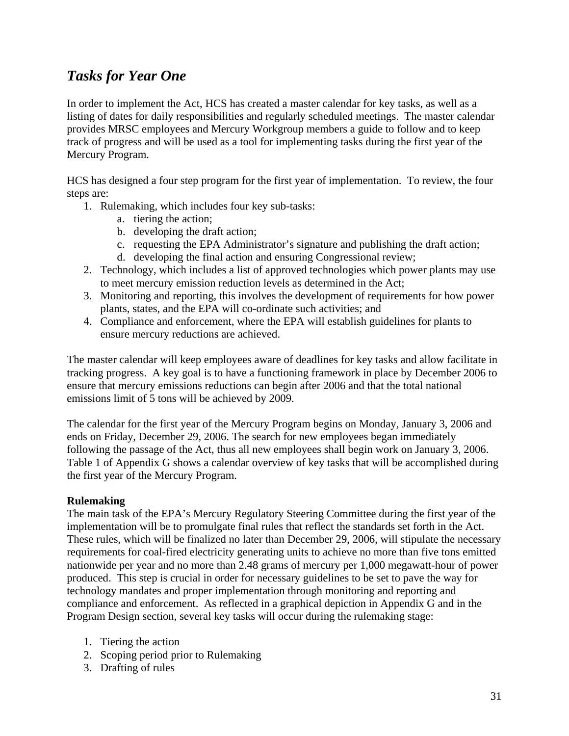## *Tasks for Year One*

In order to implement the Act, HCS has created a master calendar for key tasks, as well as a listing of dates for daily responsibilities and regularly scheduled meetings. The master calendar provides MRSC employees and Mercury Workgroup members a guide to follow and to keep track of progress and will be used as a tool for implementing tasks during the first year of the Mercury Program.

HCS has designed a four step program for the first year of implementation. To review, the four steps are:

1. Rulemaking, which includes four key sub-tasks:
   a. tiering the action;
   b. developing the draft action;
   c. requesting the EPA Administrator's signature and publishing the draft action;
   d. developing the final action and ensuring Congressional review;
2. Technology, which includes a list of approved technologies which power plants may use to meet mercury emission reduction levels as determined in the Act;
3. Monitoring and reporting, this involves the development of requirements for how power plants, states, and the EPA will co-ordinate such activities; and
4. Compliance and enforcement, where the EPA will establish guidelines for plants to ensure mercury reductions are achieved.

The master calendar will keep employees aware of deadlines for key tasks and allow facilitate in tracking progress. A key goal is to have a functioning framework in place by December 2006 to ensure that mercury emissions reductions can begin after 2006 and that the total national emissions limit of 5 tons will be achieved by 2009.

The calendar for the first year of the Mercury Program begins on Monday, January 3, 2006 and ends on Friday, December 29, 2006. The search for new employees began immediately following the passage of the Act, thus all new employees shall begin work on January 3, 2006. Table 1 of Appendix G shows a calendar overview of key tasks that will be accomplished during the first year of the Mercury Program.

**Rulemaking**

The main task of the EPA's Mercury Regulatory Steering Committee during the first year of the implementation will be to promulgate final rules that reflect the standards set forth in the Act. These rules, which will be finalized no later than December 29, 2006, will stipulate the necessary requirements for coal-fired electricity generating units to achieve no more than five tons emitted nationwide per year and no more than 2.48 grams of mercury per 1,000 megawatt-hour of power produced. This step is crucial in order for necessary guidelines to be set to pave the way for technology mandates and proper implementation through monitoring and reporting and compliance and enforcement. As reflected in a graphical depiction in Appendix G and in the Program Design section, several key tasks will occur during the rulemaking stage:

1. Tiering the action
2. Scoping period prior to Rulemaking
3. Drafting of rules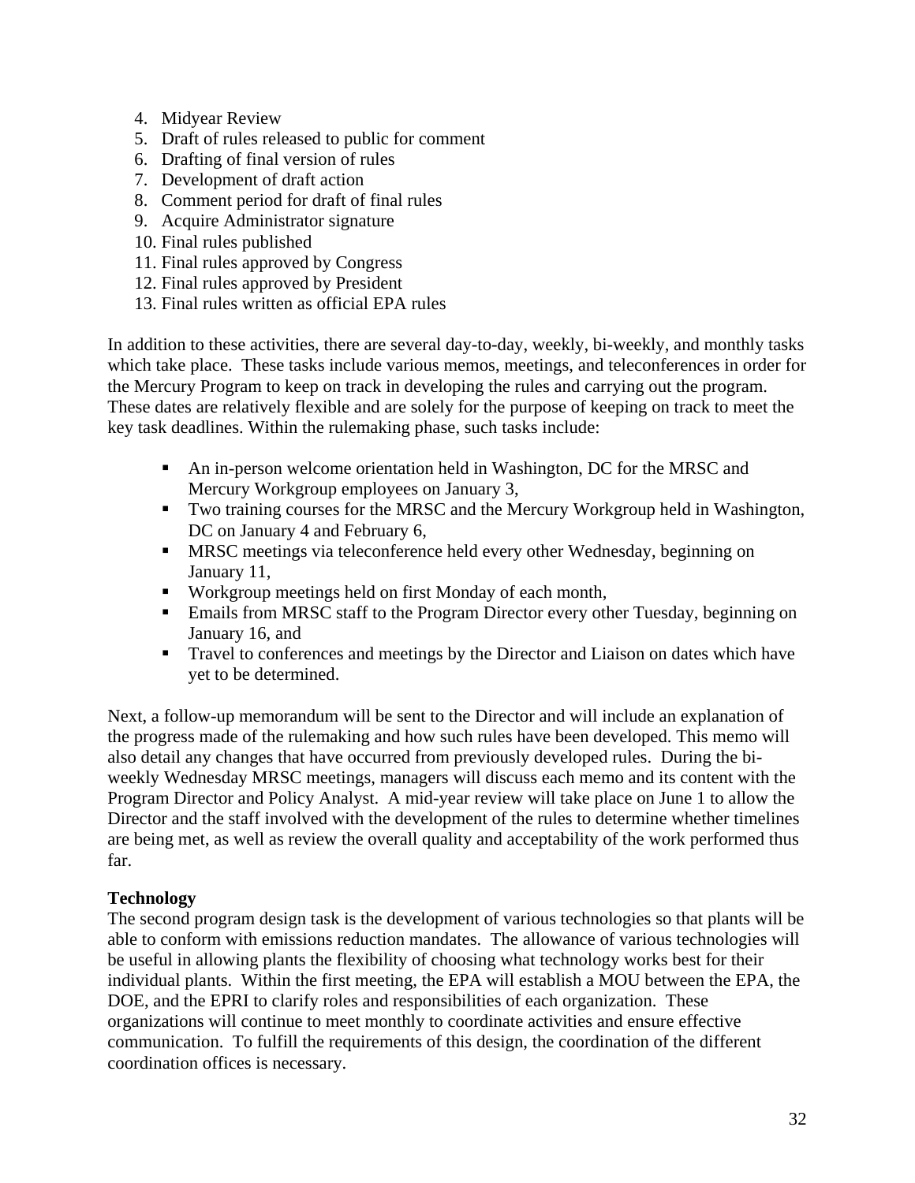4. Midyear Review
5. Draft of rules released to public for comment
6. Drafting of final version of rules
7. Development of draft action
8. Comment period for draft of final rules
9. Acquire Administrator signature
10. Final rules published
11. Final rules approved by Congress
12. Final rules approved by President
13. Final rules written as official EPA rules

In addition to these activities, there are several day-to-day, weekly, bi-weekly, and monthly tasks which take place. These tasks include various memos, meetings, and teleconferences in order for the Mercury Program to keep on track in developing the rules and carrying out the program. These dates are relatively flexible and are solely for the purpose of keeping on track to meet the key task deadlines. Within the rulemaking phase, such tasks include:

- An in-person welcome orientation held in Washington, DC for the MRSC and Mercury Workgroup employees on January 3,
- Two training courses for the MRSC and the Mercury Workgroup held in Washington, DC on January 4 and February 6,
- MRSC meetings via teleconference held every other Wednesday, beginning on January 11,
- Workgroup meetings held on first Monday of each month,
- Emails from MRSC staff to the Program Director every other Tuesday, beginning on January 16, and
- Travel to conferences and meetings by the Director and Liaison on dates which have yet to be determined.

Next, a follow-up memorandum will be sent to the Director and will include an explanation of the progress made of the rulemaking and how such rules have been developed. This memo will also detail any changes that have occurred from previously developed rules. During the bi-weekly Wednesday MRSC meetings, managers will discuss each memo and its content with the Program Director and Policy Analyst. A mid-year review will take place on June 1 to allow the Director and the staff involved with the development of the rules to determine whether timelines are being met, as well as review the overall quality and acceptability of the work performed thus far.

**Technology**

The second program design task is the development of various technologies so that plants will be able to conform with emissions reduction mandates. The allowance of various technologies will be useful in allowing plants the flexibility of choosing what technology works best for their individual plants. Within the first meeting, the EPA will establish a MOU between the EPA, the DOE, and the EPRI to clarify roles and responsibilities of each organization. These organizations will continue to meet monthly to coordinate activities and ensure effective communication. To fulfill the requirements of this design, the coordination of the different coordination offices is necessary.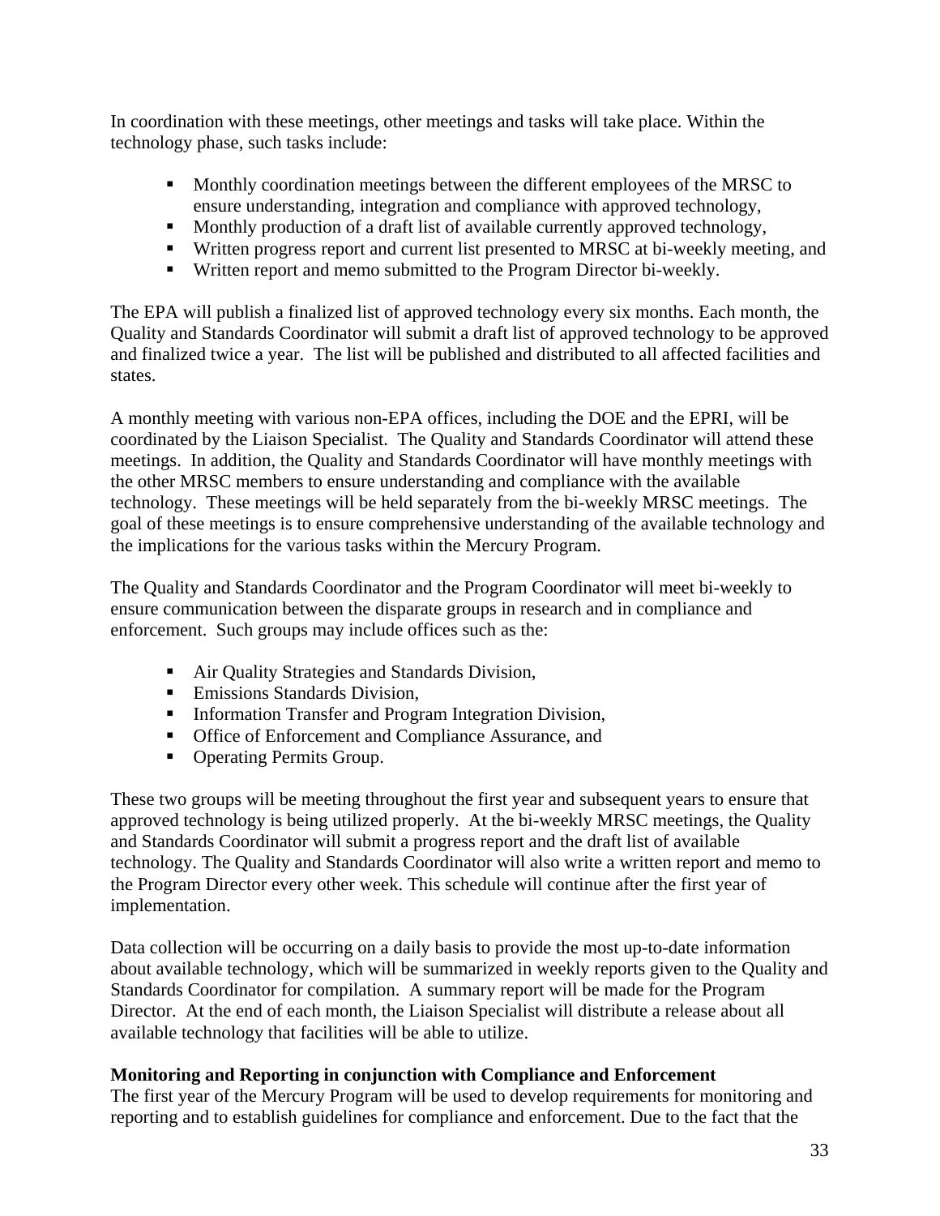In coordination with these meetings, other meetings and tasks will take place. Within the technology phase, such tasks include:

- Monthly coordination meetings between the different employees of the MRSC to ensure understanding, integration and compliance with approved technology,
- Monthly production of a draft list of available currently approved technology,
- Written progress report and current list presented to MRSC at bi-weekly meeting, and
- Written report and memo submitted to the Program Director bi-weekly.

The EPA will publish a finalized list of approved technology every six months. Each month, the Quality and Standards Coordinator will submit a draft list of approved technology to be approved and finalized twice a year. The list will be published and distributed to all affected facilities and states.

A monthly meeting with various non-EPA offices, including the DOE and the EPRI, will be coordinated by the Liaison Specialist. The Quality and Standards Coordinator will attend these meetings. In addition, the Quality and Standards Coordinator will have monthly meetings with the other MRSC members to ensure understanding and compliance with the available technology. These meetings will be held separately from the bi-weekly MRSC meetings. The goal of these meetings is to ensure comprehensive understanding of the available technology and the implications for the various tasks within the Mercury Program.

The Quality and Standards Coordinator and the Program Coordinator will meet bi-weekly to ensure communication between the disparate groups in research and in compliance and enforcement. Such groups may include offices such as the:

- Air Quality Strategies and Standards Division,
- Emissions Standards Division,
- Information Transfer and Program Integration Division,
- Office of Enforcement and Compliance Assurance, and
- Operating Permits Group.

These two groups will be meeting throughout the first year and subsequent years to ensure that approved technology is being utilized properly. At the bi-weekly MRSC meetings, the Quality and Standards Coordinator will submit a progress report and the draft list of available technology. The Quality and Standards Coordinator will also write a written report and memo to the Program Director every other week. This schedule will continue after the first year of implementation.

Data collection will be occurring on a daily basis to provide the most up-to-date information about available technology, which will be summarized in weekly reports given to the Quality and Standards Coordinator for compilation. A summary report will be made for the Program Director. At the end of each month, the Liaison Specialist will distribute a release about all available technology that facilities will be able to utilize.

**Monitoring and Reporting in conjunction with Compliance and Enforcement**

The first year of the Mercury Program will be used to develop requirements for monitoring and reporting and to establish guidelines for compliance and enforcement. Due to the fact that the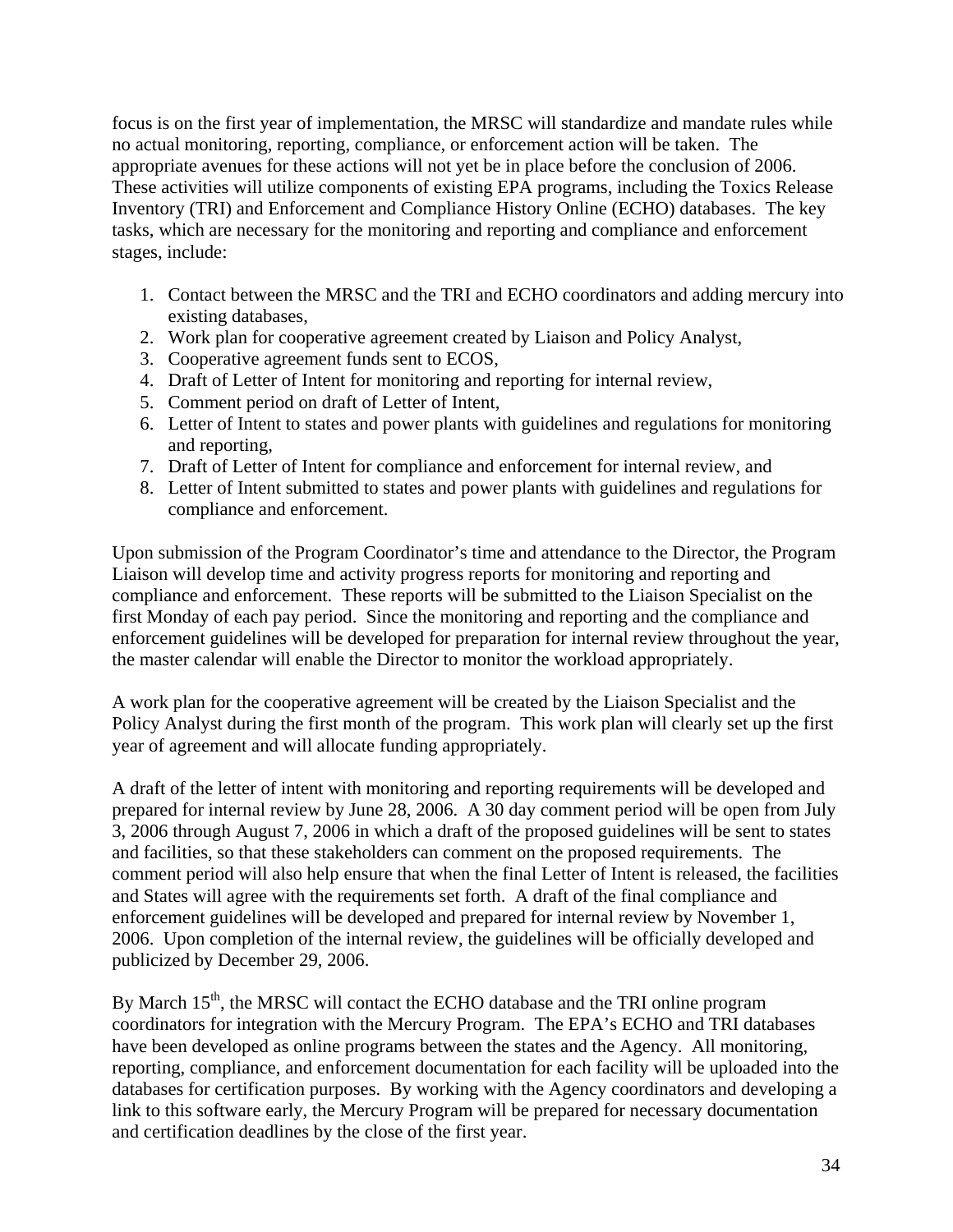focus is on the first year of implementation, the MRSC will standardize and mandate rules while no actual monitoring, reporting, compliance, or enforcement action will be taken. The appropriate avenues for these actions will not yet be in place before the conclusion of 2006. These activities will utilize components of existing EPA programs, including the Toxics Release Inventory (TRI) and Enforcement and Compliance History Online (ECHO) databases. The key tasks, which are necessary for the monitoring and reporting and compliance and enforcement stages, include:

1. Contact between the MRSC and the TRI and ECHO coordinators and adding mercury into existing databases,
2. Work plan for cooperative agreement created by Liaison and Policy Analyst,
3. Cooperative agreement funds sent to ECOS,
4. Draft of Letter of Intent for monitoring and reporting for internal review,
5. Comment period on draft of Letter of Intent,
6. Letter of Intent to states and power plants with guidelines and regulations for monitoring and reporting,
7. Draft of Letter of Intent for compliance and enforcement for internal review, and
8. Letter of Intent submitted to states and power plants with guidelines and regulations for compliance and enforcement.

Upon submission of the Program Coordinator's time and attendance to the Director, the Program Liaison will develop time and activity progress reports for monitoring and reporting and compliance and enforcement. These reports will be submitted to the Liaison Specialist on the first Monday of each pay period. Since the monitoring and reporting and the compliance and enforcement guidelines will be developed for preparation for internal review throughout the year, the master calendar will enable the Director to monitor the workload appropriately.

A work plan for the cooperative agreement will be created by the Liaison Specialist and the Policy Analyst during the first month of the program. This work plan will clearly set up the first year of agreement and will allocate funding appropriately.

A draft of the letter of intent with monitoring and reporting requirements will be developed and prepared for internal review by June 28, 2006. A 30 day comment period will be open from July 3, 2006 through August 7, 2006 in which a draft of the proposed guidelines will be sent to states and facilities, so that these stakeholders can comment on the proposed requirements. The comment period will also help ensure that when the final Letter of Intent is released, the facilities and States will agree with the requirements set forth. A draft of the final compliance and enforcement guidelines will be developed and prepared for internal review by November 1, 2006. Upon completion of the internal review, the guidelines will be officially developed and publicized by December 29, 2006.

By March 15th, the MRSC will contact the ECHO database and the TRI online program coordinators for integration with the Mercury Program. The EPA's ECHO and TRI databases have been developed as online programs between the states and the Agency. All monitoring, reporting, compliance, and enforcement documentation for each facility will be uploaded into the databases for certification purposes. By working with the Agency coordinators and developing a link to this software early, the Mercury Program will be prepared for necessary documentation and certification deadlines by the close of the first year.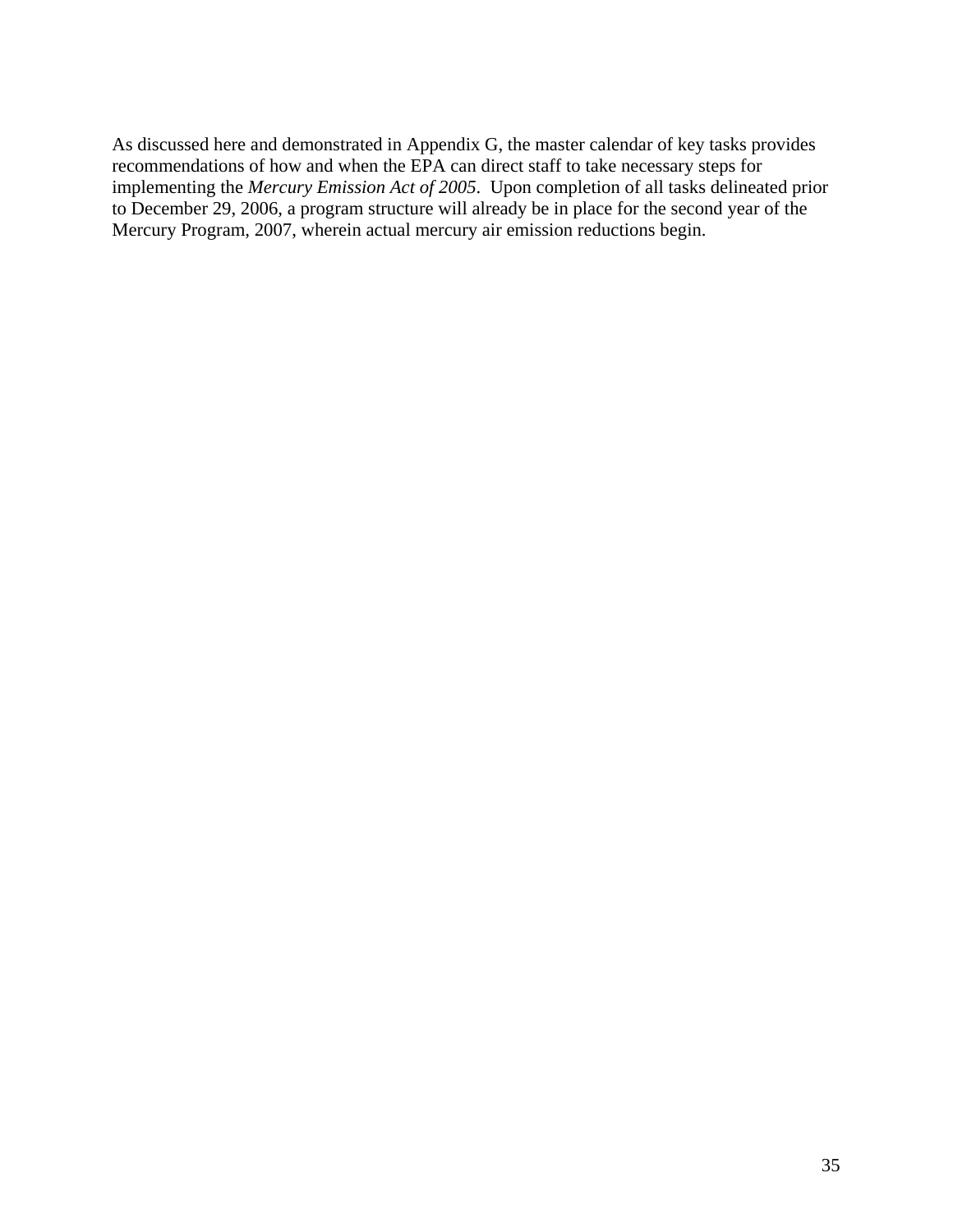As discussed here and demonstrated in Appendix G, the master calendar of key tasks provides recommendations of how and when the EPA can direct staff to take necessary steps for implementing the *Mercury Emission Act of 2005*. Upon completion of all tasks delineated prior to December 29, 2006, a program structure will already be in place for the second year of the Mercury Program, 2007, wherein actual mercury air emission reductions begin.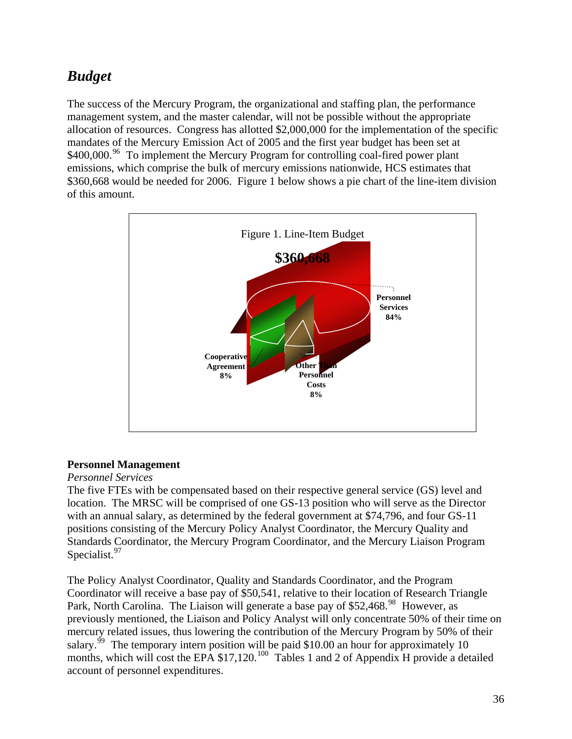## *Budget*

The success of the Mercury Program, the organizational and staffing plan, the performance management system, and the master calendar, will not be possible without the appropriate allocation of resources. Congress has allotted $2,000,000 for the implementation of the specific mandates of the Mercury Emission Act of 2005 and the first year budget has been set at $400,000.[96] To implement the Mercury Program for controlling coal-fired power plant emissions, which comprise the bulk of mercury emissions nationwide, HCS estimates that $360,668 would be needed for 2006. Figure 1 below shows a pie chart of the line-item division of this amount.

Figure 1. Line-Item Budget

**$360,668**

**Personnel Services 84%**

**Cooperative Agreement 8%**

**Other Than Personnel Costs 8%**

**Personnel Management**

*Personnel Services*

The five FTEs with be compensated based on their respective general service (GS) level and location. The MRSC will be comprised of one GS-13 position who will serve as the Director with an annual salary, as determined by the federal government at $74,796, and four GS-11 positions consisting of the Mercury Policy Analyst Coordinator, the Mercury Quality and Standards Coordinator, the Mercury Program Coordinator, and the Mercury Liaison Program Specialist.[97]

The Policy Analyst Coordinator, Quality and Standards Coordinator, and the Program Coordinator will receive a base pay of $50,541, relative to their location of Research Triangle Park, North Carolina. The Liaison will generate a base pay of $52,468.[98] However, as previously mentioned, the Liaison and Policy Analyst will only concentrate 50% of their time on mercury related issues, thus lowering the contribution of the Mercury Program by 50% of their salary.[99] The temporary intern position will be paid $10.00 an hour for approximately 10 months, which will cost the EPA $17,120.[100] Tables 1 and 2 of Appendix H provide a detailed account of personnel expenditures.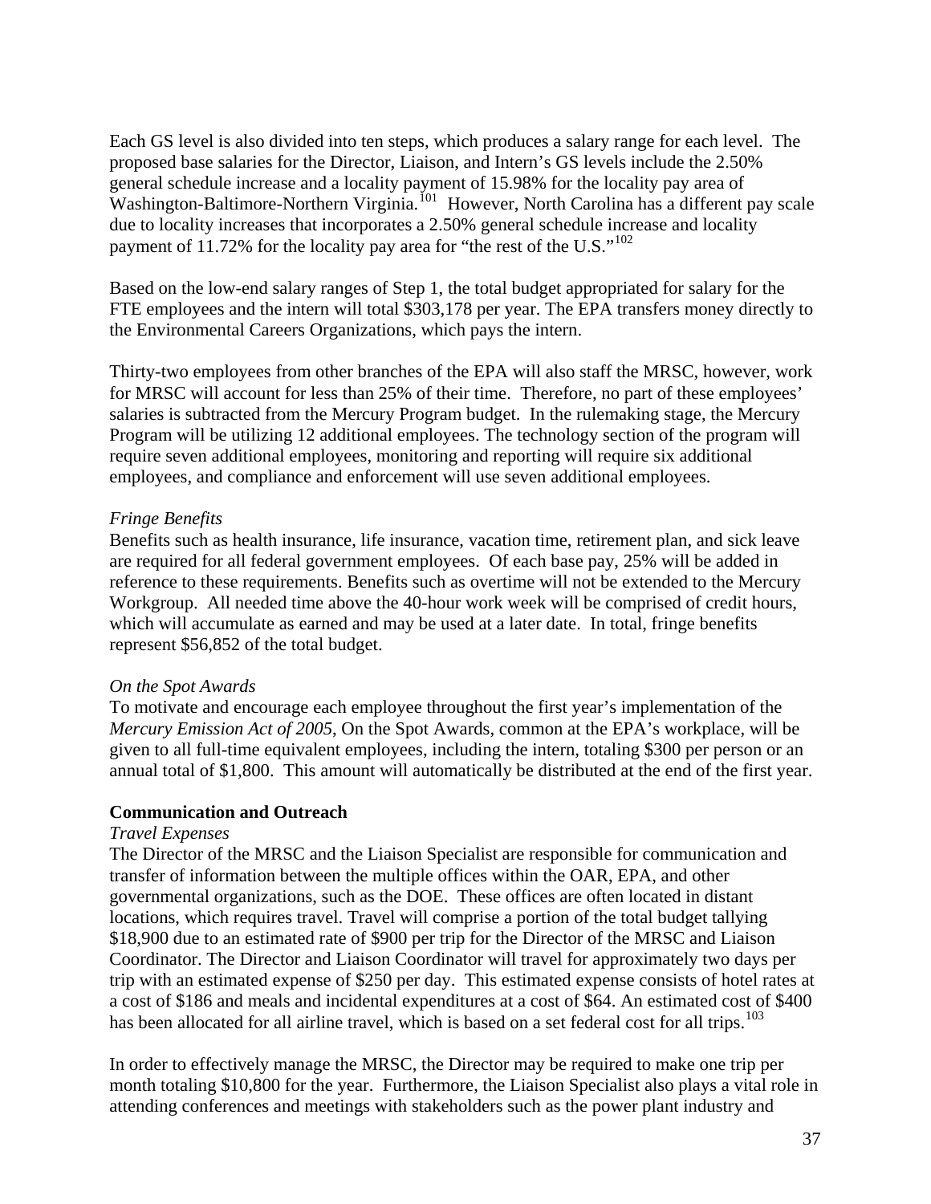Each GS level is also divided into ten steps, which produces a salary range for each level. The proposed base salaries for the Director, Liaison, and Intern's GS levels include the 2.50% general schedule increase and a locality payment of 15.98% for the locality pay area of Washington-Baltimore-Northern Virginia.[101] However, North Carolina has a different pay scale due to locality increases that incorporates a 2.50% general schedule increase and locality payment of 11.72% for the locality pay area for "the rest of the U.S."[102]

Based on the low-end salary ranges of Step 1, the total budget appropriated for salary for the FTE employees and the intern will total $303,178 per year. The EPA transfers money directly to the Environmental Careers Organizations, which pays the intern.

Thirty-two employees from other branches of the EPA will also staff the MRSC, however, work for MRSC will account for less than 25% of their time. Therefore, no part of these employees' salaries is subtracted from the Mercury Program budget. In the rulemaking stage, the Mercury Program will be utilizing 12 additional employees. The technology section of the program will require seven additional employees, monitoring and reporting will require six additional employees, and compliance and enforcement will use seven additional employees.

*Fringe Benefits*

Benefits such as health insurance, life insurance, vacation time, retirement plan, and sick leave are required for all federal government employees. Of each base pay, 25% will be added in reference to these requirements. Benefits such as overtime will not be extended to the Mercury Workgroup. All needed time above the 40-hour work week will be comprised of credit hours, which will accumulate as earned and may be used at a later date. In total, fringe benefits represent $56,852 of the total budget.

*On the Spot Awards*

To motivate and encourage each employee throughout the first year's implementation of the *Mercury Emission Act of 2005*, On the Spot Awards, common at the EPA's workplace, will be given to all full-time equivalent employees, including the intern, totaling $300 per person or an annual total of $1,800. This amount will automatically be distributed at the end of the first year.

**Communication and Outreach**

*Travel Expenses*

The Director of the MRSC and the Liaison Specialist are responsible for communication and transfer of information between the multiple offices within the OAR, EPA, and other governmental organizations, such as the DOE. These offices are often located in distant locations, which requires travel. Travel will comprise a portion of the total budget tallying $18,900 due to an estimated rate of $900 per trip for the Director of the MRSC and Liaison Coordinator. The Director and Liaison Coordinator will travel for approximately two days per trip with an estimated expense of $250 per day. This estimated expense consists of hotel rates at a cost of $186 and meals and incidental expenditures at a cost of $64. An estimated cost of $400 has been allocated for all airline travel, which is based on a set federal cost for all trips.[103]

In order to effectively manage the MRSC, the Director may be required to make one trip per month totaling $10,800 for the year. Furthermore, the Liaison Specialist also plays a vital role in attending conferences and meetings with stakeholders such as the power plant industry and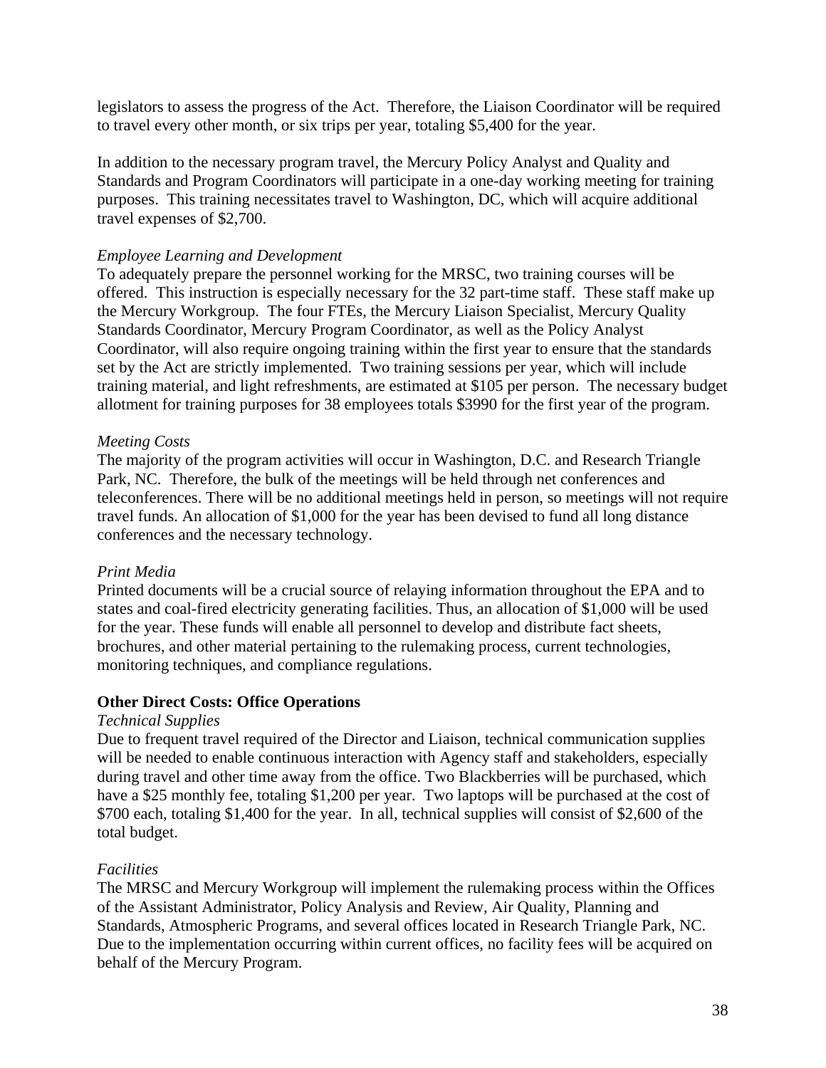legislators to assess the progress of the Act. Therefore, the Liaison Coordinator will be required to travel every other month, or six trips per year, totaling $5,400 for the year.

In addition to the necessary program travel, the Mercury Policy Analyst and Quality and Standards and Program Coordinators will participate in a one-day working meeting for training purposes. This training necessitates travel to Washington, DC, which will acquire additional travel expenses of $2,700.

*Employee Learning and Development*
To adequately prepare the personnel working for the MRSC, two training courses will be offered. This instruction is especially necessary for the 32 part-time staff. These staff make up the Mercury Workgroup. The four FTEs, the Mercury Liaison Specialist, Mercury Quality Standards Coordinator, Mercury Program Coordinator, as well as the Policy Analyst Coordinator, will also require ongoing training within the first year to ensure that the standards set by the Act are strictly implemented. Two training sessions per year, which will include training material, and light refreshments, are estimated at $105 per person. The necessary budget allotment for training purposes for 38 employees totals $3990 for the first year of the program.

*Meeting Costs*
The majority of the program activities will occur in Washington, D.C. and Research Triangle Park, NC. Therefore, the bulk of the meetings will be held through net conferences and teleconferences. There will be no additional meetings held in person, so meetings will not require travel funds. An allocation of $1,000 for the year has been devised to fund all long distance conferences and the necessary technology.

*Print Media*
Printed documents will be a crucial source of relaying information throughout the EPA and to states and coal-fired electricity generating facilities. Thus, an allocation of $1,000 will be used for the year. These funds will enable all personnel to develop and distribute fact sheets, brochures, and other material pertaining to the rulemaking process, current technologies, monitoring techniques, and compliance regulations.

**Other Direct Costs: Office Operations**

*Technical Supplies*
Due to frequent travel required of the Director and Liaison, technical communication supplies will be needed to enable continuous interaction with Agency staff and stakeholders, especially during travel and other time away from the office. Two Blackberries will be purchased, which have a $25 monthly fee, totaling $1,200 per year. Two laptops will be purchased at the cost of $700 each, totaling $1,400 for the year. In all, technical supplies will consist of $2,600 of the total budget.

*Facilities*
The MRSC and Mercury Workgroup will implement the rulemaking process within the Offices of the Assistant Administrator, Policy Analysis and Review, Air Quality, Planning and Standards, Atmospheric Programs, and several offices located in Research Triangle Park, NC. Due to the implementation occurring within current offices, no facility fees will be acquired on behalf of the Mercury Program.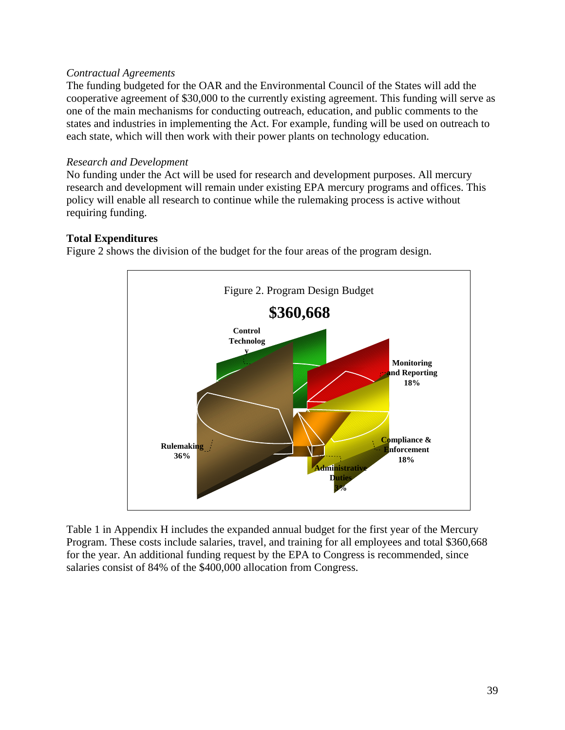*Contractual Agreements*
The funding budgeted for the OAR and the Environmental Council of the States will add the cooperative agreement of $30,000 to the currently existing agreement. This funding will serve as one of the main mechanisms for conducting outreach, education, and public comments to the states and industries in implementing the Act. For example, funding will be used on outreach to each state, which will then work with their power plants on technology education.

*Research and Development*
No funding under the Act will be used for research and development purposes. All mercury research and development will remain under existing EPA mercury programs and offices. This policy will enable all research to continue while the rulemaking process is active without requiring funding.

**Total Expenditures**
Figure 2 shows the division of the budget for the four areas of the program design.

Figure 2. Program Design Budget

**$360,668**

**Control Technology**

**Monitoring and Reporting 18%**

**Rulemaking 36%**

**Compliance & Enforcement 18%**

**Administrative Duties 3%**

Table 1 in Appendix H includes the expanded annual budget for the first year of the Mercury Program. These costs include salaries, travel, and training for all employees and total $360,668 for the year. An additional funding request by the EPA to Congress is recommended, since salaries consist of 84% of the $400,000 allocation from Congress.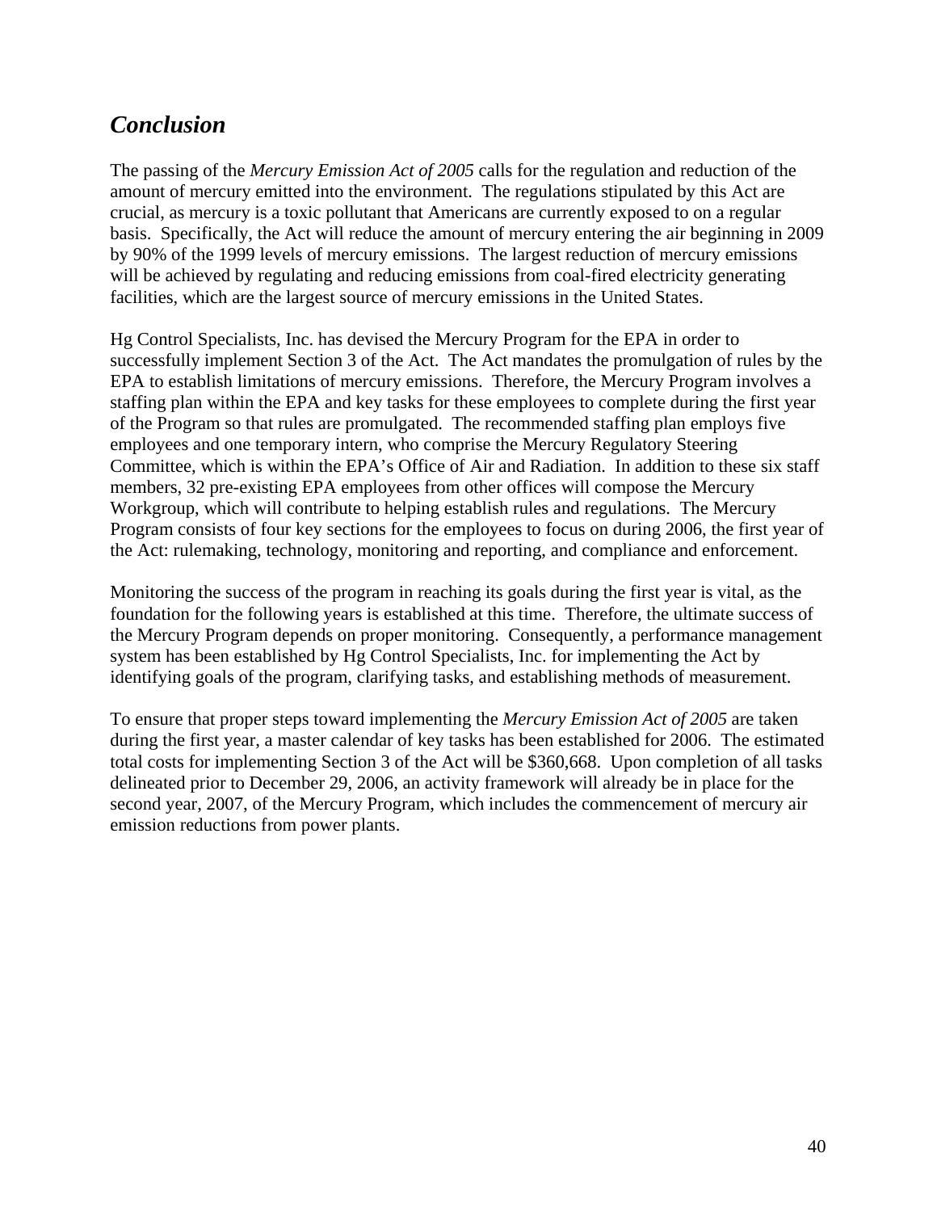## *Conclusion*

The passing of the *Mercury Emission Act of 2005* calls for the regulation and reduction of the amount of mercury emitted into the environment. The regulations stipulated by this Act are crucial, as mercury is a toxic pollutant that Americans are currently exposed to on a regular basis. Specifically, the Act will reduce the amount of mercury entering the air beginning in 2009 by 90% of the 1999 levels of mercury emissions. The largest reduction of mercury emissions will be achieved by regulating and reducing emissions from coal-fired electricity generating facilities, which are the largest source of mercury emissions in the United States.

Hg Control Specialists, Inc. has devised the Mercury Program for the EPA in order to successfully implement Section 3 of the Act. The Act mandates the promulgation of rules by the EPA to establish limitations of mercury emissions. Therefore, the Mercury Program involves a staffing plan within the EPA and key tasks for these employees to complete during the first year of the Program so that rules are promulgated. The recommended staffing plan employs five employees and one temporary intern, who comprise the Mercury Regulatory Steering Committee, which is within the EPA's Office of Air and Radiation. In addition to these six staff members, 32 pre-existing EPA employees from other offices will compose the Mercury Workgroup, which will contribute to helping establish rules and regulations. The Mercury Program consists of four key sections for the employees to focus on during 2006, the first year of the Act: rulemaking, technology, monitoring and reporting, and compliance and enforcement.

Monitoring the success of the program in reaching its goals during the first year is vital, as the foundation for the following years is established at this time. Therefore, the ultimate success of the Mercury Program depends on proper monitoring. Consequently, a performance management system has been established by Hg Control Specialists, Inc. for implementing the Act by identifying goals of the program, clarifying tasks, and establishing methods of measurement.

To ensure that proper steps toward implementing the *Mercury Emission Act of 2005* are taken during the first year, a master calendar of key tasks has been established for 2006. The estimated total costs for implementing Section 3 of the Act will be $360,668. Upon completion of all tasks delineated prior to December 29, 2006, an activity framework will already be in place for the second year, 2007, of the Mercury Program, which includes the commencement of mercury air emission reductions from power plants.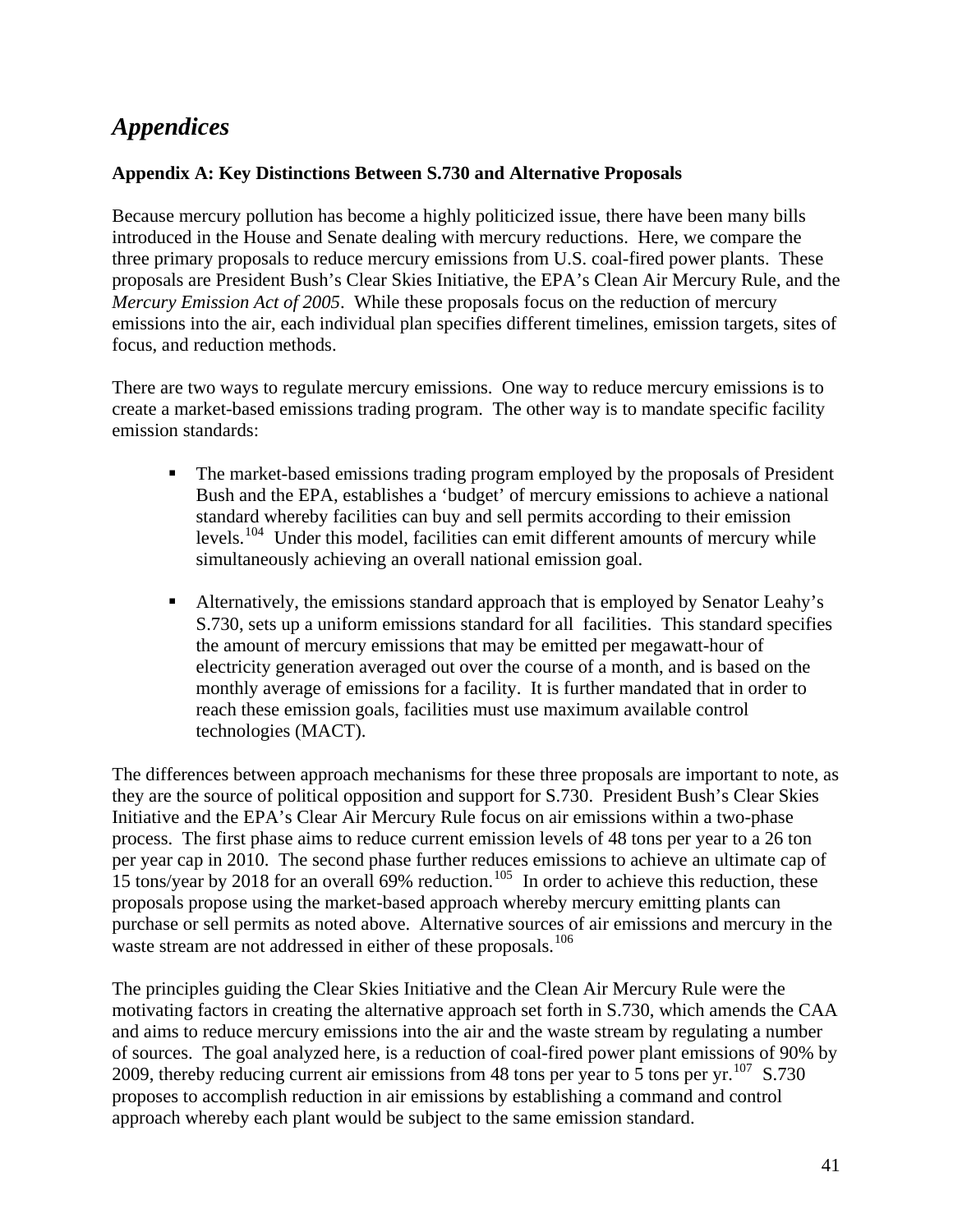# *Appendices*

### Appendix A: Key Distinctions Between S.730 and Alternative Proposals

Because mercury pollution has become a highly politicized issue, there have been many bills introduced in the House and Senate dealing with mercury reductions. Here, we compare the three primary proposals to reduce mercury emissions from U.S. coal-fired power plants. These proposals are President Bush's Clear Skies Initiative, the EPA's Clean Air Mercury Rule, and the *Mercury Emission Act of 2005*. While these proposals focus on the reduction of mercury emissions into the air, each individual plan specifies different timelines, emission targets, sites of focus, and reduction methods.

There are two ways to regulate mercury emissions. One way to reduce mercury emissions is to create a market-based emissions trading program. The other way is to mandate specific facility emission standards:

- The market-based emissions trading program employed by the proposals of President Bush and the EPA, establishes a 'budget' of mercury emissions to achieve a national standard whereby facilities can buy and sell permits according to their emission levels.[104] Under this model, facilities can emit different amounts of mercury while simultaneously achieving an overall national emission goal.

- Alternatively, the emissions standard approach that is employed by Senator Leahy's S.730, sets up a uniform emissions standard for all facilities. This standard specifies the amount of mercury emissions that may be emitted per megawatt-hour of electricity generation averaged out over the course of a month, and is based on the monthly average of emissions for a facility. It is further mandated that in order to reach these emission goals, facilities must use maximum available control technologies (MACT).

The differences between approach mechanisms for these three proposals are important to note, as they are the source of political opposition and support for S.730. President Bush's Clear Skies Initiative and the EPA's Clear Air Mercury Rule focus on air emissions within a two-phase process. The first phase aims to reduce current emission levels of 48 tons per year to a 26 ton per year cap in 2010. The second phase further reduces emissions to achieve an ultimate cap of 15 tons/year by 2018 for an overall 69% reduction.[105] In order to achieve this reduction, these proposals propose using the market-based approach whereby mercury emitting plants can purchase or sell permits as noted above. Alternative sources of air emissions and mercury in the waste stream are not addressed in either of these proposals.[106]

The principles guiding the Clear Skies Initiative and the Clean Air Mercury Rule were the motivating factors in creating the alternative approach set forth in S.730, which amends the CAA and aims to reduce mercury emissions into the air and the waste stream by regulating a number of sources. The goal analyzed here, is a reduction of coal-fired power plant emissions of 90% by 2009, thereby reducing current air emissions from 48 tons per year to 5 tons per yr.[107] S.730 proposes to accomplish reduction in air emissions by establishing a command and control approach whereby each plant would be subject to the same emission standard.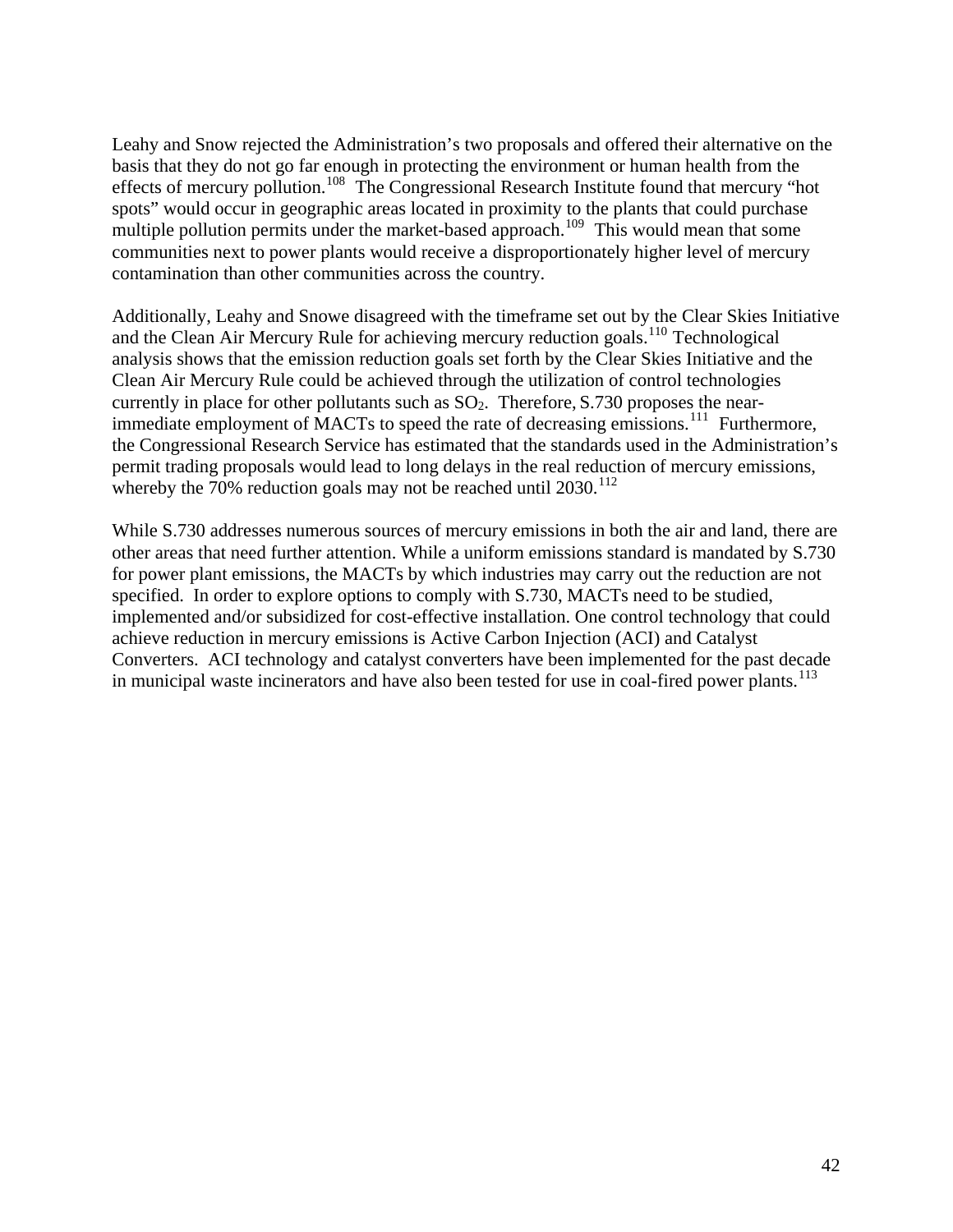Leahy and Snow rejected the Administration's two proposals and offered their alternative on the basis that they do not go far enough in protecting the environment or human health from the effects of mercury pollution.[108] The Congressional Research Institute found that mercury "hot spots" would occur in geographic areas located in proximity to the plants that could purchase multiple pollution permits under the market-based approach.[109] This would mean that some communities next to power plants would receive a disproportionately higher level of mercury contamination than other communities across the country.

Additionally, Leahy and Snowe disagreed with the timeframe set out by the Clear Skies Initiative and the Clean Air Mercury Rule for achieving mercury reduction goals.[110] Technological analysis shows that the emission reduction goals set forth by the Clear Skies Initiative and the Clean Air Mercury Rule could be achieved through the utilization of control technologies currently in place for other pollutants such as $SO_2$. Therefore, S.730 proposes the near-immediate employment of MACTs to speed the rate of decreasing emissions.[111] Furthermore, the Congressional Research Service has estimated that the standards used in the Administration's permit trading proposals would lead to long delays in the real reduction of mercury emissions, whereby the 70% reduction goals may not be reached until 2030.[112]

While S.730 addresses numerous sources of mercury emissions in both the air and land, there are other areas that need further attention. While a uniform emissions standard is mandated by S.730 for power plant emissions, the MACTs by which industries may carry out the reduction are not specified. In order to explore options to comply with S.730, MACTs need to be studied, implemented and/or subsidized for cost-effective installation. One control technology that could achieve reduction in mercury emissions is Active Carbon Injection (ACI) and Catalyst Converters. ACI technology and catalyst converters have been implemented for the past decade in municipal waste incinerators and have also been tested for use in coal-fired power plants.[113]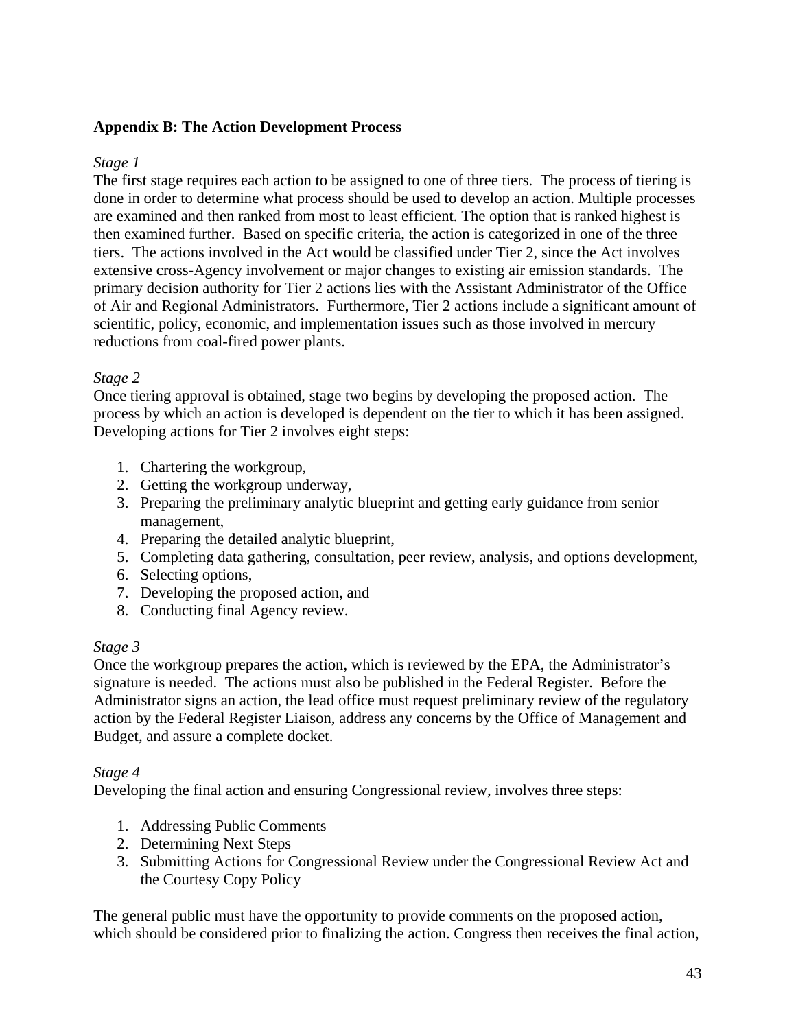**Appendix B: The Action Development Process**

*Stage 1*

The first stage requires each action to be assigned to one of three tiers. The process of tiering is done in order to determine what process should be used to develop an action. Multiple processes are examined and then ranked from most to least efficient. The option that is ranked highest is then examined further. Based on specific criteria, the action is categorized in one of the three tiers. The actions involved in the Act would be classified under Tier 2, since the Act involves extensive cross-Agency involvement or major changes to existing air emission standards. The primary decision authority for Tier 2 actions lies with the Assistant Administrator of the Office of Air and Regional Administrators. Furthermore, Tier 2 actions include a significant amount of scientific, policy, economic, and implementation issues such as those involved in mercury reductions from coal-fired power plants.

*Stage 2*

Once tiering approval is obtained, stage two begins by developing the proposed action. The process by which an action is developed is dependent on the tier to which it has been assigned. Developing actions for Tier 2 involves eight steps:

1. Chartering the workgroup,
2. Getting the workgroup underway,
3. Preparing the preliminary analytic blueprint and getting early guidance from senior management,
4. Preparing the detailed analytic blueprint,
5. Completing data gathering, consultation, peer review, analysis, and options development,
6. Selecting options,
7. Developing the proposed action, and
8. Conducting final Agency review.

*Stage 3*

Once the workgroup prepares the action, which is reviewed by the EPA, the Administrator's signature is needed. The actions must also be published in the Federal Register. Before the Administrator signs an action, the lead office must request preliminary review of the regulatory action by the Federal Register Liaison, address any concerns by the Office of Management and Budget, and assure a complete docket.

*Stage 4*

Developing the final action and ensuring Congressional review, involves three steps:

1. Addressing Public Comments
2. Determining Next Steps
3. Submitting Actions for Congressional Review under the Congressional Review Act and the Courtesy Copy Policy

The general public must have the opportunity to provide comments on the proposed action, which should be considered prior to finalizing the action. Congress then receives the final action,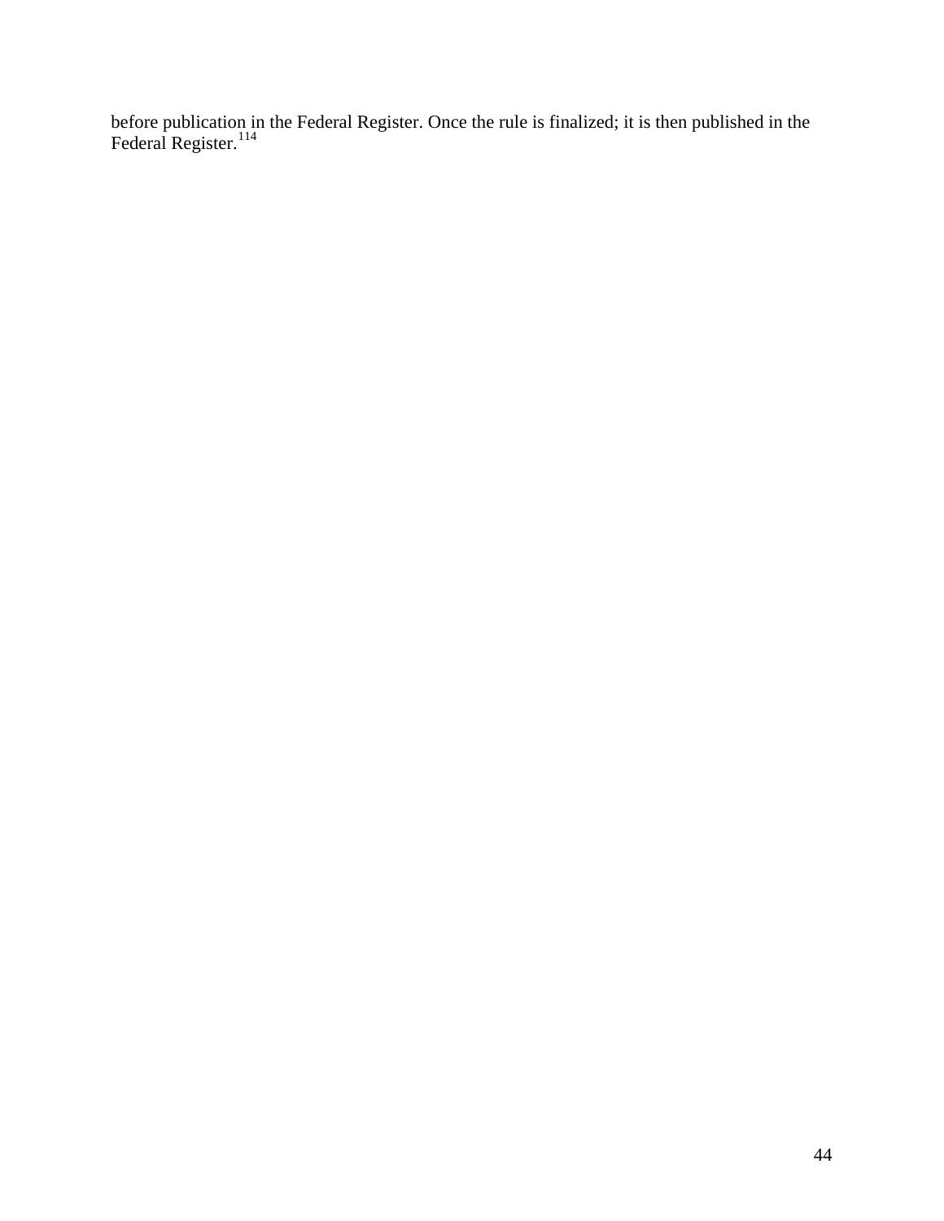before publication in the Federal Register. Once the rule is finalized; it is then published in the Federal Register.[114]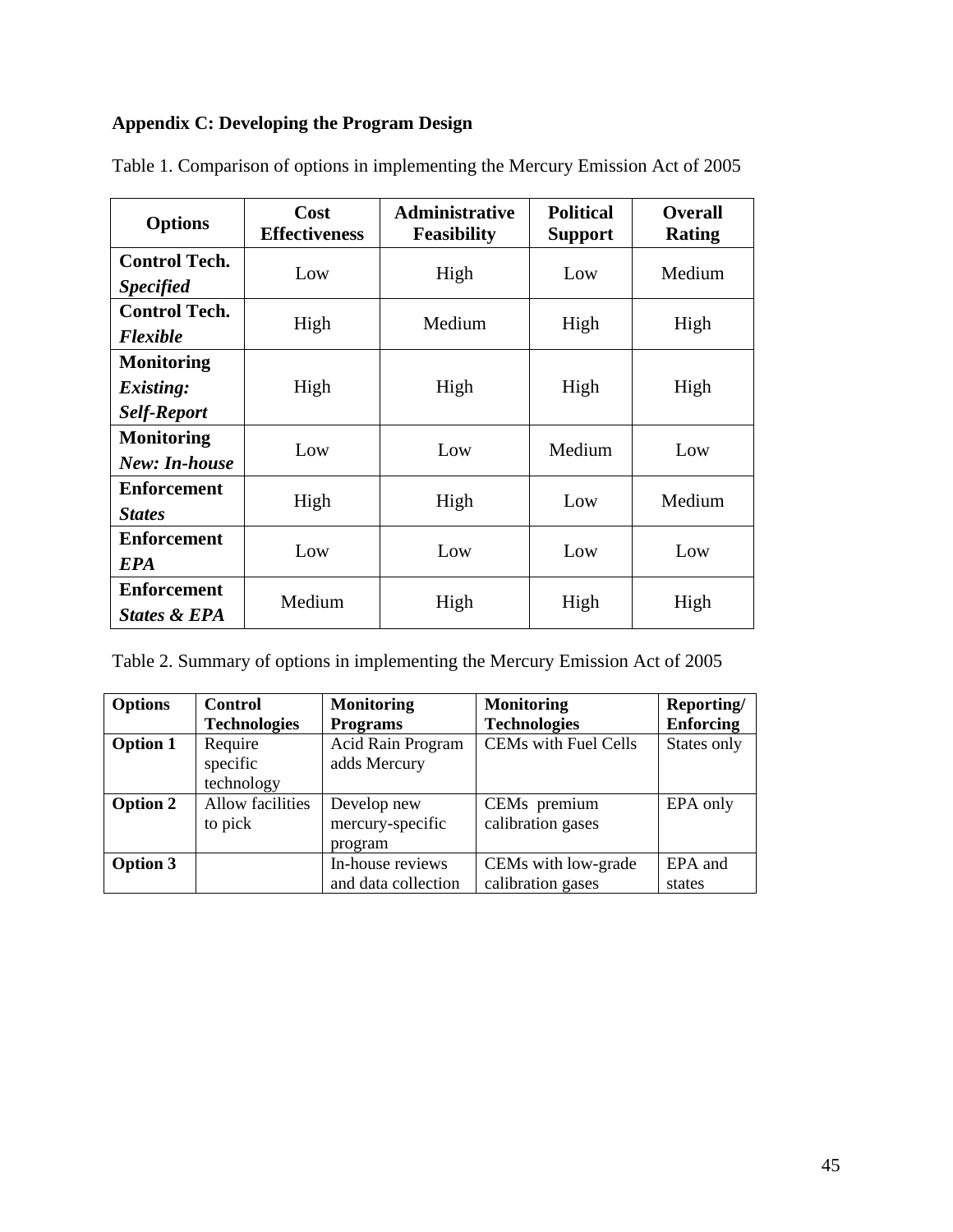## Appendix C: Developing the Program Design

Table 1. Comparison of options in implementing the Mercury Emission Act of 2005

| Options | Cost Effectiveness | Administrative Feasibility | Political Support | Overall Rating |
|---|---|---|---|---|
| **Control Tech.** ***Specified*** | Low | High | Low | Medium |
| **Control Tech.** ***Flexible*** | High | Medium | High | High |
| **Monitoring** ***Existing: Self-Report*** | High | High | High | High |
| **Monitoring** ***New: In-house*** | Low | Low | Medium | Low |
| **Enforcement** ***States*** | High | High | Low | Medium |
| **Enforcement** ***EPA*** | Low | Low | Low | Low |
| **Enforcement** ***States & EPA*** | Medium | High | High | High |

Table 2. Summary of options in implementing the Mercury Emission Act of 2005

| Options | Control Technologies | Monitoring Programs | Monitoring Technologies | Reporting/ Enforcing |
|---|---|---|---|---|
| **Option 1** | Require specific technology | Acid Rain Program adds Mercury | CEMs with Fuel Cells | States only |
| **Option 2** | Allow facilities to pick | Develop new mercury-specific program | CEMs premium calibration gases | EPA only |
| **Option 3** | | In-house reviews and data collection | CEMs with low-grade calibration gases | EPA and states |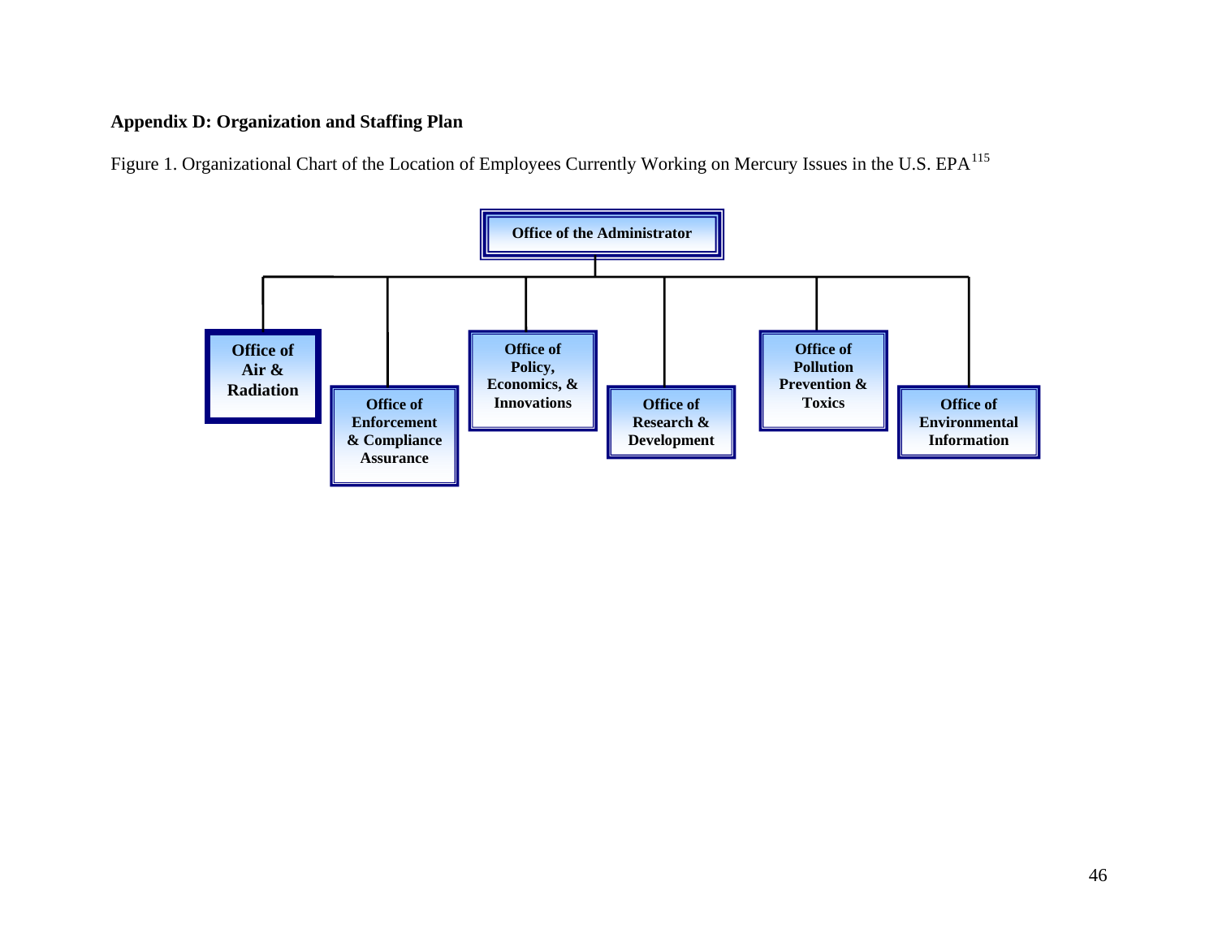**Appendix D: Organization and Staffing Plan**

Figure 1. Organizational Chart of the Location of Employees Currently Working on Mercury Issues in the U.S. EPA[115]

- **Office of the Administrator**
  - **Office of Air & Radiation**
  - **Office of Enforcement & Compliance Assurance**
  - **Office of Policy, Economics, & Innovations**
  - **Office of Research & Development**
  - **Office of Pollution Prevention & Toxics**
  - **Office of Environmental Information**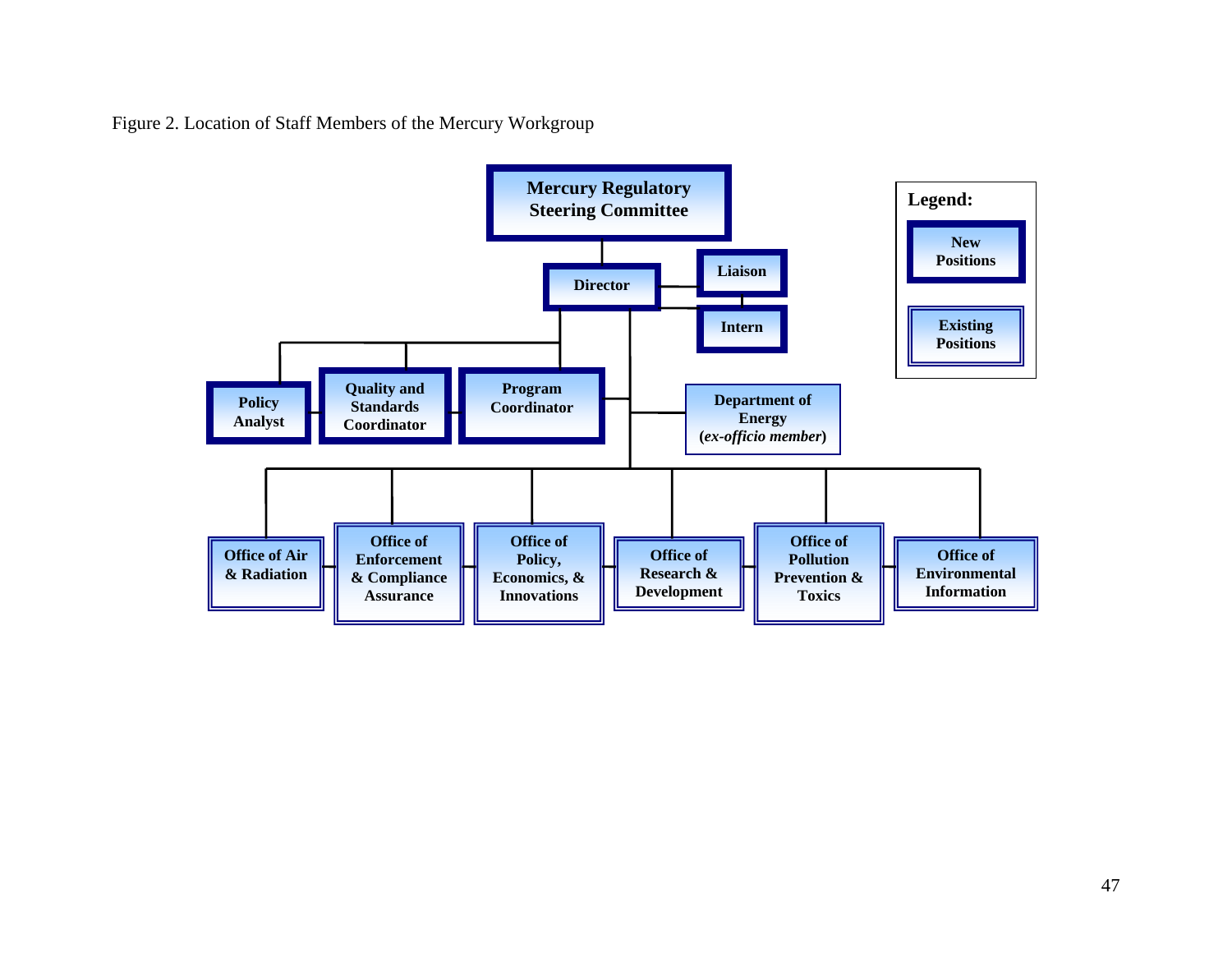Figure 2. Location of Staff Members of the Mercury Workgroup

**Mercury Regulatory Steering Committee**

**Director**

**Liaison**

**Intern**

**Policy Analyst**

**Quality and Standards Coordinator**

**Program Coordinator**

**Department of Energy (*ex-officio member*)**

**Office of Air & Radiation**

**Office of Enforcement & Compliance Assurance**

**Office of Policy, Economics, & Innovations**

**Office of Research & Development**

**Office of Pollution Prevention & Toxics**

**Office of Environmental Information**

**Legend:**

**New Positions**

**Existing Positions**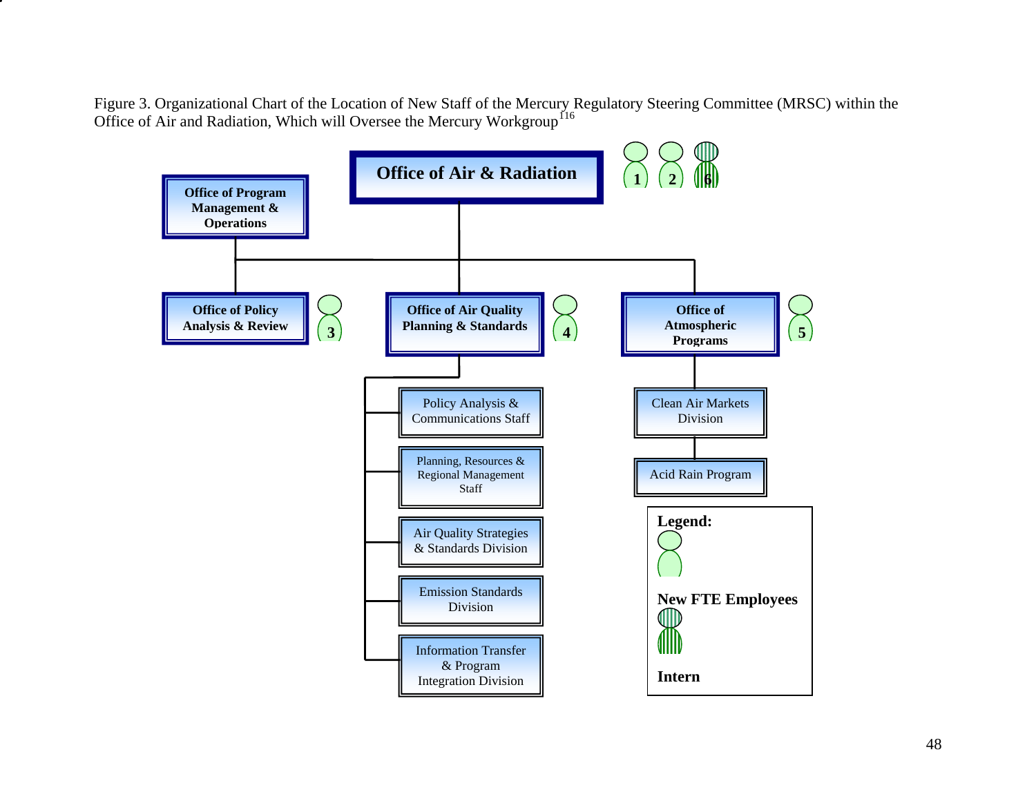Figure 3. Organizational Chart of the Location of New Staff of the Mercury Regulatory Steering Committee (MRSC) within the Office of Air and Radiation, Which will Oversee the Mercury Workgroup[116]

**Office of Air & Radiation** (1, 2, 6)

- **Office of Program Management & Operations**
- **Office of Policy Analysis & Review** (3)
- **Office of Air Quality Planning & Standards** (4)
  - Policy Analysis & Communications Staff
  - Planning, Resources & Regional Management Staff
  - Air Quality Strategies & Standards Division
  - Emission Standards Division
  - Information Transfer & Program Integration Division
- **Office of Atmospheric Programs** (5)
  - Clean Air Markets Division
    - Acid Rain Program

**Legend:**

**New FTE Employees**

**Intern**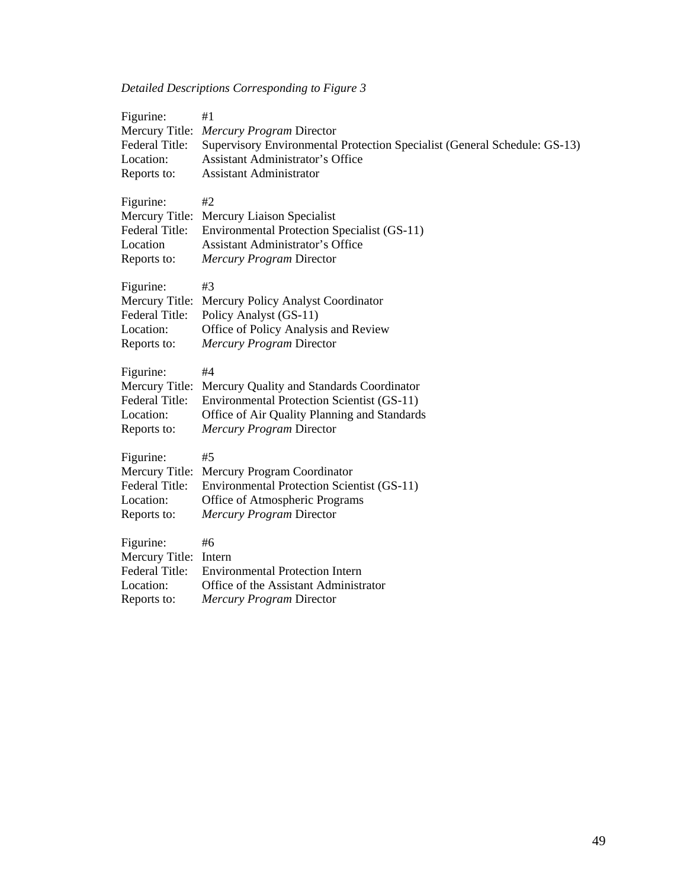*Detailed Descriptions Corresponding to Figure 3*

Figurine: #1
Mercury Title: *Mercury Program* Director
Federal Title: Supervisory Environmental Protection Specialist (General Schedule: GS-13)
Location: Assistant Administrator's Office
Reports to: Assistant Administrator

Figurine: #2
Mercury Title: Mercury Liaison Specialist
Federal Title: Environmental Protection Specialist (GS-11)
Location Assistant Administrator's Office
Reports to: *Mercury Program* Director

Figurine: #3
Mercury Title: Mercury Policy Analyst Coordinator
Federal Title: Policy Analyst (GS-11)
Location: Office of Policy Analysis and Review
Reports to: *Mercury Program* Director

Figurine: #4
Mercury Title: Mercury Quality and Standards Coordinator
Federal Title: Environmental Protection Scientist (GS-11)
Location: Office of Air Quality Planning and Standards
Reports to: *Mercury Program* Director

Figurine: #5
Mercury Title: Mercury Program Coordinator
Federal Title: Environmental Protection Scientist (GS-11)
Location: Office of Atmospheric Programs
Reports to: *Mercury Program* Director

Figurine: #6
Mercury Title: Intern
Federal Title: Environmental Protection Intern
Location: Office of the Assistant Administrator
Reports to: *Mercury Program* Director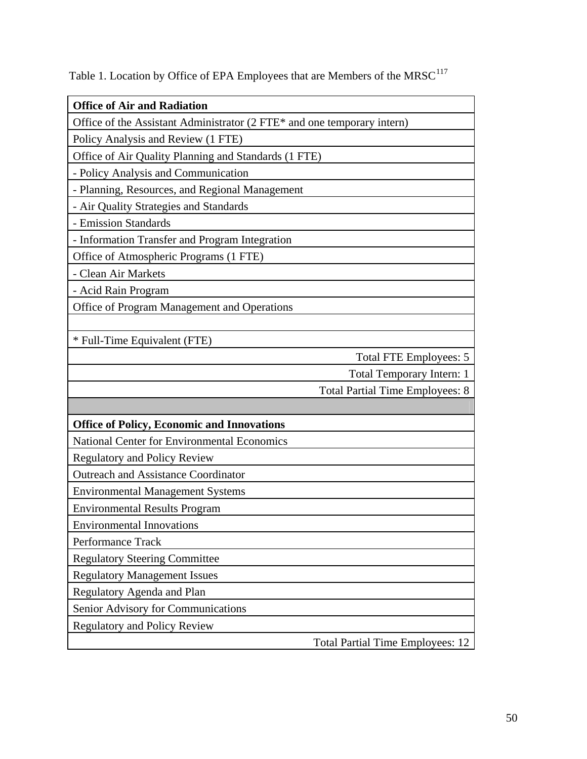Table 1. Location by Office of EPA Employees that are Members of the MRSC[117]

| **Office of Air and Radiation** |
|---|
| Office of the Assistant Administrator (2 FTE* and one temporary intern) |
| Policy Analysis and Review (1 FTE) |
| Office of Air Quality Planning and Standards (1 FTE) |
| - Policy Analysis and Communication |
| - Planning, Resources, and Regional Management |
| - Air Quality Strategies and Standards |
| - Emission Standards |
| - Information Transfer and Program Integration |
| Office of Atmospheric Programs (1 FTE) |
| - Clean Air Markets |
| - Acid Rain Program |
| Office of Program Management and Operations |
| |
| * Full-Time Equivalent (FTE) |
| Total FTE Employees: 5 |
| Total Temporary Intern: 1 |
| Total Partial Time Employees: 8 |
| |
| **Office of Policy, Economic and Innovations** |
| National Center for Environmental Economics |
| Regulatory and Policy Review |
| Outreach and Assistance Coordinator |
| Environmental Management Systems |
| Environmental Results Program |
| Environmental Innovations |
| Performance Track |
| Regulatory Steering Committee |
| Regulatory Management Issues |
| Regulatory Agenda and Plan |
| Senior Advisory for Communications |
| Regulatory and Policy Review |
| Total Partial Time Employees: 12 |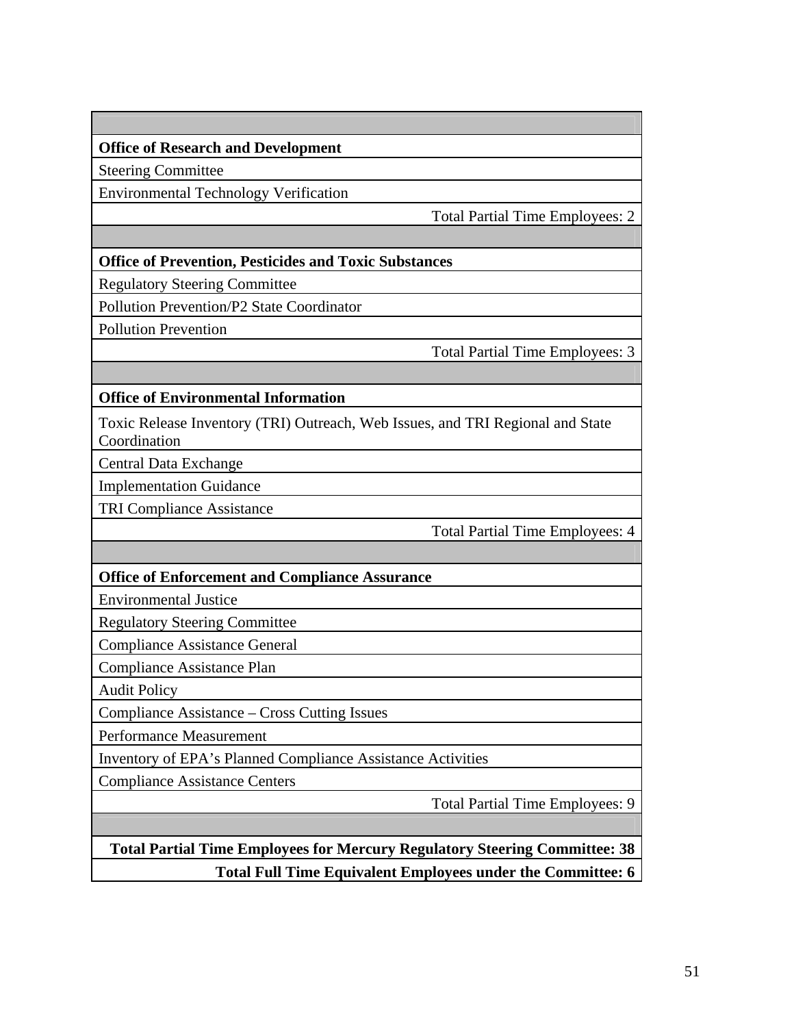| |
|---|
| **Office of Research and Development** |
| Steering Committee |
| Environmental Technology Verification |
| Total Partial Time Employees: 2 |
| |
| **Office of Prevention, Pesticides and Toxic Substances** |
| Regulatory Steering Committee |
| Pollution Prevention/P2 State Coordinator |
| Pollution Prevention |
| Total Partial Time Employees: 3 |
| |
| **Office of Environmental Information** |
| Toxic Release Inventory (TRI) Outreach, Web Issues, and TRI Regional and State Coordination |
| Central Data Exchange |
| Implementation Guidance |
| TRI Compliance Assistance |
| Total Partial Time Employees: 4 |
| |
| **Office of Enforcement and Compliance Assurance** |
| Environmental Justice |
| Regulatory Steering Committee |
| Compliance Assistance General |
| Compliance Assistance Plan |
| Audit Policy |
| Compliance Assistance – Cross Cutting Issues |
| Performance Measurement |
| Inventory of EPA's Planned Compliance Assistance Activities |
| Compliance Assistance Centers |
| Total Partial Time Employees: 9 |
| |
| **Total Partial Time Employees for Mercury Regulatory Steering Committee: 38** |
| **Total Full Time Equivalent Employees under the Committee: 6** |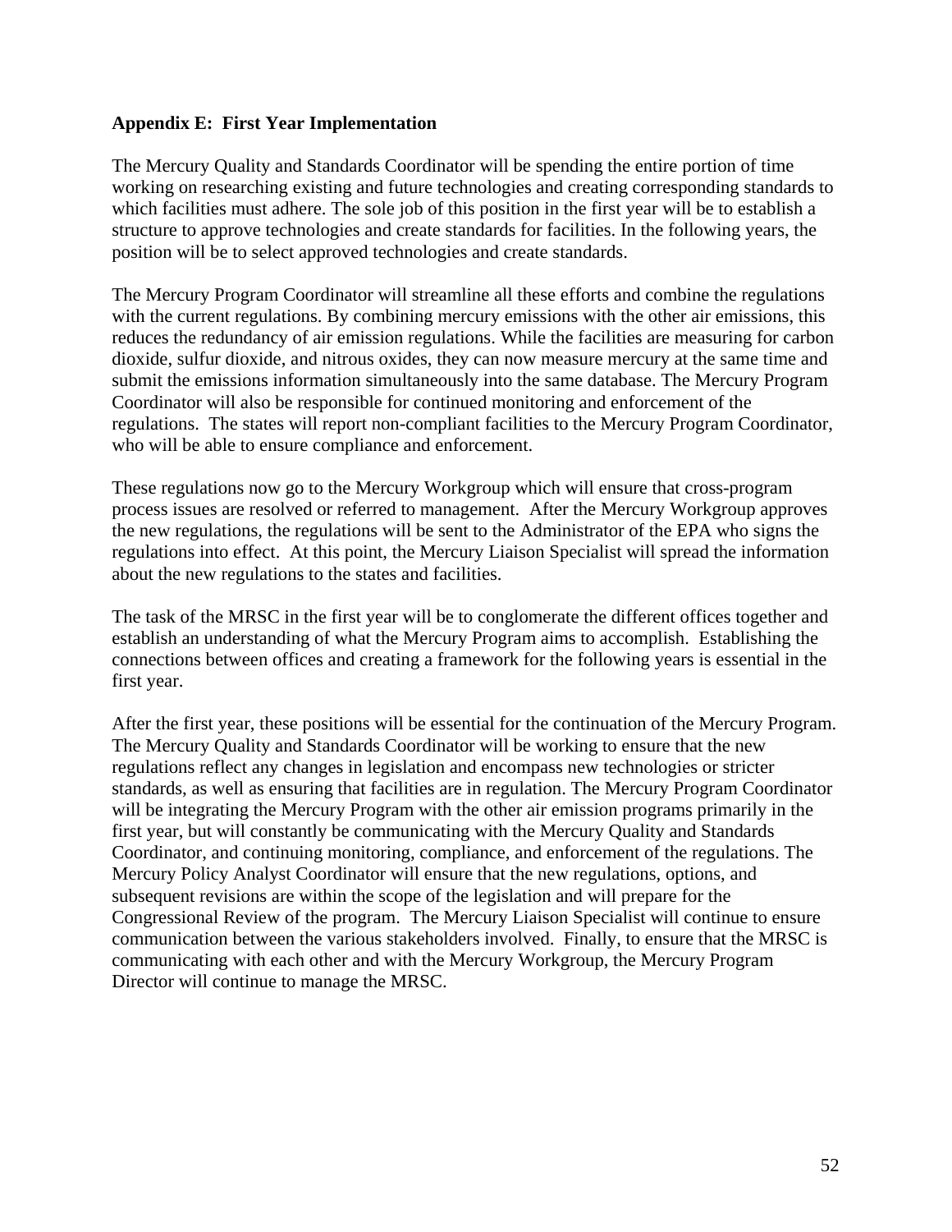**Appendix E: First Year Implementation**

The Mercury Quality and Standards Coordinator will be spending the entire portion of time working on researching existing and future technologies and creating corresponding standards to which facilities must adhere. The sole job of this position in the first year will be to establish a structure to approve technologies and create standards for facilities. In the following years, the position will be to select approved technologies and create standards.

The Mercury Program Coordinator will streamline all these efforts and combine the regulations with the current regulations. By combining mercury emissions with the other air emissions, this reduces the redundancy of air emission regulations. While the facilities are measuring for carbon dioxide, sulfur dioxide, and nitrous oxides, they can now measure mercury at the same time and submit the emissions information simultaneously into the same database. The Mercury Program Coordinator will also be responsible for continued monitoring and enforcement of the regulations. The states will report non-compliant facilities to the Mercury Program Coordinator, who will be able to ensure compliance and enforcement.

These regulations now go to the Mercury Workgroup which will ensure that cross-program process issues are resolved or referred to management. After the Mercury Workgroup approves the new regulations, the regulations will be sent to the Administrator of the EPA who signs the regulations into effect. At this point, the Mercury Liaison Specialist will spread the information about the new regulations to the states and facilities.

The task of the MRSC in the first year will be to conglomerate the different offices together and establish an understanding of what the Mercury Program aims to accomplish. Establishing the connections between offices and creating a framework for the following years is essential in the first year.

After the first year, these positions will be essential for the continuation of the Mercury Program. The Mercury Quality and Standards Coordinator will be working to ensure that the new regulations reflect any changes in legislation and encompass new technologies or stricter standards, as well as ensuring that facilities are in regulation. The Mercury Program Coordinator will be integrating the Mercury Program with the other air emission programs primarily in the first year, but will constantly be communicating with the Mercury Quality and Standards Coordinator, and continuing monitoring, compliance, and enforcement of the regulations. The Mercury Policy Analyst Coordinator will ensure that the new regulations, options, and subsequent revisions are within the scope of the legislation and will prepare for the Congressional Review of the program. The Mercury Liaison Specialist will continue to ensure communication between the various stakeholders involved. Finally, to ensure that the MRSC is communicating with each other and with the Mercury Workgroup, the Mercury Program Director will continue to manage the MRSC.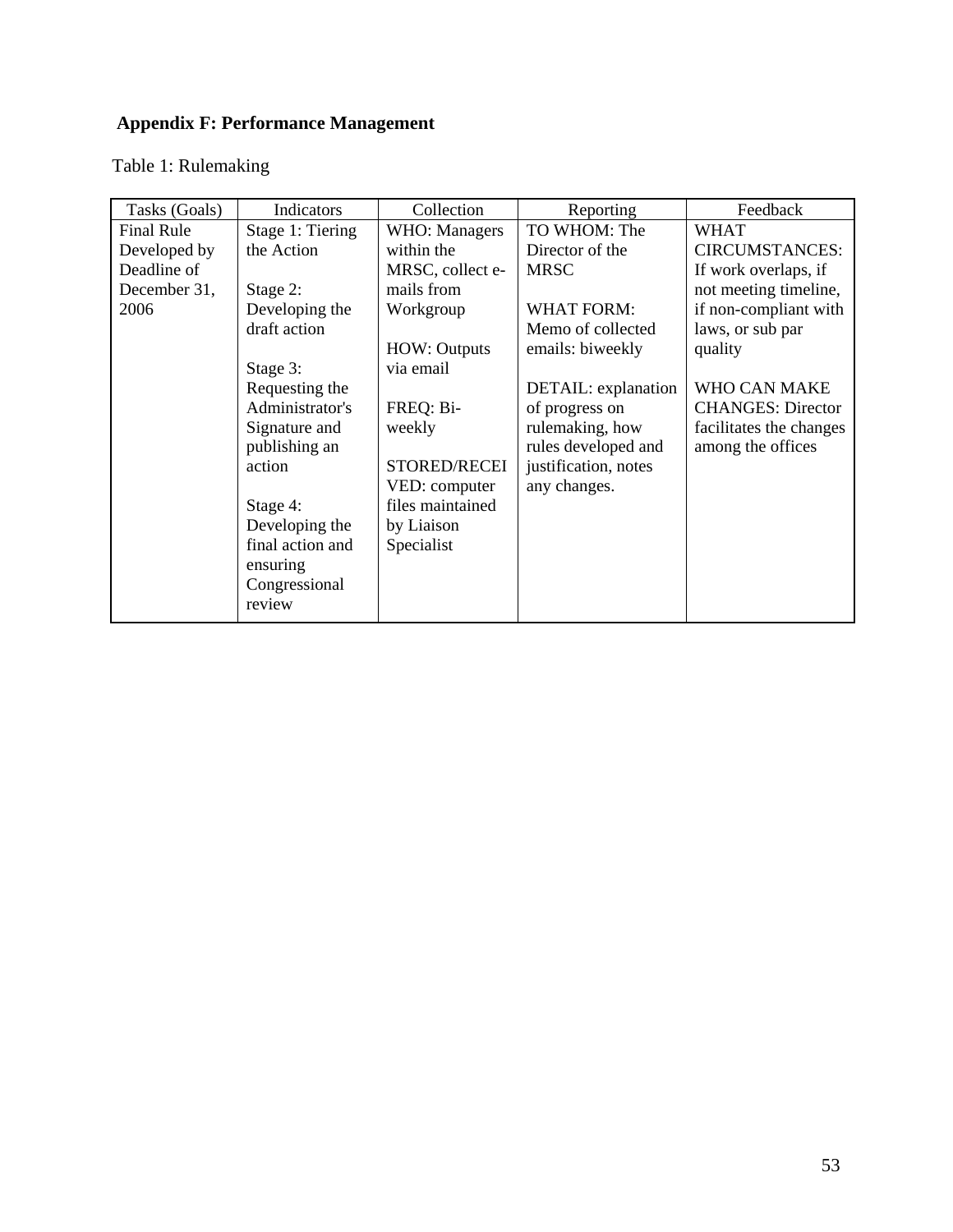## Appendix F: Performance Management

Table 1: Rulemaking

| Tasks (Goals) | Indicators | Collection | Reporting | Feedback |
|---|---|---|---|---|
| Final Rule Developed by Deadline of December 31, 2006 | Stage 1: Tiering the Action<br><br>Stage 2: Developing the draft action<br><br>Stage 3: Requesting the Administrator's Signature and publishing an action<br><br>Stage 4: Developing the final action and ensuring Congressional review | WHO: Managers within the MRSC, collect e-mails from Workgroup<br><br>HOW: Outputs via email<br><br>FREQ: Bi-weekly<br><br>STORED/RECEIVED: computer files maintained by Liaison Specialist | TO WHOM: The Director of the MRSC<br><br>WHAT FORM: Memo of collected emails: biweekly<br><br>DETAIL: explanation of progress on rulemaking, how rules developed and justification, notes any changes. | WHAT CIRCUMSTANCES: If work overlaps, if not meeting timeline, if non-compliant with laws, or sub par quality<br><br>WHO CAN MAKE CHANGES: Director facilitates the changes among the offices |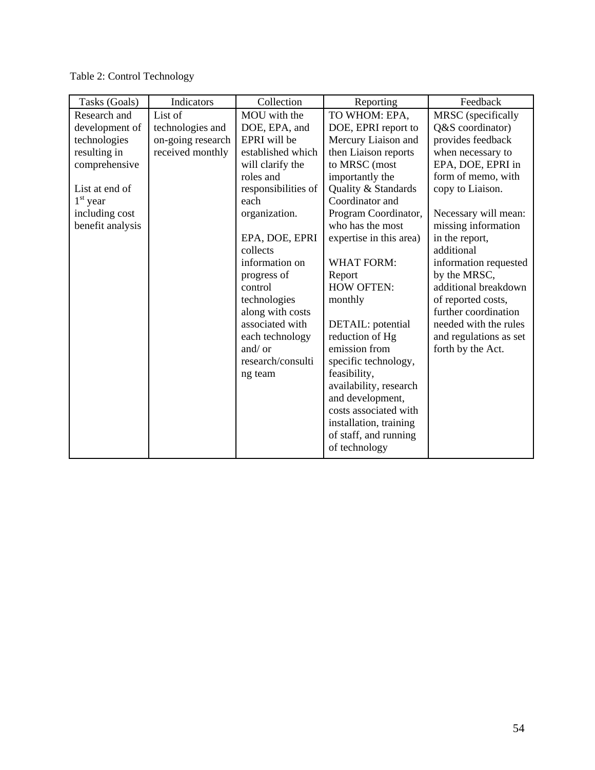Table 2: Control Technology

| Tasks (Goals) | Indicators | Collection | Reporting | Feedback |
| --- | --- | --- | --- | --- |
| Research and development of technologies resulting in comprehensive<br><br>List at end of 1st year including cost benefit analysis | List of technologies and on-going research received monthly | MOU with the DOE, EPA, and EPRI will be established which will clarify the roles and responsibilities of each organization.<br><br>EPA, DOE, EPRI collects information on progress of control technologies along with costs associated with each technology and/ or research/consulting team | TO WHOM: EPA, DOE, EPRI report to Mercury Liaison and then Liaison reports to MRSC (most importantly the Quality & Standards Coordinator and Program Coordinator, who has the most expertise in this area)<br><br>WHAT FORM: Report<br>HOW OFTEN: monthly<br><br>DETAIL: potential reduction of Hg emission from specific technology, feasibility, availability, research and development, costs associated with installation, training of staff, and running of technology | MRSC (specifically Q&S coordinator) provides feedback when necessary to EPA, DOE, EPRI in form of memo, with copy to Liaison.<br><br>Necessary will mean: missing information in the report, additional information requested by the MRSC, additional breakdown of reported costs, further coordination needed with the rules and regulations as set forth by the Act. |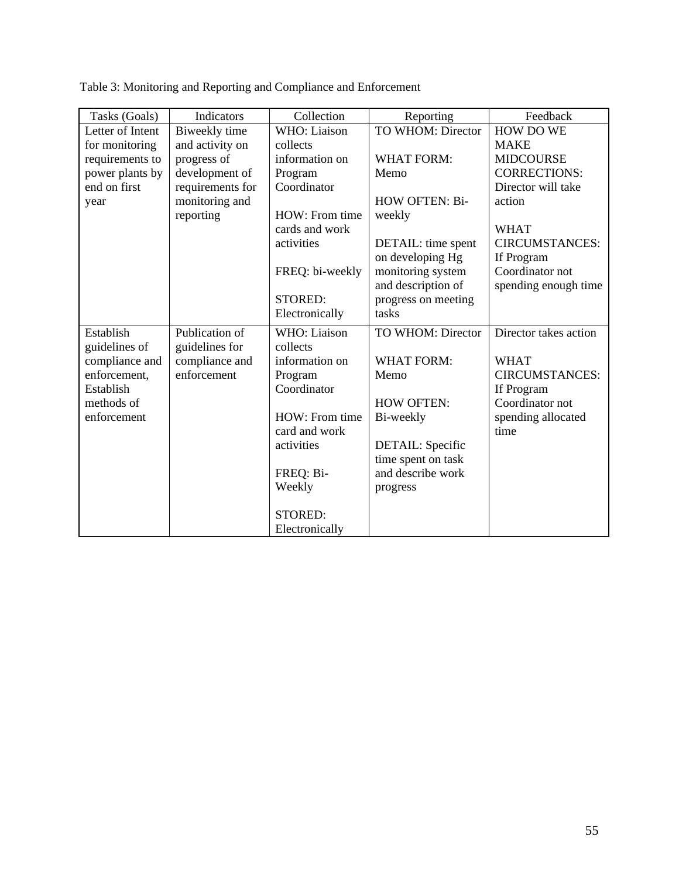Table 3: Monitoring and Reporting and Compliance and Enforcement

| Tasks (Goals) | Indicators | Collection | Reporting | Feedback |
|---|---|---|---|---|
| Letter of Intent for monitoring requirements to power plants by end on first year | Biweekly time and activity on progress of development of requirements for monitoring and reporting | WHO: Liaison collects information on Program Coordinator<br><br>HOW: From time cards and work activities<br><br>FREQ: bi-weekly<br><br>STORED: Electronically | TO WHOM: Director<br><br>WHAT FORM: Memo<br><br>HOW OFTEN: Bi-weekly<br><br>DETAIL: time spent on developing Hg monitoring system and description of progress on meeting tasks | HOW DO WE MAKE MIDCOURSE CORRECTIONS: Director will take action<br><br>WHAT CIRCUMSTANCES: If Program Coordinator not spending enough time |
| Establish guidelines of compliance and enforcement, Establish methods of enforcement | Publication of guidelines for compliance and enforcement | WHO: Liaison collects information on Program Coordinator<br><br>HOW: From time card and work activities<br><br>FREQ: Bi-Weekly<br><br>STORED: Electronically | TO WHOM: Director<br><br>WHAT FORM: Memo<br><br>HOW OFTEN: Bi-weekly<br><br>DETAIL: Specific time spent on task and describe work progress | Director takes action<br><br>WHAT CIRCUMSTANCES: If Program Coordinator not spending allocated time |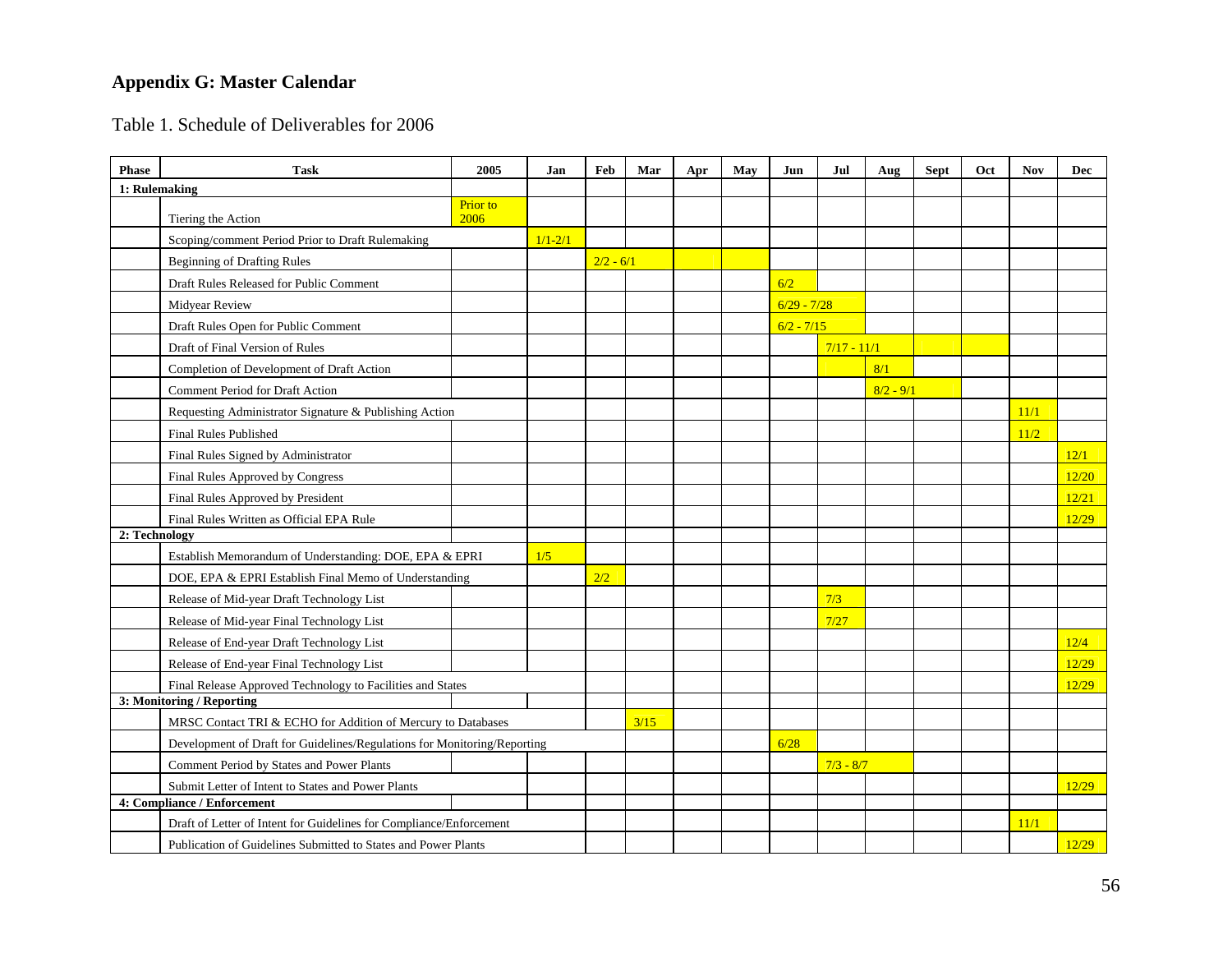# Appendix G: Master Calendar

Table 1. Schedule of Deliverables for 2006

| Phase | Task | 2005 | Jan | Feb | Mar | Apr | May | Jun | Jul | Aug | Sept | Oct | Nov | Dec |
|---|---|---|---|---|---|---|---|---|---|---|---|---|---|---|
| **1: Rulemaking** | | | | | | | | | | | | | | |
| | Tiering the Action | Prior to 2006 | | | | | | | | | | | | |
| | Scoping/comment Period Prior to Draft Rulemaking | | 1/1-2/1 | | | | | | | | | | | |
| | Beginning of Drafting Rules | | | 2/2 - 6/1 | | | | | | | | | | |
| | Draft Rules Released for Public Comment | | | | | | | 6/2 | | | | | | |
| | Midyear Review | | | | | | | 6/29 - 7/28 | | | | | | |
| | Draft Rules Open for Public Comment | | | | | | | 6/2 - 7/15 | | | | | | |
| | Draft of Final Version of Rules | | | | | | | | 7/17 - 11/1 | | | | | |
| | Completion of Development of Draft Action | | | | | | | | | 8/1 | | | | |
| | Comment Period for Draft Action | | | | | | | | | 8/2 - 9/1 | | | | |
| | Requesting Administrator Signature & Publishing Action | | | | | | | | | | | | 11/1 | |
| | Final Rules Published | | | | | | | | | | | | 11/2 | |
| | Final Rules Signed by Administrator | | | | | | | | | | | | | 12/1 |
| | Final Rules Approved by Congress | | | | | | | | | | | | | 12/20 |
| | Final Rules Approved by President | | | | | | | | | | | | | 12/21 |
| | Final Rules Written as Official EPA Rule | | | | | | | | | | | | | 12/29 |
| **2: Technology** | | | | | | | | | | | | | | |
| | Establish Memorandum of Understanding: DOE, EPA & EPRI | | 1/5 | | | | | | | | | | | |
| | DOE, EPA & EPRI Establish Final Memo of Understanding | | | 2/2 | | | | | | | | | | |
| | Release of Mid-year Draft Technology List | | | | | | | | 7/3 | | | | | |
| | Release of Mid-year Final Technology List | | | | | | | | 7/27 | | | | | |
| | Release of End-year Draft Technology List | | | | | | | | | | | | | 12/4 |
| | Release of End-year Final Technology List | | | | | | | | | | | | | 12/29 |
| | Final Release Approved Technology to Facilities and States | | | | | | | | | | | | | 12/29 |
| **3: Monitoring / Reporting** | | | | | | | | | | | | | | |
| | MRSC Contact TRI & ECHO for Addition of Mercury to Databases | | | | 3/15 | | | | | | | | | |
| | Development of Draft for Guidelines/Regulations for Monitoring/Reporting | | | | | | | 6/28 | | | | | | |
| | Comment Period by States and Power Plants | | | | | | | | 7/3 - 8/7 | | | | | |
| | Submit Letter of Intent to States and Power Plants | | | | | | | | | | | | | 12/29 |
| **4: Compliance / Enforcement** | | | | | | | | | | | | | | |
| | Draft of Letter of Intent for Guidelines for Compliance/Enforcement | | | | | | | | | | | | 11/1 | |
| | Publication of Guidelines Submitted to States and Power Plants | | | | | | | | | | | | | 12/29 |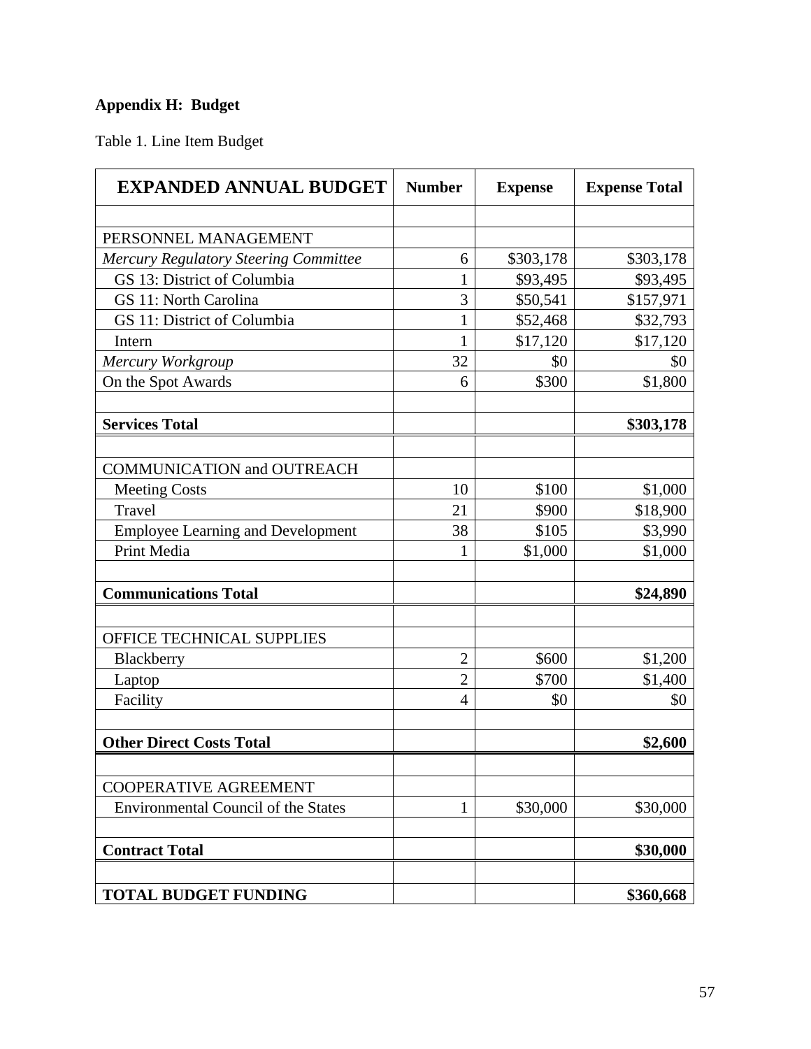**Appendix H: Budget**

Table 1. Line Item Budget

| **EXPANDED ANNUAL BUDGET** | **Number** | **Expense** | **Expense Total** |
|---|---|---|---|
| | | | |
| PERSONNEL MANAGEMENT | | | |
| *Mercury Regulatory Steering Committee* | 6 | $303,178 | $303,178 |
| GS 13: District of Columbia | 1 | $93,495 | $93,495 |
| GS 11: North Carolina | 3 | $50,541 | $157,971 |
| GS 11: District of Columbia | 1 | $52,468 | $32,793 |
| Intern | 1 | $17,120 | $17,120 |
| *Mercury Workgroup* | 32 | $0 | $0 |
| On the Spot Awards | 6 | $300 | $1,800 |
| | | | |
| **Services Total** | | | **$303,178** |
| | | | |
| COMMUNICATION and OUTREACH | | | |
| Meeting Costs | 10 | $100 | $1,000 |
| Travel | 21 | $900 | $18,900 |
| Employee Learning and Development | 38 | $105 | $3,990 |
| Print Media | 1 | $1,000 | $1,000 |
| | | | |
| **Communications Total** | | | **$24,890** |
| | | | |
| OFFICE TECHNICAL SUPPLIES | | | |
| Blackberry | 2 | $600 | $1,200 |
| Laptop | 2 | $700 | $1,400 |
| Facility | 4 | $0 | $0 |
| | | | |
| **Other Direct Costs Total** | | | **$2,600** |
| | | | |
| COOPERATIVE AGREEMENT | | | |
| Environmental Council of the States | 1 | $30,000 | $30,000 |
| | | | |
| **Contract Total** | | | **$30,000** |
| | | | |
| **TOTAL BUDGET FUNDING** | | | **$360,668** |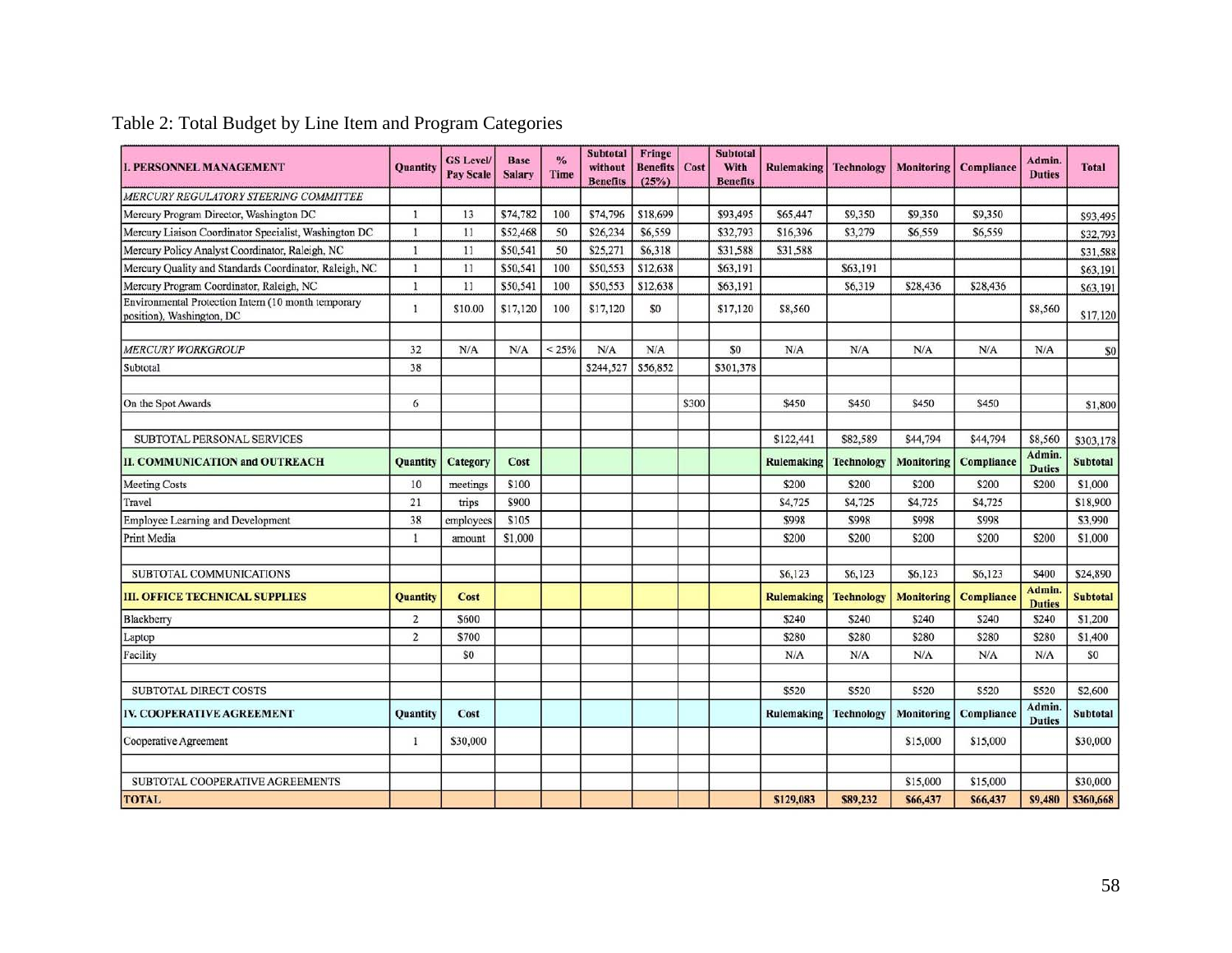Table 2: Total Budget by Line Item and Program Categories

| I. PERSONNEL MANAGEMENT | Quantity | GS Level/ Pay Scale | Base Salary | % Time | Subtotal without Benefits | Fringe Benefits (25%) | Cost | Subtotal With Benefits | Rulemaking | Technology | Monitoring | Compliance | Admin. Duties | Total |
|---|---|---|---|---|---|---|---|---|---|---|---|---|---|---|
| *MERCURY REGULATORY STEERING COMMITTEE* | | | | | | | | | | | | | | |
| Mercury Program Director, Washington DC | 1 | 13 | $74,782 | 100 | $74,796 | $18,699 | | $93,495 | $65,447 | $9,350 | $9,350 | $9,350 | | $93,495 |
| Mercury Liaison Coordinator Specialist, Washington DC | 1 | 11 | $52,468 | 50 | $26,234 | $6,559 | | $32,793 | $16,396 | $3,279 | $6,559 | $6,559 | | $32,793 |
| Mercury Policy Analyst Coordinator, Raleigh, NC | 1 | 11 | $50,541 | 50 | $25,271 | $6,318 | | $31,588 | $31,588 | | | | | $31,588 |
| Mercury Quality and Standards Coordinator, Raleigh, NC | 1 | 11 | $50,541 | 100 | $50,553 | $12,638 | | $63,191 | | $63,191 | | | | $63,191 |
| Mercury Program Coordinator, Raleigh, NC | 1 | 11 | $50,541 | 100 | $50,553 | $12,638 | | $63,191 | | $6,319 | $28,436 | $28,436 | | $63,191 |
| Environmental Protection Intern (10 month temporary position), Washington, DC | 1 | $10.00 | $17,120 | 100 | $17,120 | $0 | | $17,120 | $8,560 | | | | $8,560 | $17,120 |
| | | | | | | | | | | | | | | |
| *MERCURY WORKGROUP* | 32 | N/A | N/A | < 25% | N/A | N/A | | $0 | N/A | N/A | N/A | N/A | N/A | $0 |
| Subtotal | 38 | | | | $244,527 | $56,852 | | $301,378 | | | | | | |
| | | | | | | | | | | | | | | |
| On the Spot Awards | 6 | | | | | | $300 | | $450 | $450 | $450 | $450 | | $1,800 |
| | | | | | | | | | | | | | | |
| SUBTOTAL PERSONAL SERVICES | | | | | | | | | $122,441 | $82,589 | $44,794 | $44,794 | $8,560 | $303,178 |
| **II. COMMUNICATION and OUTREACH** | **Quantity** | **Category** | **Cost** | | | | | | **Rulemaking** | **Technology** | **Monitoring** | **Compliance** | **Admin. Duties** | **Subtotal** |
| Meeting Costs | 10 | meetings | $100 | | | | | | $200 | $200 | $200 | $200 | $200 | $1,000 |
| Travel | 21 | trips | $900 | | | | | | $4,725 | $4,725 | $4,725 | $4,725 | | $18,900 |
| Employee Learning and Development | 38 | employees | $105 | | | | | | $998 | $998 | $998 | $998 | | $3,990 |
| Print Media | 1 | amount | $1,000 | | | | | | $200 | $200 | $200 | $200 | $200 | $1,000 |
| | | | | | | | | | | | | | | |
| SUBTOTAL COMMUNICATIONS | | | | | | | | | $6,123 | $6,123 | $6,123 | $6,123 | $400 | $24,890 |
| **III. OFFICE TECHNICAL SUPPLIES** | **Quantity** | **Cost** | | | | | | | **Rulemaking** | **Technology** | **Monitoring** | **Compliance** | **Admin. Duties** | **Subtotal** |
| Blackberry | 2 | $600 | | | | | | | $240 | $240 | $240 | $240 | $240 | $1,200 |
| Laptop | 2 | $700 | | | | | | | $280 | $280 | $280 | $280 | $280 | $1,400 |
| Facility | | $0 | | | | | | | N/A | N/A | N/A | N/A | N/A | $0 |
| | | | | | | | | | | | | | | |
| SUBTOTAL DIRECT COSTS | | | | | | | | | $520 | $520 | $520 | $520 | $520 | $2,600 |
| **IV. COOPERATIVE AGREEMENT** | **Quantity** | **Cost** | | | | | | | **Rulemaking** | **Technology** | **Monitoring** | **Compliance** | **Admin. Duties** | **Subtotal** |
| Cooperative Agreement | 1 | $30,000 | | | | | | | | | $15,000 | $15,000 | | $30,000 |
| | | | | | | | | | | | | | | |
| SUBTOTAL COOPERATIVE AGREEMENTS | | | | | | | | | | | $15,000 | $15,000 | | $30,000 |
| **TOTAL** | | | | | | | | | **$129,083** | **$89,232** | **$66,437** | **$66,437** | **$9,480** | **$360,668** |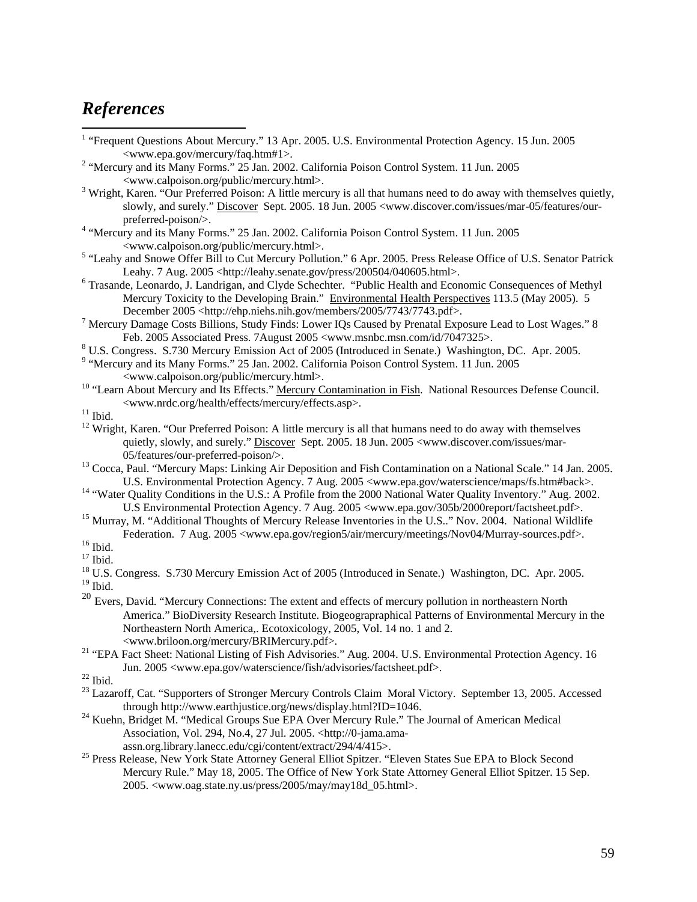## *References*

[1] "Frequent Questions About Mercury." 13 Apr. 2005. U.S. Environmental Protection Agency. 15 Jun. 2005 <www.epa.gov/mercury/faq.htm#1>.

[2] "Mercury and its Many Forms." 25 Jan. 2002. California Poison Control System. 11 Jun. 2005 <www.calpoison.org/public/mercury.html>.

[3] Wright, Karen. "Our Preferred Poison: A little mercury is all that humans need to do away with themselves quietly, slowly, and surely." Discover Sept. 2005. 18 Jun. 2005 <www.discover.com/issues/mar-05/features/our-preferred-poison/>.

[4] "Mercury and its Many Forms." 25 Jan. 2002. California Poison Control System. 11 Jun. 2005 <www.calpoison.org/public/mercury.html>.

[5] "Leahy and Snowe Offer Bill to Cut Mercury Pollution." 6 Apr. 2005. Press Release Office of U.S. Senator Patrick Leahy. 7 Aug. 2005 <http://leahy.senate.gov/press/200504/040605.html>.

[6] Trasande, Leonardo, J. Landrigan, and Clyde Schechter. "Public Health and Economic Consequences of Methyl Mercury Toxicity to the Developing Brain." Environmental Health Perspectives 113.5 (May 2005). 5 December 2005 <http://ehp.niehs.nih.gov/members/2005/7743/7743.pdf>.

[7] Mercury Damage Costs Billions, Study Finds: Lower IQs Caused by Prenatal Exposure Lead to Lost Wages." 8 Feb. 2005 Associated Press. 7August 2005 <www.msnbc.msn.com/id/7047325>.

[8] U.S. Congress. S.730 Mercury Emission Act of 2005 (Introduced in Senate.) Washington, DC. Apr. 2005.

[9] "Mercury and its Many Forms." 25 Jan. 2002. California Poison Control System. 11 Jun. 2005 <www.calpoison.org/public/mercury.html>.

[10] "Learn About Mercury and Its Effects." Mercury Contamination in Fish. National Resources Defense Council. <www.nrdc.org/health/effects/mercury/effects.asp>.

[11] Ibid.

[12] Wright, Karen. "Our Preferred Poison: A little mercury is all that humans need to do away with themselves quietly, slowly, and surely." Discover Sept. 2005. 18 Jun. 2005 <www.discover.com/issues/mar-05/features/our-preferred-poison/>.

[13] Cocca, Paul. "Mercury Maps: Linking Air Deposition and Fish Contamination on a National Scale." 14 Jan. 2005. U.S. Environmental Protection Agency. 7 Aug. 2005 <www.epa.gov/waterscience/maps/fs.htm#back>.

[14] "Water Quality Conditions in the U.S.: A Profile from the 2000 National Water Quality Inventory." Aug. 2002. U.S Environmental Protection Agency. 7 Aug. 2005 <www.epa.gov/305b/2000report/factsheet.pdf>.

[15] Murray, M. "Additional Thoughts of Mercury Release Inventories in the U.S.." Nov. 2004. National Wildlife Federation. 7 Aug. 2005 <www.epa.gov/region5/air/mercury/meetings/Nov04/Murray-sources.pdf>.

[16] Ibid.

[17] Ibid.

[18] U.S. Congress. S.730 Mercury Emission Act of 2005 (Introduced in Senate.) Washington, DC. Apr. 2005.

[19] Ibid.

[20] Evers, David. "Mercury Connections: The extent and effects of mercury pollution in northeastern North America." BioDiversity Research Institute. Biogeograpraphical Patterns of Environmental Mercury in the Northeastern North America,. Ecotoxicology, 2005, Vol. 14 no. 1 and 2. <www.briloon.org/mercury/BRIMercury.pdf>.

[21] "EPA Fact Sheet: National Listing of Fish Advisories." Aug. 2004. U.S. Environmental Protection Agency. 16 Jun. 2005 <www.epa.gov/waterscience/fish/advisories/factsheet.pdf>.

[22] Ibid.

[23] Lazaroff, Cat. "Supporters of Stronger Mercury Controls Claim Moral Victory. September 13, 2005. Accessed through http://www.earthjustice.org/news/display.html?ID=1046.

[24] Kuehn, Bridget M. "Medical Groups Sue EPA Over Mercury Rule." The Journal of American Medical Association, Vol. 294, No.4, 27 Jul. 2005. <http://0-jama.ama-assn.org.library.lanecc.edu/cgi/content/extract/294/4/415>.

[25] Press Release, New York State Attorney General Elliot Spitzer. "Eleven States Sue EPA to Block Second Mercury Rule." May 18, 2005. The Office of New York State Attorney General Elliot Spitzer. 15 Sep. 2005. <www.oag.state.ny.us/press/2005/may/may18d_05.html>.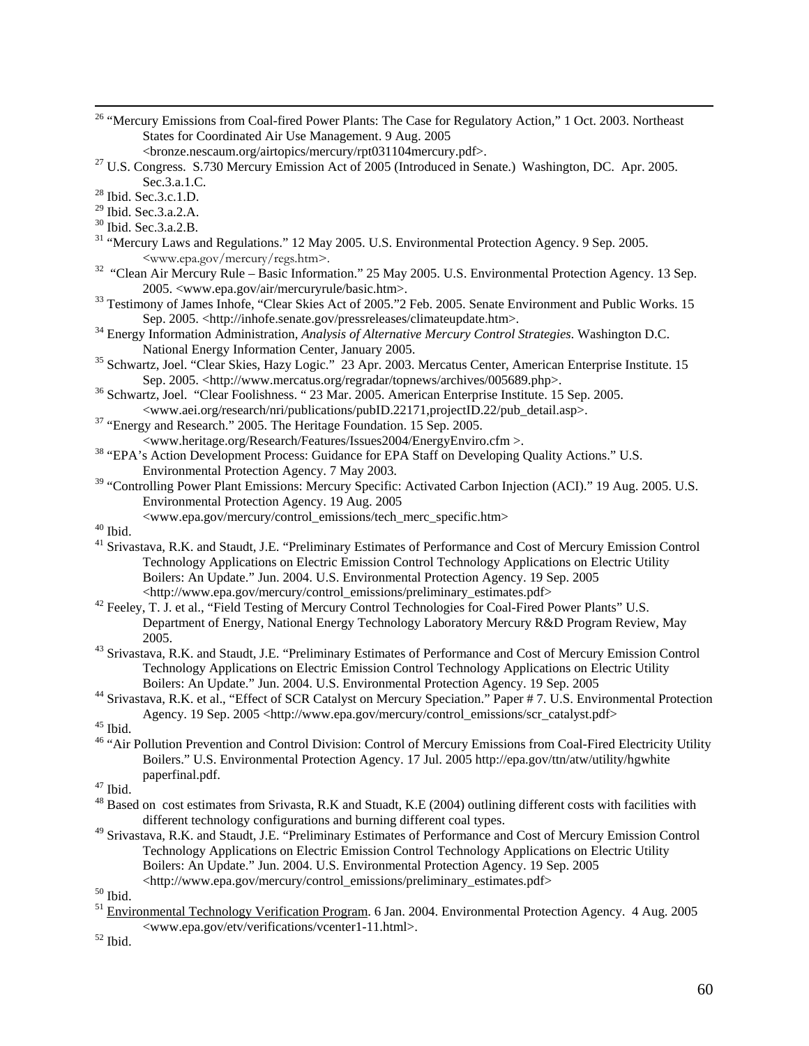[26] "Mercury Emissions from Coal-fired Power Plants: The Case for Regulatory Action," 1 Oct. 2003. Northeast States for Coordinated Air Use Management. 9 Aug. 2005 <bronze.nescaum.org/airtopics/mercury/rpt031104mercury.pdf>.

[27] U.S. Congress. S.730 Mercury Emission Act of 2005 (Introduced in Senate.) Washington, DC. Apr. 2005. Sec.3.a.1.C.

[28] Ibid. Sec.3.c.1.D.

[29] Ibid. Sec.3.a.2.A.

[30] Ibid. Sec.3.a.2.B.

[31] "Mercury Laws and Regulations." 12 May 2005. U.S. Environmental Protection Agency. 9 Sep. 2005. <www.epa.gov/mercury/regs.htm>.

[32] "Clean Air Mercury Rule – Basic Information." 25 May 2005. U.S. Environmental Protection Agency. 13 Sep. 2005. <www.epa.gov/air/mercuryrule/basic.htm>.

[33] Testimony of James Inhofe, "Clear Skies Act of 2005."2 Feb. 2005. Senate Environment and Public Works. 15 Sep. 2005. <http://inhofe.senate.gov/pressreleases/climateupdate.htm>.

[34] Energy Information Administration, *Analysis of Alternative Mercury Control Strategies*. Washington D.C. National Energy Information Center, January 2005.

[35] Schwartz, Joel. "Clear Skies, Hazy Logic." 23 Apr. 2003. Mercatus Center, American Enterprise Institute. 15 Sep. 2005. <http://www.mercatus.org/regradar/topnews/archives/005689.php>.

[36] Schwartz, Joel. "Clear Foolishness. " 23 Mar. 2005. American Enterprise Institute. 15 Sep. 2005. <www.aei.org/research/nri/publications/pubID.22171,projectID.22/pub_detail.asp>.

[37] "Energy and Research." 2005. The Heritage Foundation. 15 Sep. 2005. <www.heritage.org/Research/Features/Issues2004/EnergyEnviro.cfm >.

[38] "EPA's Action Development Process: Guidance for EPA Staff on Developing Quality Actions." U.S. Environmental Protection Agency. 7 May 2003.

[39] "Controlling Power Plant Emissions: Mercury Specific: Activated Carbon Injection (ACI)." 19 Aug. 2005. U.S. Environmental Protection Agency. 19 Aug. 2005 <www.epa.gov/mercury/control_emissions/tech_merc_specific.htm>

[40] Ibid.

[41] Srivastava, R.K. and Staudt, J.E. "Preliminary Estimates of Performance and Cost of Mercury Emission Control Technology Applications on Electric Emission Control Technology Applications on Electric Utility Boilers: An Update." Jun. 2004. U.S. Environmental Protection Agency. 19 Sep. 2005 <http://www.epa.gov/mercury/control_emissions/preliminary_estimates.pdf>

[42] Feeley, T. J. et al., "Field Testing of Mercury Control Technologies for Coal-Fired Power Plants" U.S. Department of Energy, National Energy Technology Laboratory Mercury R&D Program Review, May 2005.

[43] Srivastava, R.K. and Staudt, J.E. "Preliminary Estimates of Performance and Cost of Mercury Emission Control Technology Applications on Electric Emission Control Technology Applications on Electric Utility Boilers: An Update." Jun. 2004. U.S. Environmental Protection Agency. 19 Sep. 2005

[44] Srivastava, R.K. et al., "Effect of SCR Catalyst on Mercury Speciation." Paper # 7. U.S. Environmental Protection Agency. 19 Sep. 2005 <http://www.epa.gov/mercury/control_emissions/scr_catalyst.pdf>

[45] Ibid.

[46] "Air Pollution Prevention and Control Division: Control of Mercury Emissions from Coal-Fired Electricity Utility Boilers." U.S. Environmental Protection Agency. 17 Jul. 2005 http://epa.gov/ttn/atw/utility/hgwhite paperfinal.pdf.

[47] Ibid.

[48] Based on cost estimates from Srivasta, R.K and Stuadt, K.E (2004) outlining different costs with facilities with different technology configurations and burning different coal types.

[49] Srivastava, R.K. and Staudt, J.E. "Preliminary Estimates of Performance and Cost of Mercury Emission Control Technology Applications on Electric Emission Control Technology Applications on Electric Utility Boilers: An Update." Jun. 2004. U.S. Environmental Protection Agency. 19 Sep. 2005 <http://www.epa.gov/mercury/control_emissions/preliminary_estimates.pdf>

[50] Ibid.

[51] Environmental Technology Verification Program. 6 Jan. 2004. Environmental Protection Agency. 4 Aug. 2005 <www.epa.gov/etv/verifications/vcenter1-11.html>.

[52] Ibid.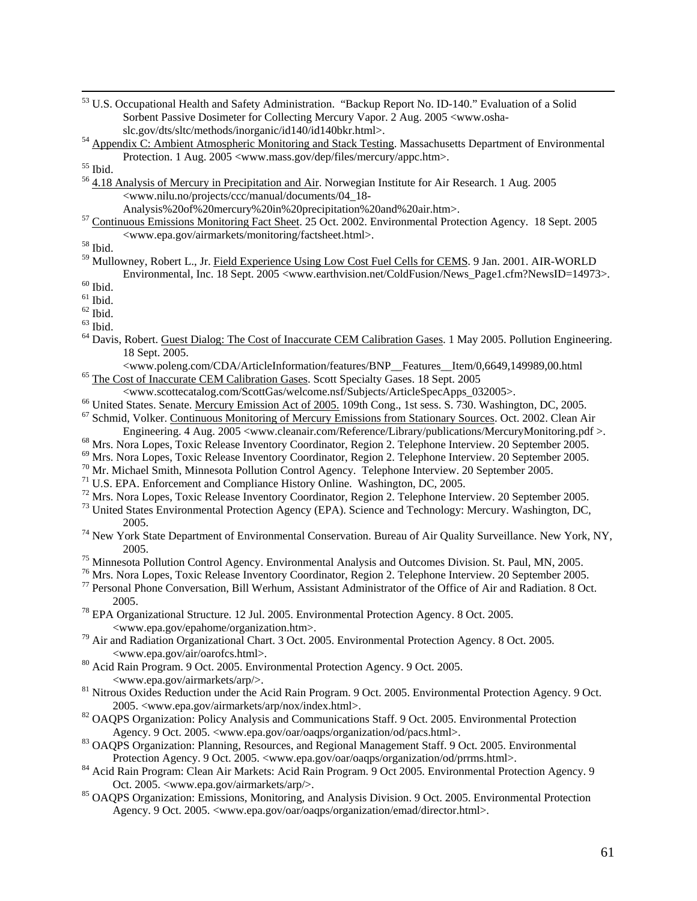[53] U.S. Occupational Health and Safety Administration. "Backup Report No. ID-140." Evaluation of a Solid Sorbent Passive Dosimeter for Collecting Mercury Vapor. 2 Aug. 2005 <www.osha-slc.gov/dts/sltc/methods/inorganic/id140/id140bkr.html>.

[54] Appendix C: Ambient Atmospheric Monitoring and Stack Testing. Massachusetts Department of Environmental Protection. 1 Aug. 2005 <www.mass.gov/dep/files/mercury/appc.htm>.

[55] Ibid.

[56] 4.18 Analysis of Mercury in Precipitation and Air. Norwegian Institute for Air Research. 1 Aug. 2005 <www.nilu.no/projects/ccc/manual/documents/04_18-Analysis%20of%20mercury%20in%20precipitation%20and%20air.htm>.

[57] Continuous Emissions Monitoring Fact Sheet. 25 Oct. 2002. Environmental Protection Agency. 18 Sept. 2005 <www.epa.gov/airmarkets/monitoring/factsheet.html>.

[58] Ibid.

[59] Mullowney, Robert L., Jr. Field Experience Using Low Cost Fuel Cells for CEMS. 9 Jan. 2001. AIR-WORLD Environmental, Inc. 18 Sept. 2005 <www.earthvision.net/ColdFusion/News_Page1.cfm?NewsID=14973>.

[60] Ibid.

[61] Ibid.

[62] Ibid.

[63] Ibid.

[64] Davis, Robert. Guest Dialog: The Cost of Inaccurate CEM Calibration Gases. 1 May 2005. Pollution Engineering. 18 Sept. 2005. <www.poleng.com/CDA/ArticleInformation/features/BNP__Features__Item/0,6649,149989,00.html

[65] The Cost of Inaccurate CEM Calibration Gases. Scott Specialty Gases. 18 Sept. 2005 <www.scottecatalog.com/ScottGas/welcome.nsf/Subjects/ArticleSpecApps_032005>.

[66] United States. Senate. Mercury Emission Act of 2005. 109th Cong., 1st sess. S. 730. Washington, DC, 2005.

[67] Schmid, Volker. Continuous Monitoring of Mercury Emissions from Stationary Sources. Oct. 2002. Clean Air Engineering. 4 Aug. 2005 <www.cleanair.com/Reference/Library/publications/MercuryMonitoring.pdf >.

[68] Mrs. Nora Lopes, Toxic Release Inventory Coordinator, Region 2. Telephone Interview. 20 September 2005.

[69] Mrs. Nora Lopes, Toxic Release Inventory Coordinator, Region 2. Telephone Interview. 20 September 2005.

[70] Mr. Michael Smith, Minnesota Pollution Control Agency. Telephone Interview. 20 September 2005.

[71] U.S. EPA. Enforcement and Compliance History Online. Washington, DC, 2005.

[72] Mrs. Nora Lopes, Toxic Release Inventory Coordinator, Region 2. Telephone Interview. 20 September 2005.

[73] United States Environmental Protection Agency (EPA). Science and Technology: Mercury. Washington, DC, 2005.

[74] New York State Department of Environmental Conservation. Bureau of Air Quality Surveillance. New York, NY, 2005.

[75] Minnesota Pollution Control Agency. Environmental Analysis and Outcomes Division. St. Paul, MN, 2005.

[76] Mrs. Nora Lopes, Toxic Release Inventory Coordinator, Region 2. Telephone Interview. 20 September 2005.

[77] Personal Phone Conversation, Bill Werhum, Assistant Administrator of the Office of Air and Radiation. 8 Oct. 2005.

[78] EPA Organizational Structure. 12 Jul. 2005. Environmental Protection Agency. 8 Oct. 2005. <www.epa.gov/epahome/organization.htm>.

[79] Air and Radiation Organizational Chart. 3 Oct. 2005. Environmental Protection Agency. 8 Oct. 2005. <www.epa.gov/air/oarofcs.html>.

[80] Acid Rain Program. 9 Oct. 2005. Environmental Protection Agency. 9 Oct. 2005. <www.epa.gov/airmarkets/arp/>.

[81] Nitrous Oxides Reduction under the Acid Rain Program. 9 Oct. 2005. Environmental Protection Agency. 9 Oct. 2005. <www.epa.gov/airmarkets/arp/nox/index.html>.

[82] OAQPS Organization: Policy Analysis and Communications Staff. 9 Oct. 2005. Environmental Protection Agency. 9 Oct. 2005. <www.epa.gov/oar/oaqps/organization/od/pacs.html>.

[83] OAQPS Organization: Planning, Resources, and Regional Management Staff. 9 Oct. 2005. Environmental Protection Agency. 9 Oct. 2005. <www.epa.gov/oar/oaqps/organization/od/prrms.html>.

[84] Acid Rain Program: Clean Air Markets: Acid Rain Program. 9 Oct 2005. Environmental Protection Agency. 9 Oct. 2005. <www.epa.gov/airmarkets/arp/>.

[85] OAQPS Organization: Emissions, Monitoring, and Analysis Division. 9 Oct. 2005. Environmental Protection Agency. 9 Oct. 2005. <www.epa.gov/oar/oaqps/organization/emad/director.html>.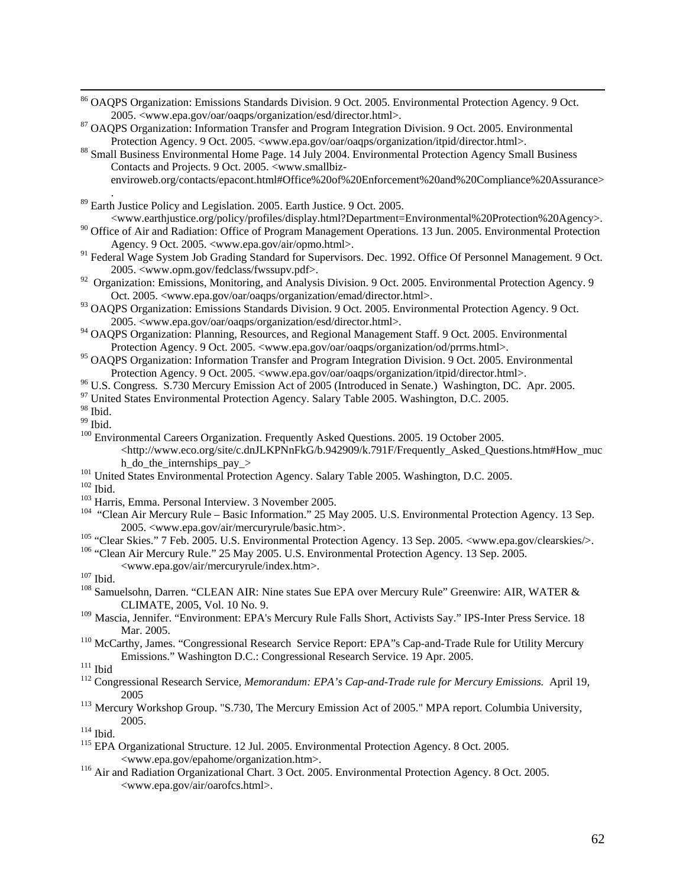[86] OAQPS Organization: Emissions Standards Division. 9 Oct. 2005. Environmental Protection Agency. 9 Oct. 2005. <www.epa.gov/oar/oaqps/organization/esd/director.html>.

[87] OAQPS Organization: Information Transfer and Program Integration Division. 9 Oct. 2005. Environmental Protection Agency. 9 Oct. 2005. <www.epa.gov/oar/oaqps/organization/itpid/director.html>.

[88] Small Business Environmental Home Page. 14 July 2004. Environmental Protection Agency Small Business Contacts and Projects. 9 Oct. 2005. <www.smallbiz-enviroweb.org/contacts/epacont.html#Office%20of%20Enforcement%20and%20Compliance%20Assurance>.

[89] Earth Justice Policy and Legislation. 2005. Earth Justice. 9 Oct. 2005. <www.earthjustice.org/policy/profiles/display.html?Department=Environmental%20Protection%20Agency>.

[90] Office of Air and Radiation: Office of Program Management Operations. 13 Jun. 2005. Environmental Protection Agency. 9 Oct. 2005. <www.epa.gov/air/opmo.html>.

[91] Federal Wage System Job Grading Standard for Supervisors. Dec. 1992. Office Of Personnel Management. 9 Oct. 2005. <www.opm.gov/fedclass/fwssupv.pdf>.

[92] Organization: Emissions, Monitoring, and Analysis Division. 9 Oct. 2005. Environmental Protection Agency. 9 Oct. 2005. <www.epa.gov/oar/oaqps/organization/emad/director.html>.

[93] OAQPS Organization: Emissions Standards Division. 9 Oct. 2005. Environmental Protection Agency. 9 Oct. 2005. <www.epa.gov/oar/oaqps/organization/esd/director.html>.

[94] OAQPS Organization: Planning, Resources, and Regional Management Staff. 9 Oct. 2005. Environmental Protection Agency. 9 Oct. 2005. <www.epa.gov/oar/oaqps/organization/od/prrms.html>.

[95] OAQPS Organization: Information Transfer and Program Integration Division. 9 Oct. 2005. Environmental Protection Agency. 9 Oct. 2005. <www.epa.gov/oar/oaqps/organization/itpid/director.html>.

[96] U.S. Congress. S.730 Mercury Emission Act of 2005 (Introduced in Senate.) Washington, DC. Apr. 2005.

[97] United States Environmental Protection Agency. Salary Table 2005. Washington, D.C. 2005.

[98] Ibid.

[99] Ibid.

[100] Environmental Careers Organization. Frequently Asked Questions. 2005. 19 October 2005. <http://www.eco.org/site/c.dnJLKPNnFkG/b.942909/k.791F/Frequently_Asked_Questions.htm#How_much_do_the_internships_pay_>

[101] United States Environmental Protection Agency. Salary Table 2005. Washington, D.C. 2005.

[102] Ibid.

[103] Harris, Emma. Personal Interview. 3 November 2005.

[104] "Clean Air Mercury Rule – Basic Information." 25 May 2005. U.S. Environmental Protection Agency. 13 Sep. 2005. <www.epa.gov/air/mercuryrule/basic.htm>.

[105] "Clear Skies." 7 Feb. 2005. U.S. Environmental Protection Agency. 13 Sep. 2005. <www.epa.gov/clearskies/>.

[106] "Clean Air Mercury Rule." 25 May 2005. U.S. Environmental Protection Agency. 13 Sep. 2005. <www.epa.gov/air/mercuryrule/index.htm>.

[107] Ibid.

[108] Samuelsohn, Darren. "CLEAN AIR: Nine states Sue EPA over Mercury Rule" Greenwire: AIR, WATER & CLIMATE, 2005, Vol. 10 No. 9.

[109] Mascia, Jennifer. "Environment: EPA's Mercury Rule Falls Short, Activists Say." IPS-Inter Press Service. 18 Mar. 2005.

[110] McCarthy, James. "Congressional Research Service Report: EPA"s Cap-and-Trade Rule for Utility Mercury Emissions." Washington D.C.: Congressional Research Service. 19 Apr. 2005.

[111] Ibid

[112] Congressional Research Service, *Memorandum: EPA's Cap-and-Trade rule for Mercury Emissions.* April 19, 2005

[113] Mercury Workshop Group. "S.730, The Mercury Emission Act of 2005." MPA report. Columbia University, 2005.

[114] Ibid.

[115] EPA Organizational Structure. 12 Jul. 2005. Environmental Protection Agency. 8 Oct. 2005. <www.epa.gov/epahome/organization.htm>.

[116] Air and Radiation Organizational Chart. 3 Oct. 2005. Environmental Protection Agency. 8 Oct. 2005. <www.epa.gov/air/oarofcs.html>.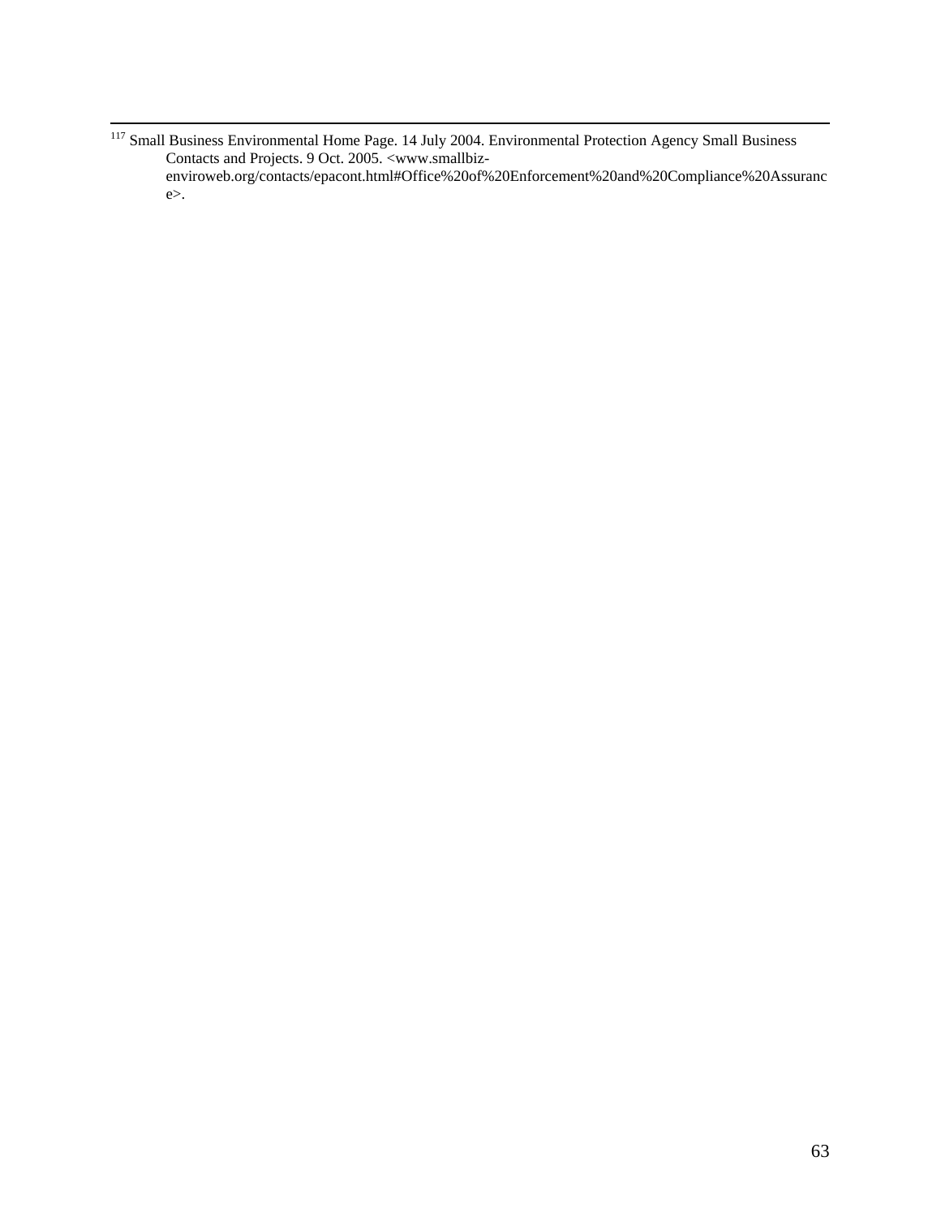[117] Small Business Environmental Home Page. 14 July 2004. Environmental Protection Agency Small Business Contacts and Projects. 9 Oct. 2005. <www.smallbiz-enviroweb.org/contacts/epacont.html#Office%20of%20Enforcement%20and%20Compliance%20Assurance>.